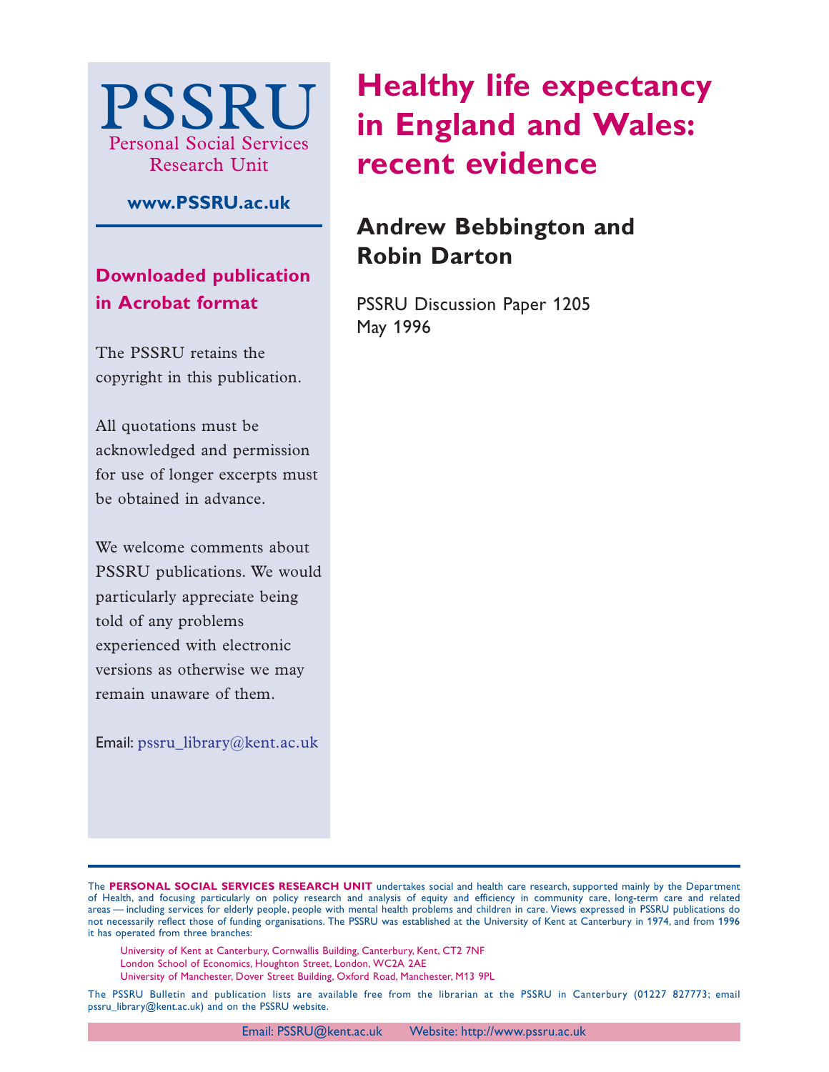# Healthy life expectancy in England and Wales: recent evidence

## Andrew Bebbington and Robin Darton

PSSRU Discussion Paper 1205
May 1996

PSSRU
Personal Social Services Research Unit

**www.PSSRU.ac.uk**

**Downloaded publication in Acrobat format**

The PSSRU retains the copyright in this publication.

All quotations must be acknowledged and permission for use of longer excerpts must be obtained in advance.

We welcome comments about PSSRU publications. We would particularly appreciate being told of any problems experienced with electronic versions as otherwise we may remain unaware of them.

Email: pssru_library@kent.ac.uk

The **PERSONAL SOCIAL SERVICES RESEARCH UNIT** undertakes social and health care research, supported mainly by the Department of Health, and focusing particularly on policy research and analysis of equity and efficiency in community care, long-term care and related areas — including services for elderly people, people with mental health problems and children in care. Views expressed in PSSRU publications do not necessarily reflect those of funding organisations. The PSSRU was established at the University of Kent at Canterbury in 1974, and from 1996 it has operated from three branches:

University of Kent at Canterbury, Cornwallis Building, Canterbury, Kent, CT2 7NF
London School of Economics, Houghton Street, London, WC2A 2AE
University of Manchester, Dover Street Building, Oxford Road, Manchester, M13 9PL

The PSSRU Bulletin and publication lists are available free from the librarian at the PSSRU in Canterbury (01227 827773; email pssru_library@kent.ac.uk) and on the PSSRU website.

Email: PSSRU@kent.ac.uk Website: http://www.pssru.ac.uk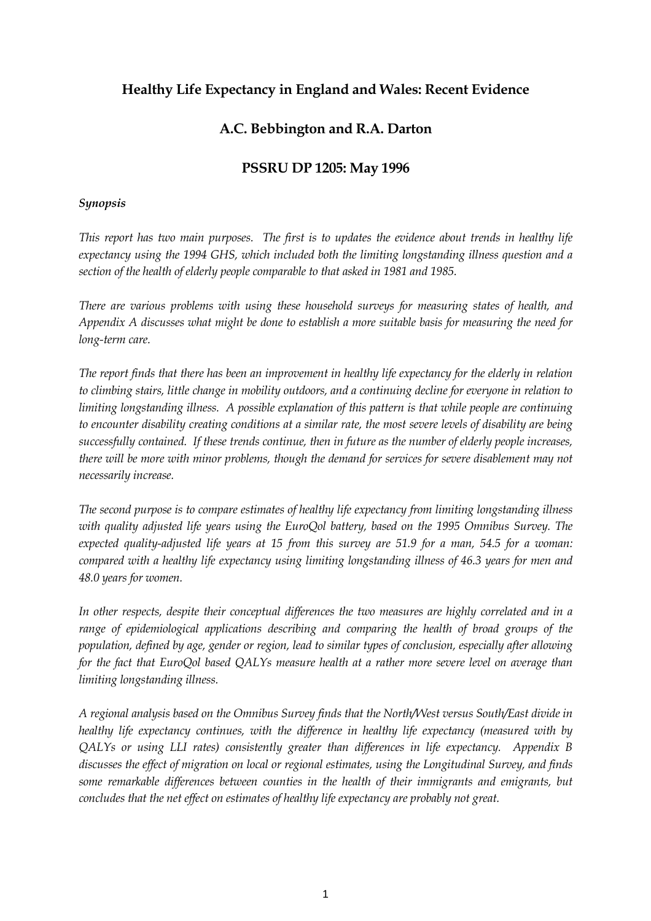# Healthy Life Expectancy in England and Wales: Recent Evidence

## A.C. Bebbington and R.A. Darton

## PSSRU DP 1205: May 1996

***Synopsis***

*This report has two main purposes. The first is to updates the evidence about trends in healthy life expectancy using the 1994 GHS, which included both the limiting longstanding illness question and a section of the health of elderly people comparable to that asked in 1981 and 1985.*

*There are various problems with using these household surveys for measuring states of health, and Appendix A discusses what might be done to establish a more suitable basis for measuring the need for long-term care.*

*The report finds that there has been an improvement in healthy life expectancy for the elderly in relation to climbing stairs, little change in mobility outdoors, and a continuing decline for everyone in relation to limiting longstanding illness. A possible explanation of this pattern is that while people are continuing to encounter disability creating conditions at a similar rate, the most severe levels of disability are being successfully contained. If these trends continue, then in future as the number of elderly people increases, there will be more with minor problems, though the demand for services for severe disablement may not necessarily increase.*

*The second purpose is to compare estimates of healthy life expectancy from limiting longstanding illness with quality adjusted life years using the EuroQol battery, based on the 1995 Omnibus Survey. The expected quality-adjusted life years at 15 from this survey are 51.9 for a man, 54.5 for a woman: compared with a healthy life expectancy using limiting longstanding illness of 46.3 years for men and 48.0 years for women.*

*In other respects, despite their conceptual differences the two measures are highly correlated and in a range of epidemiological applications describing and comparing the health of broad groups of the population, defined by age, gender or region, lead to similar types of conclusion, especially after allowing for the fact that EuroQol based QALYs measure health at a rather more severe level on average than limiting longstanding illness.*

*A regional analysis based on the Omnibus Survey finds that the North/West versus South/East divide in healthy life expectancy continues, with the difference in healthy life expectancy (measured with by QALYs or using LLI rates) consistently greater than differences in life expectancy. Appendix B discusses the effect of migration on local or regional estimates, using the Longitudinal Survey, and finds some remarkable differences between counties in the health of their immigrants and emigrants, but concludes that the net effect on estimates of healthy life expectancy are probably not great.*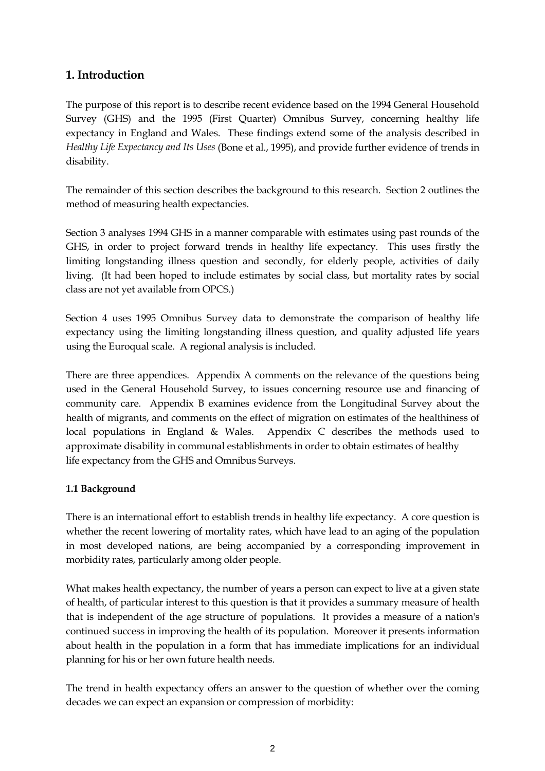## 1. Introduction

The purpose of this report is to describe recent evidence based on the 1994 General Household Survey (GHS) and the 1995 (First Quarter) Omnibus Survey, concerning healthy life expectancy in England and Wales. These findings extend some of the analysis described in *Healthy Life Expectancy and Its Uses* (Bone et al., 1995), and provide further evidence of trends in disability.

The remainder of this section describes the background to this research. Section 2 outlines the method of measuring health expectancies.

Section 3 analyses 1994 GHS in a manner comparable with estimates using past rounds of the GHS, in order to project forward trends in healthy life expectancy. This uses firstly the limiting longstanding illness question and secondly, for elderly people, activities of daily living. (It had been hoped to include estimates by social class, but mortality rates by social class are not yet available from OPCS.)

Section 4 uses 1995 Omnibus Survey data to demonstrate the comparison of healthy life expectancy using the limiting longstanding illness question, and quality adjusted life years using the Euroqual scale. A regional analysis is included.

There are three appendices. Appendix A comments on the relevance of the questions being used in the General Household Survey, to issues concerning resource use and financing of community care. Appendix B examines evidence from the Longitudinal Survey about the health of migrants, and comments on the effect of migration on estimates of the healthiness of local populations in England & Wales. Appendix C describes the methods used to approximate disability in communal establishments in order to obtain estimates of healthy life expectancy from the GHS and Omnibus Surveys.

### 1.1 Background

There is an international effort to establish trends in healthy life expectancy. A core question is whether the recent lowering of mortality rates, which have lead to an aging of the population in most developed nations, are being accompanied by a corresponding improvement in morbidity rates, particularly among older people.

What makes health expectancy, the number of years a person can expect to live at a given state of health, of particular interest to this question is that it provides a summary measure of health that is independent of the age structure of populations. It provides a measure of a nation's continued success in improving the health of its population. Moreover it presents information about health in the population in a form that has immediate implications for an individual planning for his or her own future health needs.

The trend in health expectancy offers an answer to the question of whether over the coming decades we can expect an expansion or compression of morbidity: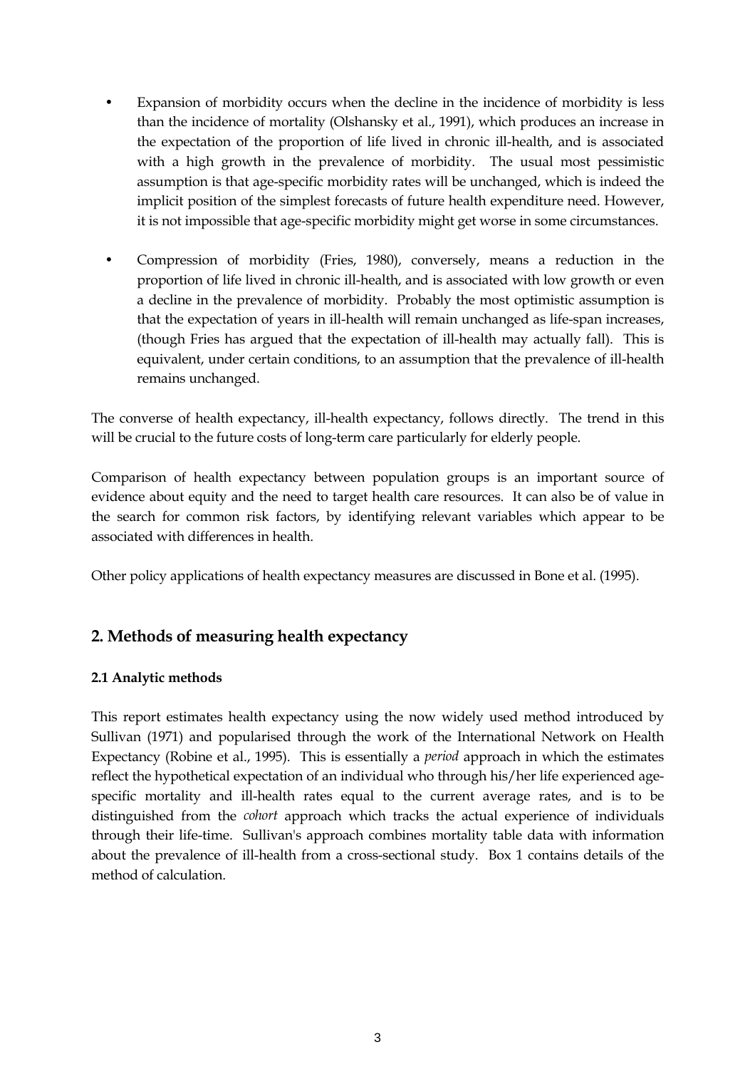- Expansion of morbidity occurs when the decline in the incidence of morbidity is less than the incidence of mortality (Olshansky et al., 1991), which produces an increase in the expectation of the proportion of life lived in chronic ill-health, and is associated with a high growth in the prevalence of morbidity. The usual most pessimistic assumption is that age-specific morbidity rates will be unchanged, which is indeed the implicit position of the simplest forecasts of future health expenditure need. However, it is not impossible that age-specific morbidity might get worse in some circumstances.

- Compression of morbidity (Fries, 1980), conversely, means a reduction in the proportion of life lived in chronic ill-health, and is associated with low growth or even a decline in the prevalence of morbidity. Probably the most optimistic assumption is that the expectation of years in ill-health will remain unchanged as life-span increases, (though Fries has argued that the expectation of ill-health may actually fall). This is equivalent, under certain conditions, to an assumption that the prevalence of ill-health remains unchanged.

The converse of health expectancy, ill-health expectancy, follows directly. The trend in this will be crucial to the future costs of long-term care particularly for elderly people.

Comparison of health expectancy between population groups is an important source of evidence about equity and the need to target health care resources. It can also be of value in the search for common risk factors, by identifying relevant variables which appear to be associated with differences in health.

Other policy applications of health expectancy measures are discussed in Bone et al. (1995).

## 2. Methods of measuring health expectancy

### 2.1 Analytic methods

This report estimates health expectancy using the now widely used method introduced by Sullivan (1971) and popularised through the work of the International Network on Health Expectancy (Robine et al., 1995). This is essentially a *period* approach in which the estimates reflect the hypothetical expectation of an individual who through his/her life experienced age-specific mortality and ill-health rates equal to the current average rates, and is to be distinguished from the *cohort* approach which tracks the actual experience of individuals through their life-time. Sullivan's approach combines mortality table data with information about the prevalence of ill-health from a cross-sectional study. Box 1 contains details of the method of calculation.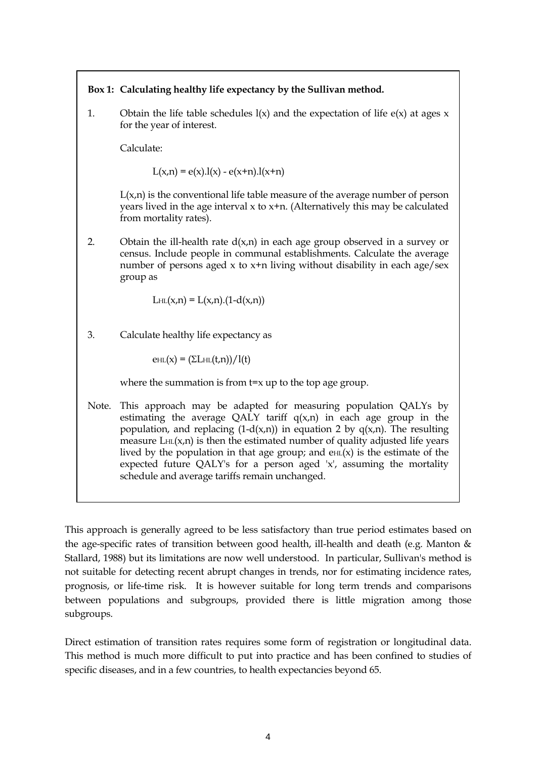**Box 1: Calculating healthy life expectancy by the Sullivan method.**

1. Obtain the life table schedules $l(x)$ and the expectation of life $e(x)$ at ages x for the year of interest.

   Calculate:

   $$L(x,n) = e(x).l(x) - e(x+n).l(x+n)$$

   $L(x,n)$ is the conventional life table measure of the average number of person years lived in the age interval x to x+n. (Alternatively this may be calculated from mortality rates).

2. Obtain the ill-health rate $d(x,n)$ in each age group observed in a survey or census. Include people in communal establishments. Calculate the average number of persons aged x to x+n living without disability in each age/sex group as

   $$L_{HL}(x,n) = L(x,n).(1-d(x,n))$$

3. Calculate healthy life expectancy as

   $$e_{HL}(x) = (\Sigma L_{HL}(t,n))/l(t)$$

   where the summation is from t=x up to the top age group.

Note. This approach may be adapted for measuring population QALYs by estimating the average QALY tariff $q(x,n)$ in each age group in the population, and replacing $(1-d(x,n))$ in equation 2 by $q(x,n)$. The resulting measure $L_{HL}(x,n)$ is then the estimated number of quality adjusted life years lived by the population in that age group; and $e_{HL}(x)$ is the estimate of the expected future QALY's for a person aged 'x', assuming the mortality schedule and average tariffs remain unchanged.

This approach is generally agreed to be less satisfactory than true period estimates based on the age-specific rates of transition between good health, ill-health and death (e.g. Manton & Stallard, 1988) but its limitations are now well understood. In particular, Sullivan's method is not suitable for detecting recent abrupt changes in trends, nor for estimating incidence rates, prognosis, or life-time risk. It is however suitable for long term trends and comparisons between populations and subgroups, provided there is little migration among those subgroups.

Direct estimation of transition rates requires some form of registration or longitudinal data. This method is much more difficult to put into practice and has been confined to studies of specific diseases, and in a few countries, to health expectancies beyond 65.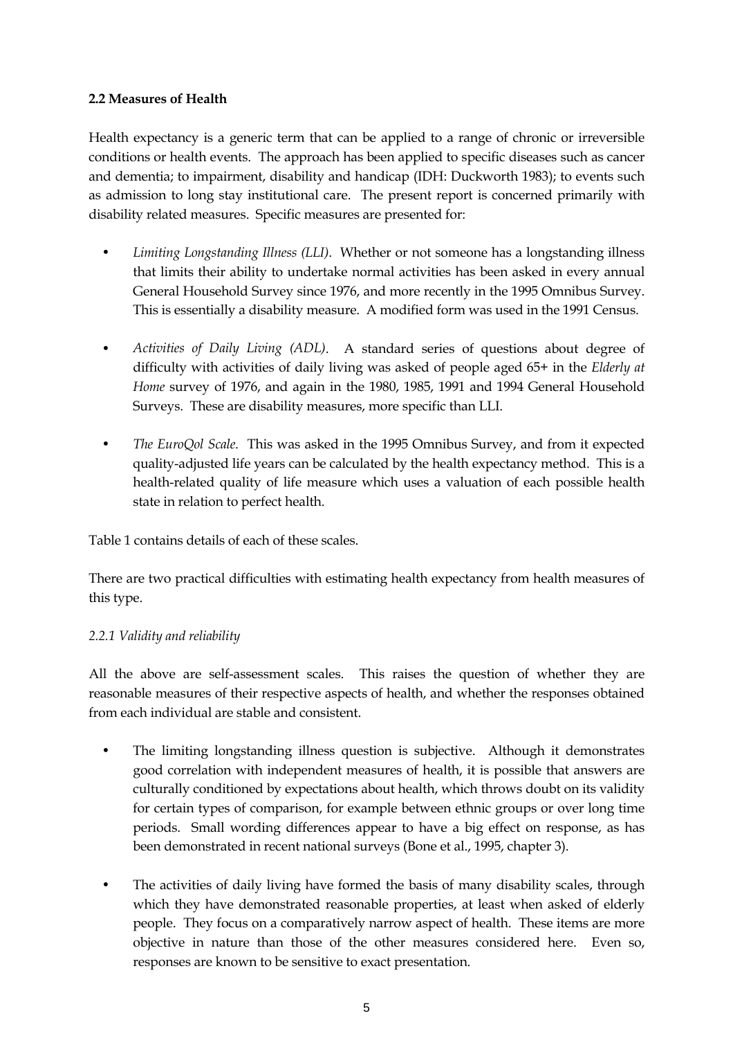**2.2 Measures of Health**

Health expectancy is a generic term that can be applied to a range of chronic or irreversible conditions or health events. The approach has been applied to specific diseases such as cancer and dementia; to impairment, disability and handicap (IDH: Duckworth 1983); to events such as admission to long stay institutional care. The present report is concerned primarily with disability related measures. Specific measures are presented for:

- *Limiting Longstanding Illness (LLI)*. Whether or not someone has a longstanding illness that limits their ability to undertake normal activities has been asked in every annual General Household Survey since 1976, and more recently in the 1995 Omnibus Survey. This is essentially a disability measure. A modified form was used in the 1991 Census.

- *Activities of Daily Living (ADL)*. A standard series of questions about degree of difficulty with activities of daily living was asked of people aged 65+ in the *Elderly at Home* survey of 1976, and again in the 1980, 1985, 1991 and 1994 General Household Surveys. These are disability measures, more specific than LLI.

- *The EuroQol Scale*. This was asked in the 1995 Omnibus Survey, and from it expected quality-adjusted life years can be calculated by the health expectancy method. This is a health-related quality of life measure which uses a valuation of each possible health state in relation to perfect health.

Table 1 contains details of each of these scales.

There are two practical difficulties with estimating health expectancy from health measures of this type.

*2.2.1 Validity and reliability*

All the above are self-assessment scales. This raises the question of whether they are reasonable measures of their respective aspects of health, and whether the responses obtained from each individual are stable and consistent.

- The limiting longstanding illness question is subjective. Although it demonstrates good correlation with independent measures of health, it is possible that answers are culturally conditioned by expectations about health, which throws doubt on its validity for certain types of comparison, for example between ethnic groups or over long time periods. Small wording differences appear to have a big effect on response, as has been demonstrated in recent national surveys (Bone et al., 1995, chapter 3).

- The activities of daily living have formed the basis of many disability scales, through which they have demonstrated reasonable properties, at least when asked of elderly people. They focus on a comparatively narrow aspect of health. These items are more objective in nature than those of the other measures considered here. Even so, responses are known to be sensitive to exact presentation.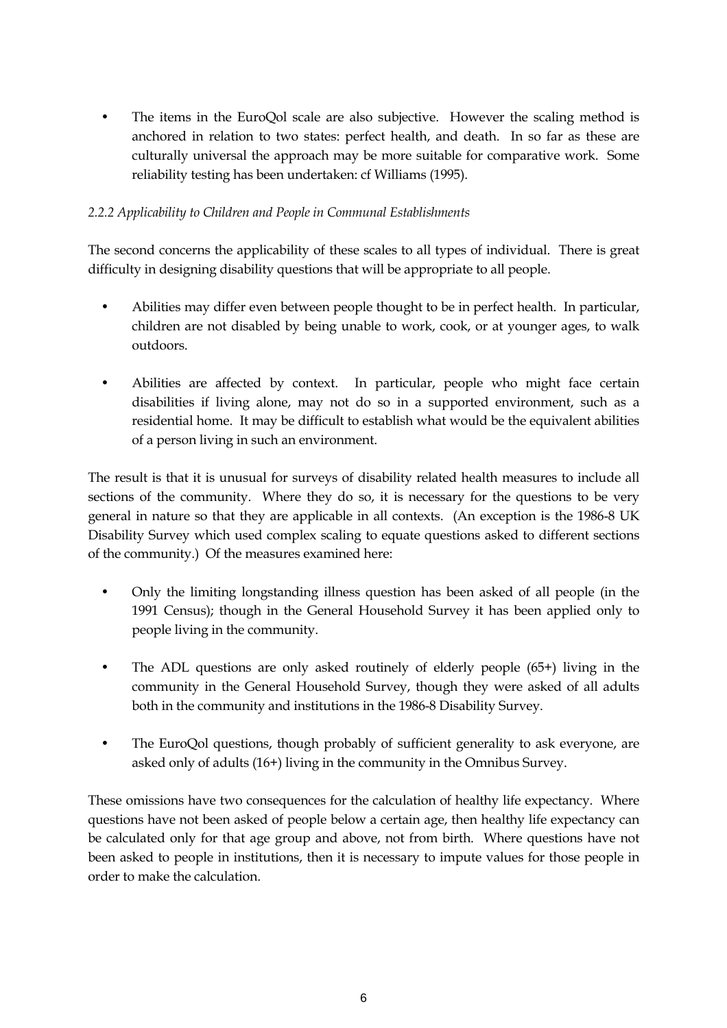- The items in the EuroQol scale are also subjective. However the scaling method is anchored in relation to two states: perfect health, and death. In so far as these are culturally universal the approach may be more suitable for comparative work. Some reliability testing has been undertaken: cf Williams (1995).

*2.2.2 Applicability to Children and People in Communal Establishments*

The second concerns the applicability of these scales to all types of individual. There is great difficulty in designing disability questions that will be appropriate to all people.

- Abilities may differ even between people thought to be in perfect health. In particular, children are not disabled by being unable to work, cook, or at younger ages, to walk outdoors.

- Abilities are affected by context. In particular, people who might face certain disabilities if living alone, may not do so in a supported environment, such as a residential home. It may be difficult to establish what would be the equivalent abilities of a person living in such an environment.

The result is that it is unusual for surveys of disability related health measures to include all sections of the community. Where they do so, it is necessary for the questions to be very general in nature so that they are applicable in all contexts. (An exception is the 1986-8 UK Disability Survey which used complex scaling to equate questions asked to different sections of the community.) Of the measures examined here:

- Only the limiting longstanding illness question has been asked of all people (in the 1991 Census); though in the General Household Survey it has been applied only to people living in the community.

- The ADL questions are only asked routinely of elderly people (65+) living in the community in the General Household Survey, though they were asked of all adults both in the community and institutions in the 1986-8 Disability Survey.

- The EuroQol questions, though probably of sufficient generality to ask everyone, are asked only of adults (16+) living in the community in the Omnibus Survey.

These omissions have two consequences for the calculation of healthy life expectancy. Where questions have not been asked of people below a certain age, then healthy life expectancy can be calculated only for that age group and above, not from birth. Where questions have not been asked to people in institutions, then it is necessary to impute values for those people in order to make the calculation.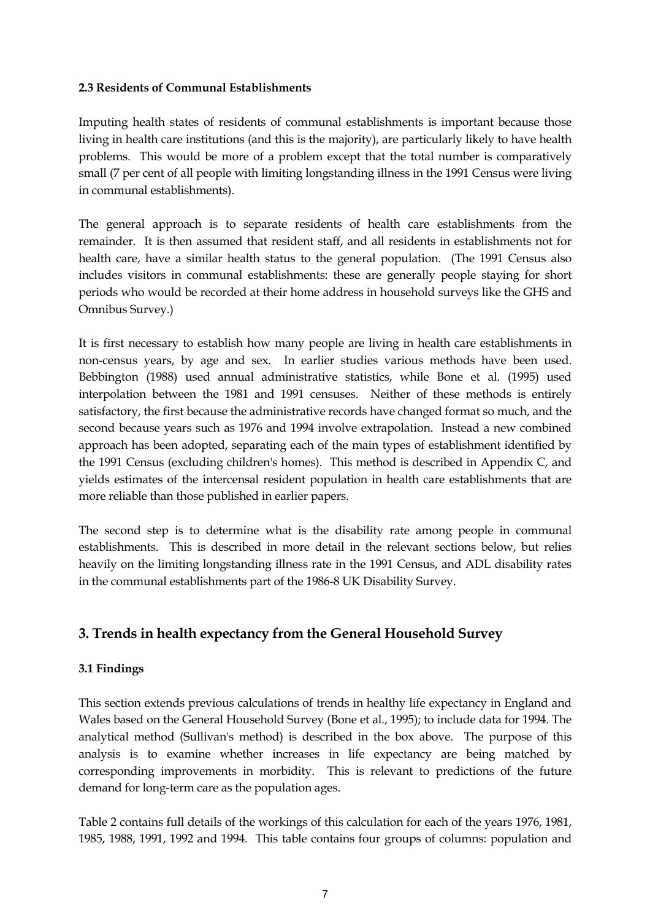**2.3 Residents of Communal Establishments**

Imputing health states of residents of communal establishments is important because those living in health care institutions (and this is the majority), are particularly likely to have health problems. This would be more of a problem except that the total number is comparatively small (7 per cent of all people with limiting longstanding illness in the 1991 Census were living in communal establishments).

The general approach is to separate residents of health care establishments from the remainder. It is then assumed that resident staff, and all residents in establishments not for health care, have a similar health status to the general population. (The 1991 Census also includes visitors in communal establishments: these are generally people staying for short periods who would be recorded at their home address in household surveys like the GHS and Omnibus Survey.)

It is first necessary to establish how many people are living in health care establishments in non-census years, by age and sex. In earlier studies various methods have been used. Bebbington (1988) used annual administrative statistics, while Bone et al. (1995) used interpolation between the 1981 and 1991 censuses. Neither of these methods is entirely satisfactory, the first because the administrative records have changed format so much, and the second because years such as 1976 and 1994 involve extrapolation. Instead a new combined approach has been adopted, separating each of the main types of establishment identified by the 1991 Census (excluding children's homes). This method is described in Appendix C, and yields estimates of the intercensal resident population in health care establishments that are more reliable than those published in earlier papers.

The second step is to determine what is the disability rate among people in communal establishments. This is described in more detail in the relevant sections below, but relies heavily on the limiting longstanding illness rate in the 1991 Census, and ADL disability rates in the communal establishments part of the 1986-8 UK Disability Survey.

## 3. Trends in health expectancy from the General Household Survey

### 3.1 Findings

This section extends previous calculations of trends in healthy life expectancy in England and Wales based on the General Household Survey (Bone et al., 1995); to include data for 1994. The analytical method (Sullivan's method) is described in the box above. The purpose of this analysis is to examine whether increases in life expectancy are being matched by corresponding improvements in morbidity. This is relevant to predictions of the future demand for long-term care as the population ages.

Table 2 contains full details of the workings of this calculation for each of the years 1976, 1981, 1985, 1988, 1991, 1992 and 1994. This table contains four groups of columns: population and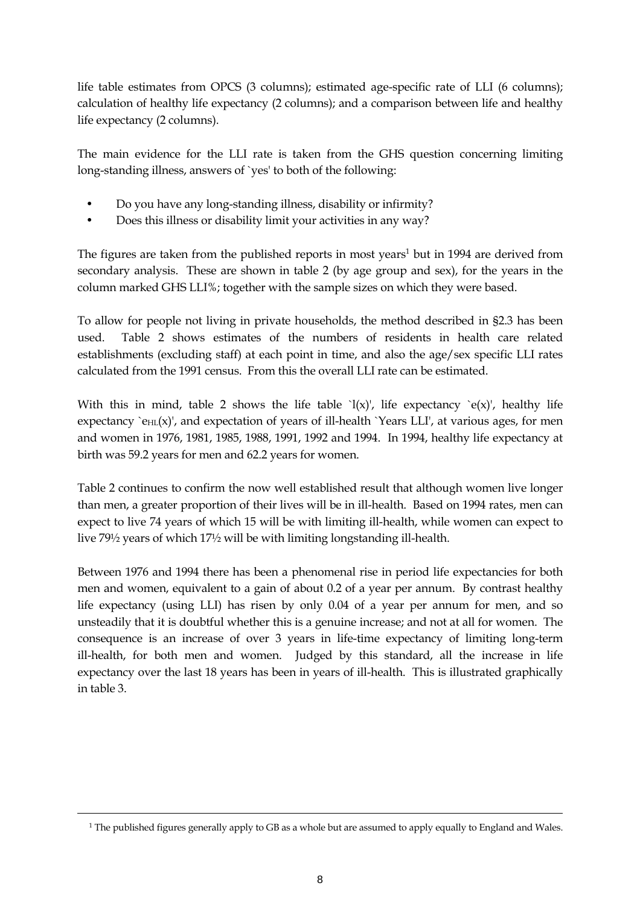life table estimates from OPCS (3 columns); estimated age-specific rate of LLI (6 columns); calculation of healthy life expectancy (2 columns); and a comparison between life and healthy life expectancy (2 columns).

The main evidence for the LLI rate is taken from the GHS question concerning limiting long-standing illness, answers of `yes' to both of the following:

- Do you have any long-standing illness, disability or infirmity?
- Does this illness or disability limit your activities in any way?

The figures are taken from the published reports in most years[1] but in 1994 are derived from secondary analysis. These are shown in table 2 (by age group and sex), for the years in the column marked GHS LLI%; together with the sample sizes on which they were based.

To allow for people not living in private households, the method described in §2.3 has been used. Table 2 shows estimates of the numbers of residents in health care related establishments (excluding staff) at each point in time, and also the age/sex specific LLI rates calculated from the 1991 census. From this the overall LLI rate can be estimated.

With this in mind, table 2 shows the life table `l(x)', life expectancy `e(x)', healthy life expectancy `$e_{HL}(x)$', and expectation of years of ill-health `Years LLI', at various ages, for men and women in 1976, 1981, 1985, 1988, 1991, 1992 and 1994. In 1994, healthy life expectancy at birth was 59.2 years for men and 62.2 years for women.

Table 2 continues to confirm the now well established result that although women live longer than men, a greater proportion of their lives will be in ill-health. Based on 1994 rates, men can expect to live 74 years of which 15 will be with limiting ill-health, while women can expect to live 79½ years of which 17½ will be with limiting longstanding ill-health.

Between 1976 and 1994 there has been a phenomenal rise in period life expectancies for both men and women, equivalent to a gain of about 0.2 of a year per annum. By contrast healthy life expectancy (using LLI) has risen by only 0.04 of a year per annum for men, and so unsteadily that it is doubtful whether this is a genuine increase; and not at all for women. The consequence is an increase of over 3 years in life-time expectancy of limiting long-term ill-health, for both men and women. Judged by this standard, all the increase in life expectancy over the last 18 years has been in years of ill-health. This is illustrated graphically in table 3.

---

[1] The published figures generally apply to GB as a whole but are assumed to apply equally to England and Wales.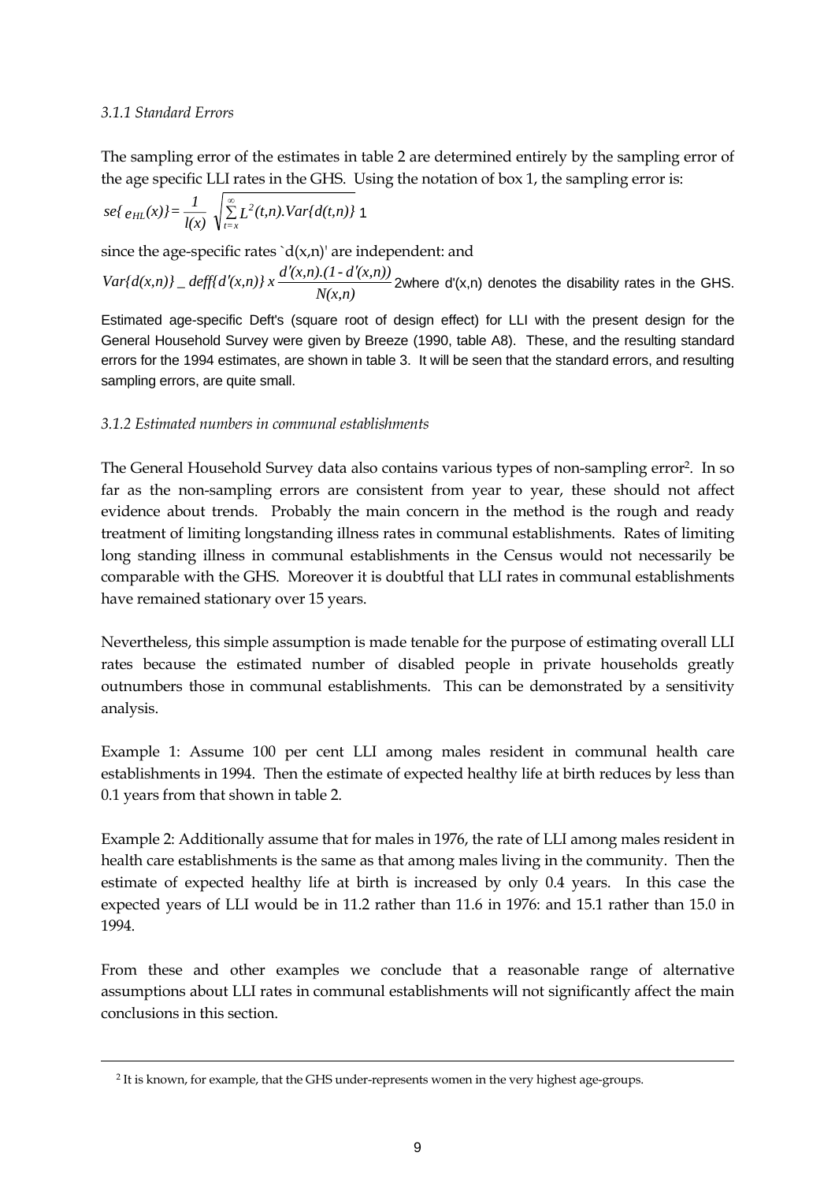### *3.1.1 Standard Errors*

The sampling error of the estimates in table 2 are determined entirely by the sampling error of the age specific LLI rates in the GHS. Using the notation of box 1, the sampling error is:

$$se\{e_{HL}(x)\} = \frac{1}{l(x)} \sqrt{\sum_{t=x}^{\infty} L^2(t,n).Var\{d(t,n)\}} \quad 1$$

since the age-specific rates `d(x,n)' are independent: and

$$Var\{d(x,n)\} \_ \; deff\{d'(x,n)\} \; x \; \frac{d'(x,n).(1 - d'(x,n))}{N(x,n)} \quad 2$$

where d'(x,n) denotes the disability rates in the GHS.

Estimated age-specific Deft's (square root of design effect) for LLI with the present design for the General Household Survey were given by Breeze (1990, table A8). These, and the resulting standard errors for the 1994 estimates, are shown in table 3. It will be seen that the standard errors, and resulting sampling errors, are quite small.

### *3.1.2 Estimated numbers in communal establishments*

The General Household Survey data also contains various types of non-sampling error[2]. In so far as the non-sampling errors are consistent from year to year, these should not affect evidence about trends. Probably the main concern in the method is the rough and ready treatment of limiting longstanding illness rates in communal establishments. Rates of limiting long standing illness in communal establishments in the Census would not necessarily be comparable with the GHS. Moreover it is doubtful that LLI rates in communal establishments have remained stationary over 15 years.

Nevertheless, this simple assumption is made tenable for the purpose of estimating overall LLI rates because the estimated number of disabled people in private households greatly outnumbers those in communal establishments. This can be demonstrated by a sensitivity analysis.

Example 1: Assume 100 per cent LLI among males resident in communal health care establishments in 1994. Then the estimate of expected healthy life at birth reduces by less than 0.1 years from that shown in table 2.

Example 2: Additionally assume that for males in 1976, the rate of LLI among males resident in health care establishments is the same as that among males living in the community. Then the estimate of expected healthy life at birth is increased by only 0.4 years. In this case the expected years of LLI would be in 11.2 rather than 11.6 in 1976: and 15.1 rather than 15.0 in 1994.

From these and other examples we conclude that a reasonable range of alternative assumptions about LLI rates in communal establishments will not significantly affect the main conclusions in this section.

---

[2] It is known, for example, that the GHS under-represents women in the very highest age-groups.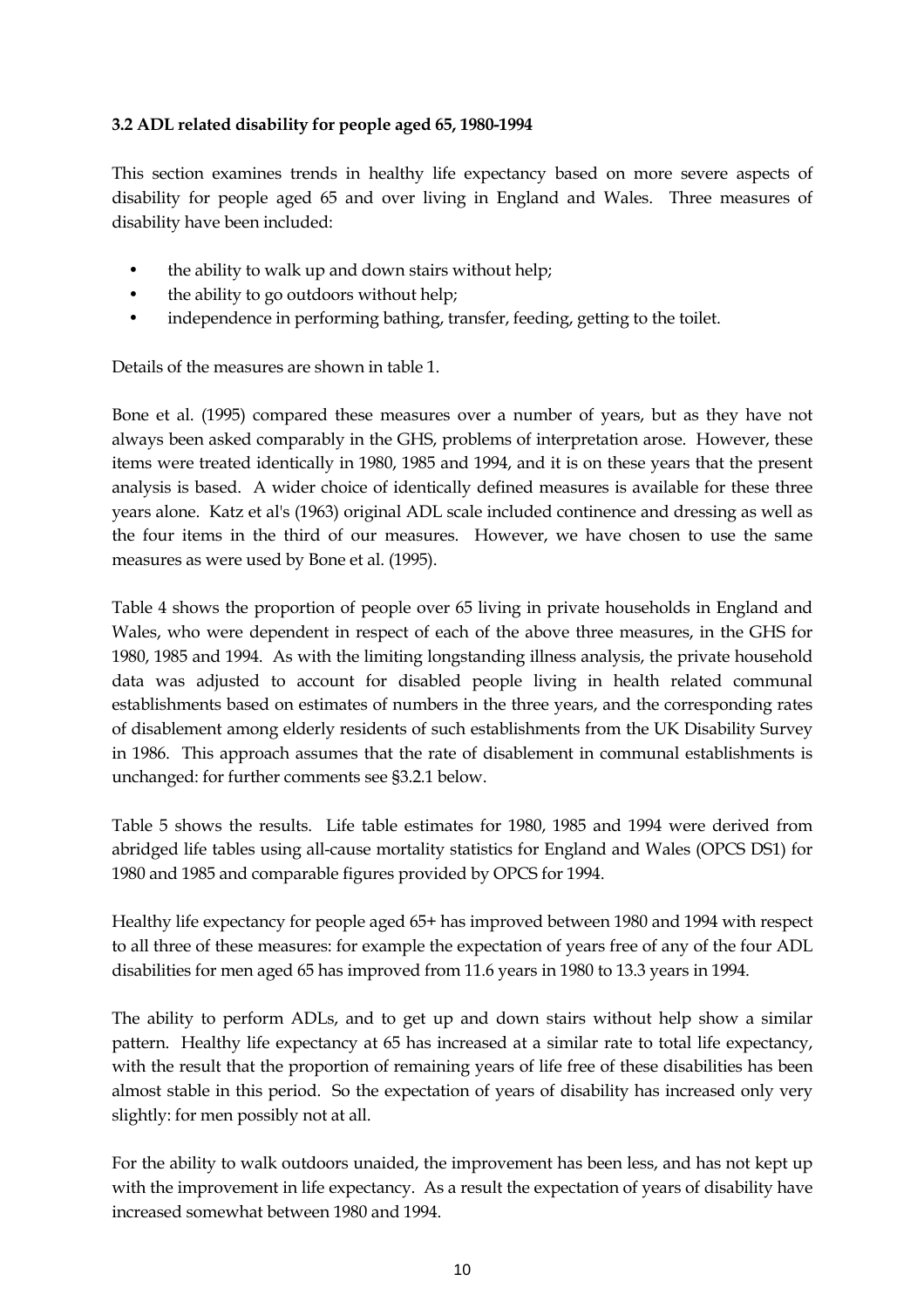### 3.2 ADL related disability for people aged 65, 1980-1994

This section examines trends in healthy life expectancy based on more severe aspects of disability for people aged 65 and over living in England and Wales. Three measures of disability have been included:

- the ability to walk up and down stairs without help;
- the ability to go outdoors without help;
- independence in performing bathing, transfer, feeding, getting to the toilet.

Details of the measures are shown in table 1.

Bone et al. (1995) compared these measures over a number of years, but as they have not always been asked comparably in the GHS, problems of interpretation arose. However, these items were treated identically in 1980, 1985 and 1994, and it is on these years that the present analysis is based. A wider choice of identically defined measures is available for these three years alone. Katz et al's (1963) original ADL scale included continence and dressing as well as the four items in the third of our measures. However, we have chosen to use the same measures as were used by Bone et al. (1995).

Table 4 shows the proportion of people over 65 living in private households in England and Wales, who were dependent in respect of each of the above three measures, in the GHS for 1980, 1985 and 1994. As with the limiting longstanding illness analysis, the private household data was adjusted to account for disabled people living in health related communal establishments based on estimates of numbers in the three years, and the corresponding rates of disablement among elderly residents of such establishments from the UK Disability Survey in 1986. This approach assumes that the rate of disablement in communal establishments is unchanged: for further comments see §3.2.1 below.

Table 5 shows the results. Life table estimates for 1980, 1985 and 1994 were derived from abridged life tables using all-cause mortality statistics for England and Wales (OPCS DS1) for 1980 and 1985 and comparable figures provided by OPCS for 1994.

Healthy life expectancy for people aged 65+ has improved between 1980 and 1994 with respect to all three of these measures: for example the expectation of years free of any of the four ADL disabilities for men aged 65 has improved from 11.6 years in 1980 to 13.3 years in 1994.

The ability to perform ADLs, and to get up and down stairs without help show a similar pattern. Healthy life expectancy at 65 has increased at a similar rate to total life expectancy, with the result that the proportion of remaining years of life free of these disabilities has been almost stable in this period. So the expectation of years of disability has increased only very slightly: for men possibly not at all.

For the ability to walk outdoors unaided, the improvement has been less, and has not kept up with the improvement in life expectancy. As a result the expectation of years of disability have increased somewhat between 1980 and 1994.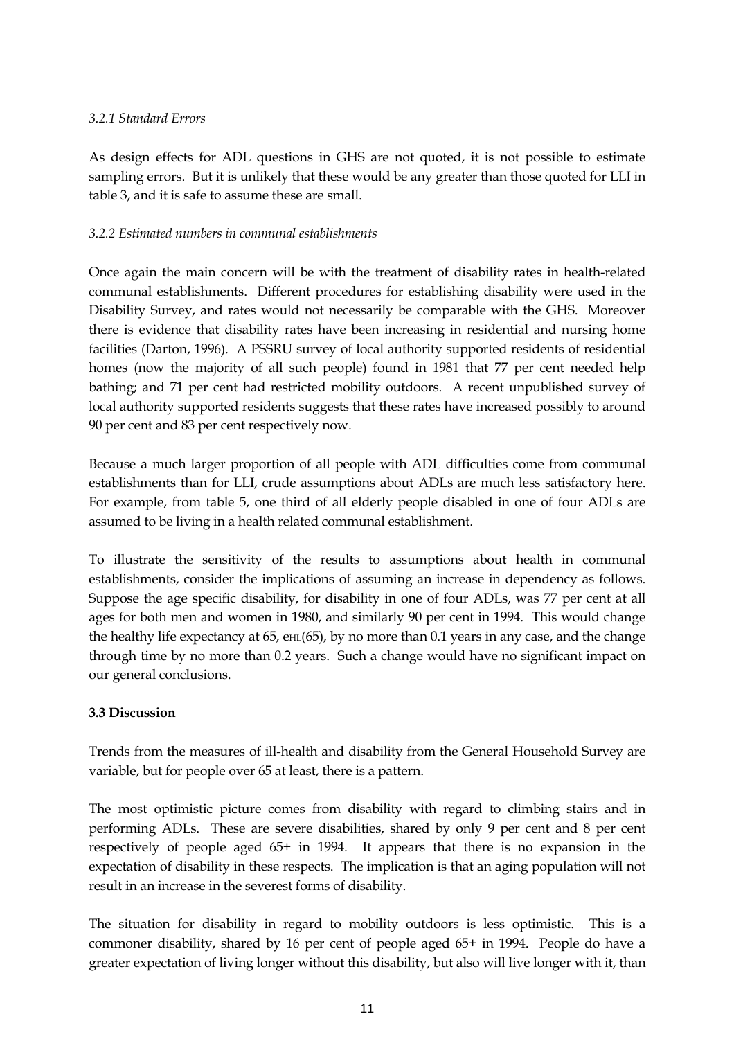#### *3.2.1 Standard Errors*

As design effects for ADL questions in GHS are not quoted, it is not possible to estimate sampling errors. But it is unlikely that these would be any greater than those quoted for LLI in table 3, and it is safe to assume these are small.

#### *3.2.2 Estimated numbers in communal establishments*

Once again the main concern will be with the treatment of disability rates in health-related communal establishments. Different procedures for establishing disability were used in the Disability Survey, and rates would not necessarily be comparable with the GHS. Moreover there is evidence that disability rates have been increasing in residential and nursing home facilities (Darton, 1996). A PSSRU survey of local authority supported residents of residential homes (now the majority of all such people) found in 1981 that 77 per cent needed help bathing; and 71 per cent had restricted mobility outdoors. A recent unpublished survey of local authority supported residents suggests that these rates have increased possibly to around 90 per cent and 83 per cent respectively now.

Because a much larger proportion of all people with ADL difficulties come from communal establishments than for LLI, crude assumptions about ADLs are much less satisfactory here. For example, from table 5, one third of all elderly people disabled in one of four ADLs are assumed to be living in a health related communal establishment.

To illustrate the sensitivity of the results to assumptions about health in communal establishments, consider the implications of assuming an increase in dependency as follows. Suppose the age specific disability, for disability in one of four ADLs, was 77 per cent at all ages for both men and women in 1980, and similarly 90 per cent in 1994. This would change the healthy life expectancy at 65, $e_{HL}(65)$, by no more than 0.1 years in any case, and the change through time by no more than 0.2 years. Such a change would have no significant impact on our general conclusions.

### 3.3 Discussion

Trends from the measures of ill-health and disability from the General Household Survey are variable, but for people over 65 at least, there is a pattern.

The most optimistic picture comes from disability with regard to climbing stairs and in performing ADLs. These are severe disabilities, shared by only 9 per cent and 8 per cent respectively of people aged 65+ in 1994. It appears that there is no expansion in the expectation of disability in these respects. The implication is that an aging population will not result in an increase in the severest forms of disability.

The situation for disability in regard to mobility outdoors is less optimistic. This is a commoner disability, shared by 16 per cent of people aged 65+ in 1994. People do have a greater expectation of living longer without this disability, but also will live longer with it, than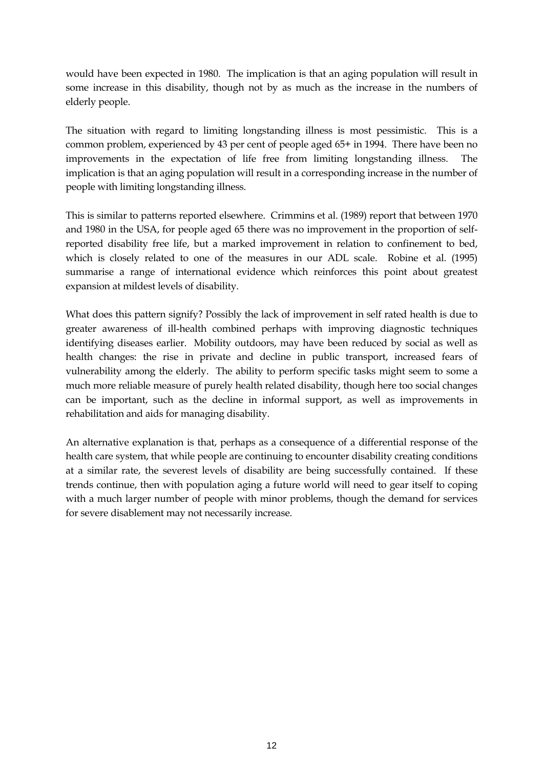would have been expected in 1980. The implication is that an aging population will result in some increase in this disability, though not by as much as the increase in the numbers of elderly people.

The situation with regard to limiting longstanding illness is most pessimistic. This is a common problem, experienced by 43 per cent of people aged 65+ in 1994. There have been no improvements in the expectation of life free from limiting longstanding illness. The implication is that an aging population will result in a corresponding increase in the number of people with limiting longstanding illness.

This is similar to patterns reported elsewhere. Crimmins et al. (1989) report that between 1970 and 1980 in the USA, for people aged 65 there was no improvement in the proportion of self-reported disability free life, but a marked improvement in relation to confinement to bed, which is closely related to one of the measures in our ADL scale. Robine et al. (1995) summarise a range of international evidence which reinforces this point about greatest expansion at mildest levels of disability.

What does this pattern signify? Possibly the lack of improvement in self rated health is due to greater awareness of ill-health combined perhaps with improving diagnostic techniques identifying diseases earlier. Mobility outdoors, may have been reduced by social as well as health changes: the rise in private and decline in public transport, increased fears of vulnerability among the elderly. The ability to perform specific tasks might seem to some a much more reliable measure of purely health related disability, though here too social changes can be important, such as the decline in informal support, as well as improvements in rehabilitation and aids for managing disability.

An alternative explanation is that, perhaps as a consequence of a differential response of the health care system, that while people are continuing to encounter disability creating conditions at a similar rate, the severest levels of disability are being successfully contained. If these trends continue, then with population aging a future world will need to gear itself to coping with a much larger number of people with minor problems, though the demand for services for severe disablement may not necessarily increase.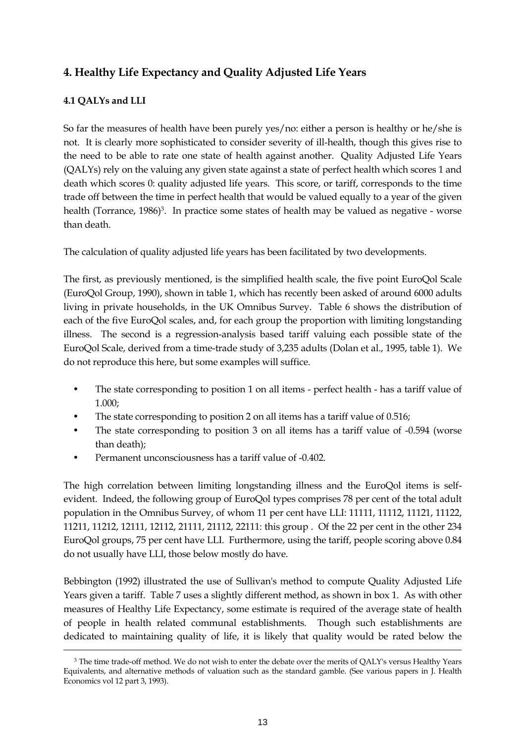## 4. Healthy Life Expectancy and Quality Adjusted Life Years

### 4.1 QALYs and LLI

So far the measures of health have been purely yes/no: either a person is healthy or he/she is not. It is clearly more sophisticated to consider severity of ill-health, though this gives rise to the need to be able to rate one state of health against another. Quality Adjusted Life Years (QALYs) rely on the valuing any given state against a state of perfect health which scores 1 and death which scores 0: quality adjusted life years. This score, or tariff, corresponds to the time trade off between the time in perfect health that would be valued equally to a year of the given health (Torrance, 1986)[3]. In practice some states of health may be valued as negative - worse than death.

The calculation of quality adjusted life years has been facilitated by two developments.

The first, as previously mentioned, is the simplified health scale, the five point EuroQol Scale (EuroQol Group, 1990), shown in table 1, which has recently been asked of around 6000 adults living in private households, in the UK Omnibus Survey. Table 6 shows the distribution of each of the five EuroQol scales, and, for each group the proportion with limiting longstanding illness. The second is a regression-analysis based tariff valuing each possible state of the EuroQol Scale, derived from a time-trade study of 3,235 adults (Dolan et al., 1995, table 1). We do not reproduce this here, but some examples will suffice.

- The state corresponding to position 1 on all items - perfect health - has a tariff value of 1.000;
- The state corresponding to position 2 on all items has a tariff value of 0.516;
- The state corresponding to position 3 on all items has a tariff value of -0.594 (worse than death);
- Permanent unconsciousness has a tariff value of -0.402.

The high correlation between limiting longstanding illness and the EuroQol items is self-evident. Indeed, the following group of EuroQol types comprises 78 per cent of the total adult population in the Omnibus Survey, of whom 11 per cent have LLI: 11111, 11112, 11121, 11122, 11211, 11212, 12111, 12112, 21111, 21112, 22111: this group . Of the 22 per cent in the other 234 EuroQol groups, 75 per cent have LLI. Furthermore, using the tariff, people scoring above 0.84 do not usually have LLI, those below mostly do have.

Bebbington (1992) illustrated the use of Sullivan's method to compute Quality Adjusted Life Years given a tariff. Table 7 uses a slightly different method, as shown in box 1. As with other measures of Healthy Life Expectancy, some estimate is required of the average state of health of people in health related communal establishments. Though such establishments are dedicated to maintaining quality of life, it is likely that quality would be rated below the

---

[3] The time trade-off method. We do not wish to enter the debate over the merits of QALY's versus Healthy Years Equivalents, and alternative methods of valuation such as the standard gamble. (See various papers in J. Health Economics vol 12 part 3, 1993).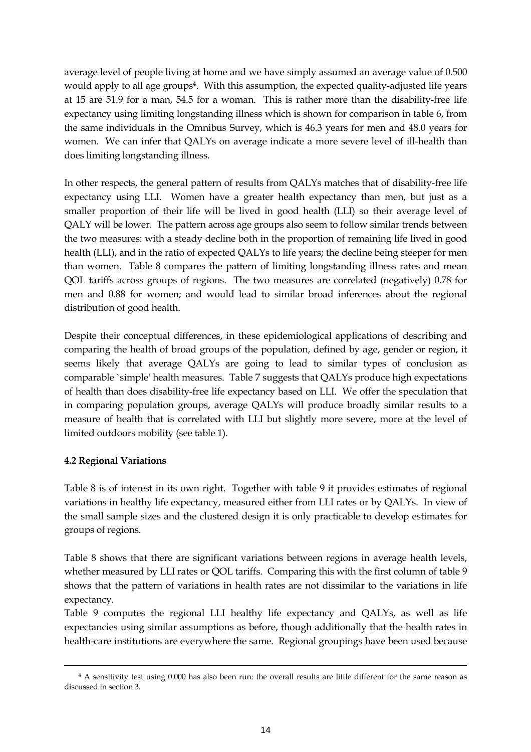average level of people living at home and we have simply assumed an average value of 0.500 would apply to all age groups[4]. With this assumption, the expected quality-adjusted life years at 15 are 51.9 for a man, 54.5 for a woman. This is rather more than the disability-free life expectancy using limiting longstanding illness which is shown for comparison in table 6, from the same individuals in the Omnibus Survey, which is 46.3 years for men and 48.0 years for women. We can infer that QALYs on average indicate a more severe level of ill-health than does limiting longstanding illness.

In other respects, the general pattern of results from QALYs matches that of disability-free life expectancy using LLI. Women have a greater health expectancy than men, but just as a smaller proportion of their life will be lived in good health (LLI) so their average level of QALY will be lower. The pattern across age groups also seem to follow similar trends between the two measures: with a steady decline both in the proportion of remaining life lived in good health (LLI), and in the ratio of expected QALYs to life years; the decline being steeper for men than women. Table 8 compares the pattern of limiting longstanding illness rates and mean QOL tariffs across groups of regions. The two measures are correlated (negatively) 0.78 for men and 0.88 for women; and would lead to similar broad inferences about the regional distribution of good health.

Despite their conceptual differences, in these epidemiological applications of describing and comparing the health of broad groups of the population, defined by age, gender or region, it seems likely that average QALYs are going to lead to similar types of conclusion as comparable `simple' health measures. Table 7 suggests that QALYs produce high expectations of health than does disability-free life expectancy based on LLI. We offer the speculation that in comparing population groups, average QALYs will produce broadly similar results to a measure of health that is correlated with LLI but slightly more severe, more at the level of limited outdoors mobility (see table 1).

**4.2 Regional Variations**

Table 8 is of interest in its own right. Together with table 9 it provides estimates of regional variations in healthy life expectancy, measured either from LLI rates or by QALYs. In view of the small sample sizes and the clustered design it is only practicable to develop estimates for groups of regions.

Table 8 shows that there are significant variations between regions in average health levels, whether measured by LLI rates or QOL tariffs. Comparing this with the first column of table 9 shows that the pattern of variations in health rates are not dissimilar to the variations in life expectancy.

Table 9 computes the regional LLI healthy life expectancy and QALYs, as well as life expectancies using similar assumptions as before, though additionally that the health rates in health-care institutions are everywhere the same. Regional groupings have been used because

[4] A sensitivity test using 0.000 has also been run: the overall results are little different for the same reason as discussed in section 3.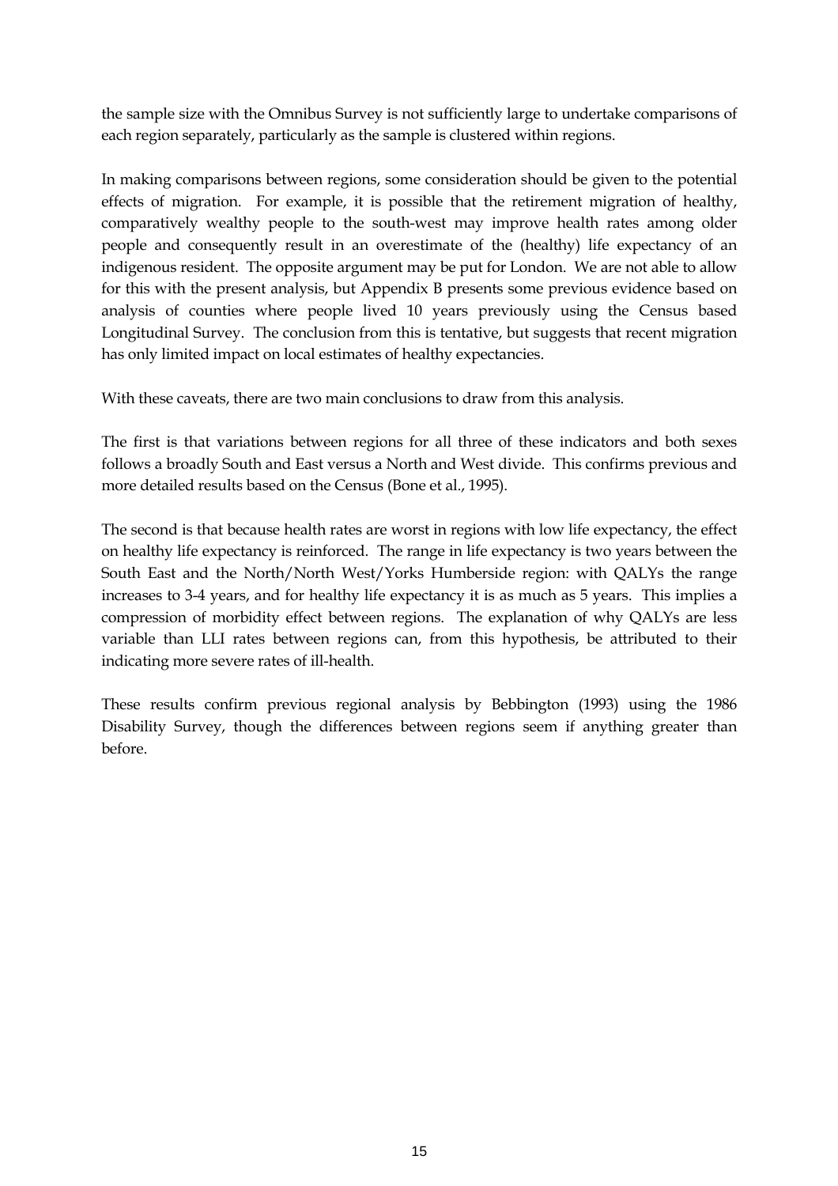the sample size with the Omnibus Survey is not sufficiently large to undertake comparisons of each region separately, particularly as the sample is clustered within regions.

In making comparisons between regions, some consideration should be given to the potential effects of migration. For example, it is possible that the retirement migration of healthy, comparatively wealthy people to the south-west may improve health rates among older people and consequently result in an overestimate of the (healthy) life expectancy of an indigenous resident. The opposite argument may be put for London. We are not able to allow for this with the present analysis, but Appendix B presents some previous evidence based on analysis of counties where people lived 10 years previously using the Census based Longitudinal Survey. The conclusion from this is tentative, but suggests that recent migration has only limited impact on local estimates of healthy expectancies.

With these caveats, there are two main conclusions to draw from this analysis.

The first is that variations between regions for all three of these indicators and both sexes follows a broadly South and East versus a North and West divide. This confirms previous and more detailed results based on the Census (Bone et al., 1995).

The second is that because health rates are worst in regions with low life expectancy, the effect on healthy life expectancy is reinforced. The range in life expectancy is two years between the South East and the North/North West/Yorks Humberside region: with QALYs the range increases to 3-4 years, and for healthy life expectancy it is as much as 5 years. This implies a compression of morbidity effect between regions. The explanation of why QALYs are less variable than LLI rates between regions can, from this hypothesis, be attributed to their indicating more severe rates of ill-health.

These results confirm previous regional analysis by Bebbington (1993) using the 1986 Disability Survey, though the differences between regions seem if anything greater than before.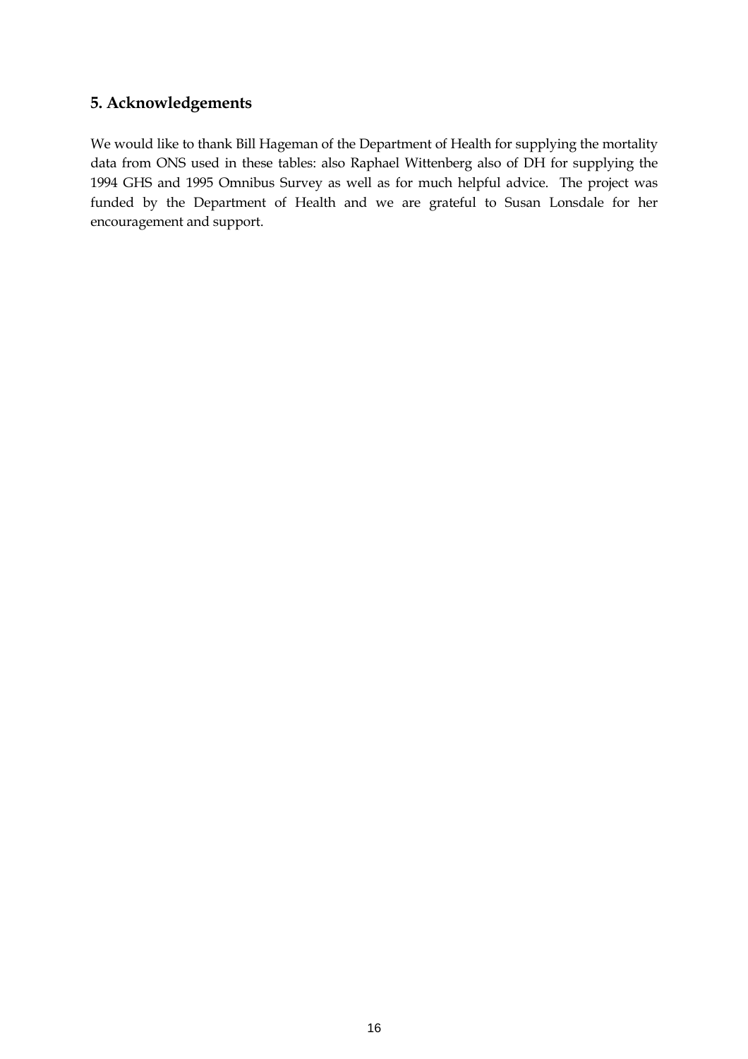## 5. Acknowledgements

We would like to thank Bill Hageman of the Department of Health for supplying the mortality data from ONS used in these tables: also Raphael Wittenberg also of DH for supplying the 1994 GHS and 1995 Omnibus Survey as well as for much helpful advice. The project was funded by the Department of Health and we are grateful to Susan Lonsdale for her encouragement and support.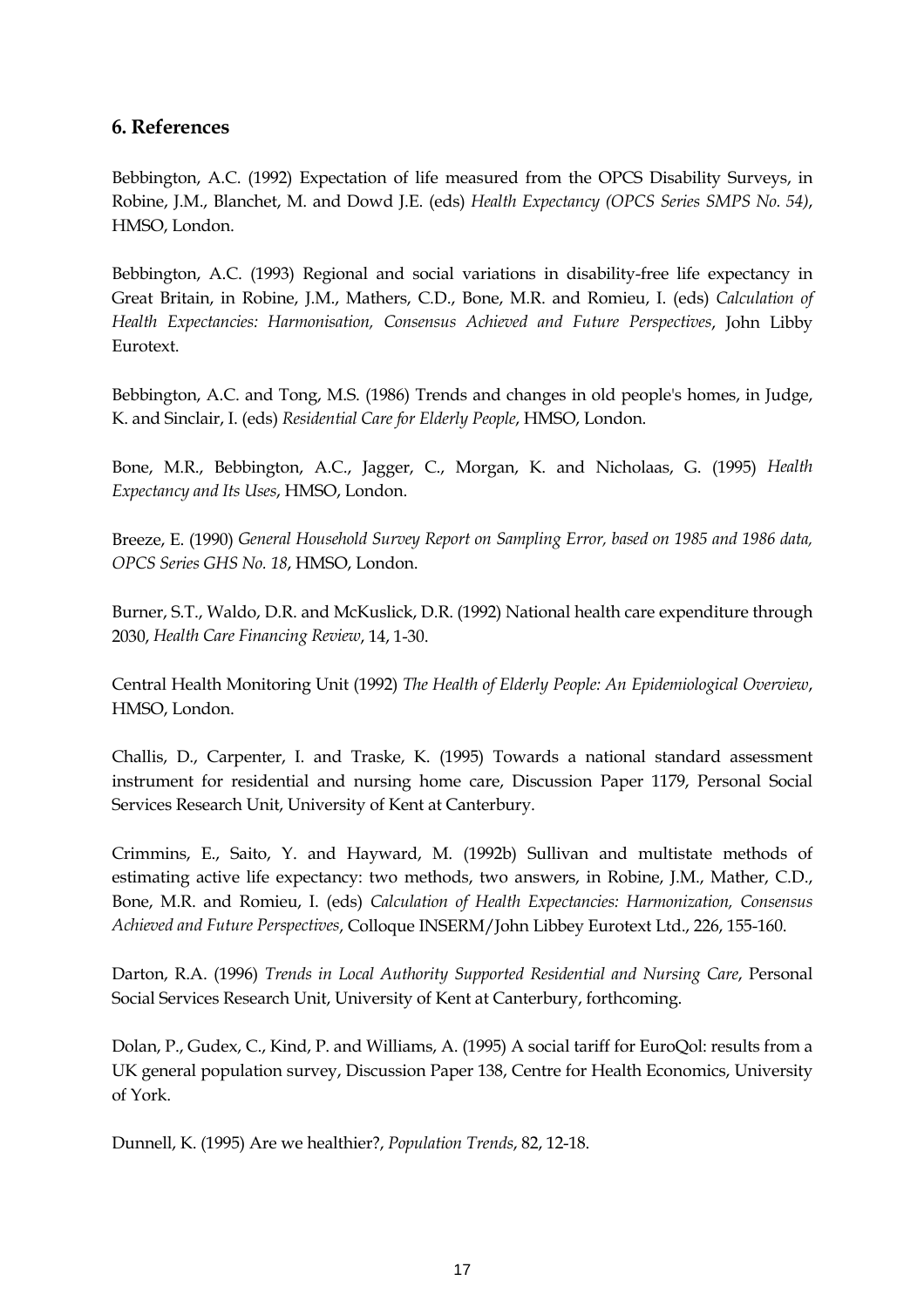## 6. References

Bebbington, A.C. (1992) Expectation of life measured from the OPCS Disability Surveys, in Robine, J.M., Blanchet, M. and Dowd J.E. (eds) *Health Expectancy (OPCS Series SMPS No. 54)*, HMSO, London.

Bebbington, A.C. (1993) Regional and social variations in disability-free life expectancy in Great Britain, in Robine, J.M., Mathers, C.D., Bone, M.R. and Romieu, I. (eds) *Calculation of Health Expectancies: Harmonisation, Consensus Achieved and Future Perspectives*, John Libby Eurotext.

Bebbington, A.C. and Tong, M.S. (1986) Trends and changes in old people's homes, in Judge, K. and Sinclair, I. (eds) *Residential Care for Elderly People*, HMSO, London.

Bone, M.R., Bebbington, A.C., Jagger, C., Morgan, K. and Nicholaas, G. (1995) *Health Expectancy and Its Uses*, HMSO, London.

Breeze, E. (1990) *General Household Survey Report on Sampling Error, based on 1985 and 1986 data, OPCS Series GHS No. 18*, HMSO, London.

Burner, S.T., Waldo, D.R. and McKuslick, D.R. (1992) National health care expenditure through 2030, *Health Care Financing Review*, 14, 1-30.

Central Health Monitoring Unit (1992) *The Health of Elderly People: An Epidemiological Overview*, HMSO, London.

Challis, D., Carpenter, I. and Traske, K. (1995) Towards a national standard assessment instrument for residential and nursing home care, Discussion Paper 1179, Personal Social Services Research Unit, University of Kent at Canterbury.

Crimmins, E., Saito, Y. and Hayward, M. (1992b) Sullivan and multistate methods of estimating active life expectancy: two methods, two answers, in Robine, J.M., Mather, C.D., Bone, M.R. and Romieu, I. (eds) *Calculation of Health Expectancies: Harmonization, Consensus Achieved and Future Perspectives*, Colloque INSERM/John Libbey Eurotext Ltd., 226, 155-160.

Darton, R.A. (1996) *Trends in Local Authority Supported Residential and Nursing Care*, Personal Social Services Research Unit, University of Kent at Canterbury, forthcoming.

Dolan, P., Gudex, C., Kind, P. and Williams, A. (1995) A social tariff for EuroQol: results from a UK general population survey, Discussion Paper 138, Centre for Health Economics, University of York.

Dunnell, K. (1995) Are we healthier?, *Population Trends*, 82, 12-18.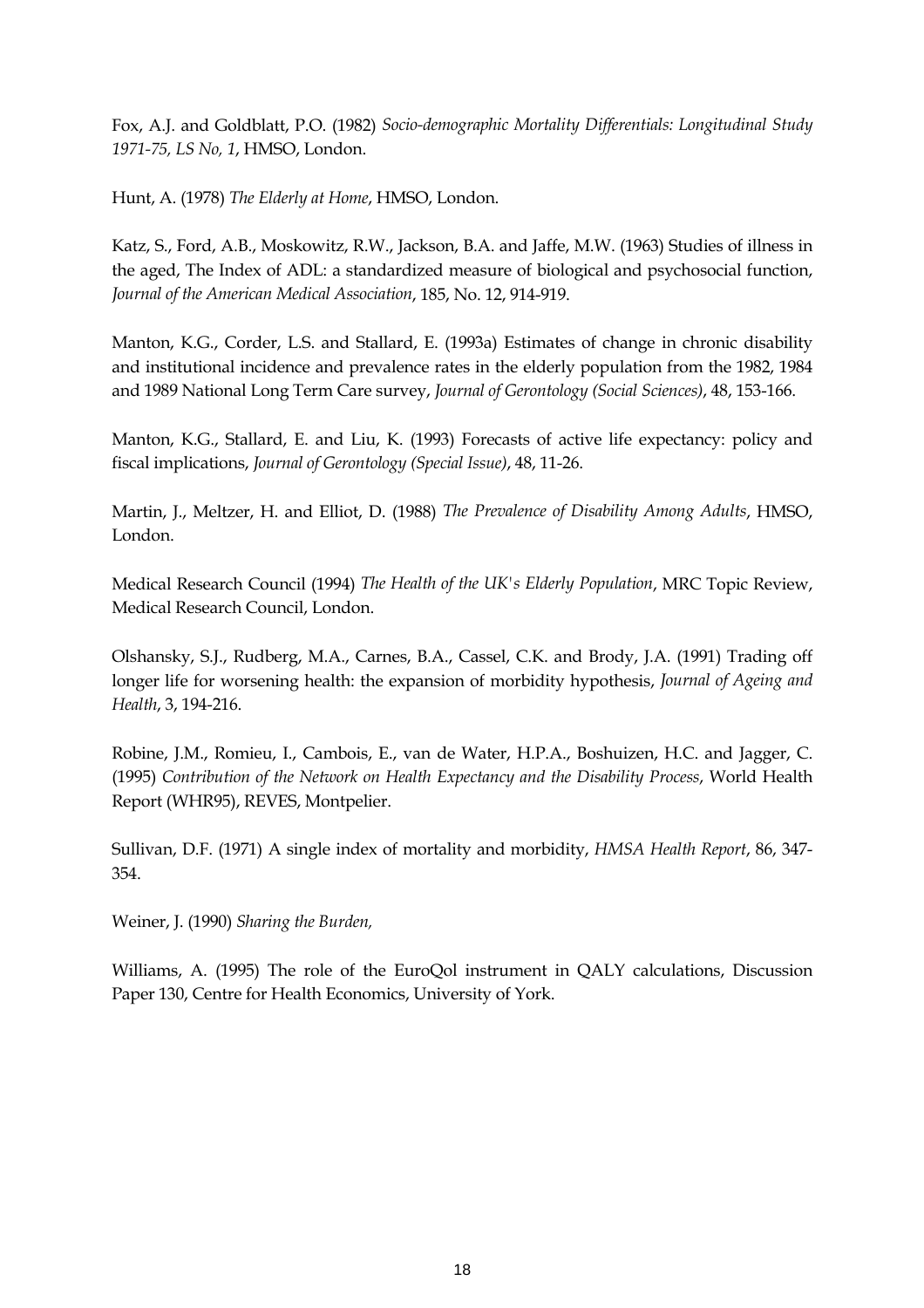Fox, A.J. and Goldblatt, P.O. (1982) *Socio-demographic Mortality Differentials: Longitudinal Study 1971-75, LS No, 1*, HMSO, London.

Hunt, A. (1978) *The Elderly at Home*, HMSO, London.

Katz, S., Ford, A.B., Moskowitz, R.W., Jackson, B.A. and Jaffe, M.W. (1963) Studies of illness in the aged, The Index of ADL: a standardized measure of biological and psychosocial function, *Journal of the American Medical Association*, 185, No. 12, 914-919.

Manton, K.G., Corder, L.S. and Stallard, E. (1993a) Estimates of change in chronic disability and institutional incidence and prevalence rates in the elderly population from the 1982, 1984 and 1989 National Long Term Care survey, *Journal of Gerontology (Social Sciences)*, 48, 153-166.

Manton, K.G., Stallard, E. and Liu, K. (1993) Forecasts of active life expectancy: policy and fiscal implications, *Journal of Gerontology (Special Issue)*, 48, 11-26.

Martin, J., Meltzer, H. and Elliot, D. (1988) *The Prevalence of Disability Among Adults*, HMSO, London.

Medical Research Council (1994) *The Health of the UK's Elderly Population*, MRC Topic Review, Medical Research Council, London.

Olshansky, S.J., Rudberg, M.A., Carnes, B.A., Cassel, C.K. and Brody, J.A. (1991) Trading off longer life for worsening health: the expansion of morbidity hypothesis, *Journal of Ageing and Health*, 3, 194-216.

Robine, J.M., Romieu, I., Cambois, E., van de Water, H.P.A., Boshuizen, H.C. and Jagger, C. (1995) *Contribution of the Network on Health Expectancy and the Disability Process*, World Health Report (WHR95), REVES, Montpelier.

Sullivan, D.F. (1971) A single index of mortality and morbidity, *HMSA Health Report*, 86, 347-354.

Weiner, J. (1990) *Sharing the Burden,*

Williams, A. (1995) The role of the EuroQol instrument in QALY calculations, Discussion Paper 130, Centre for Health Economics, University of York.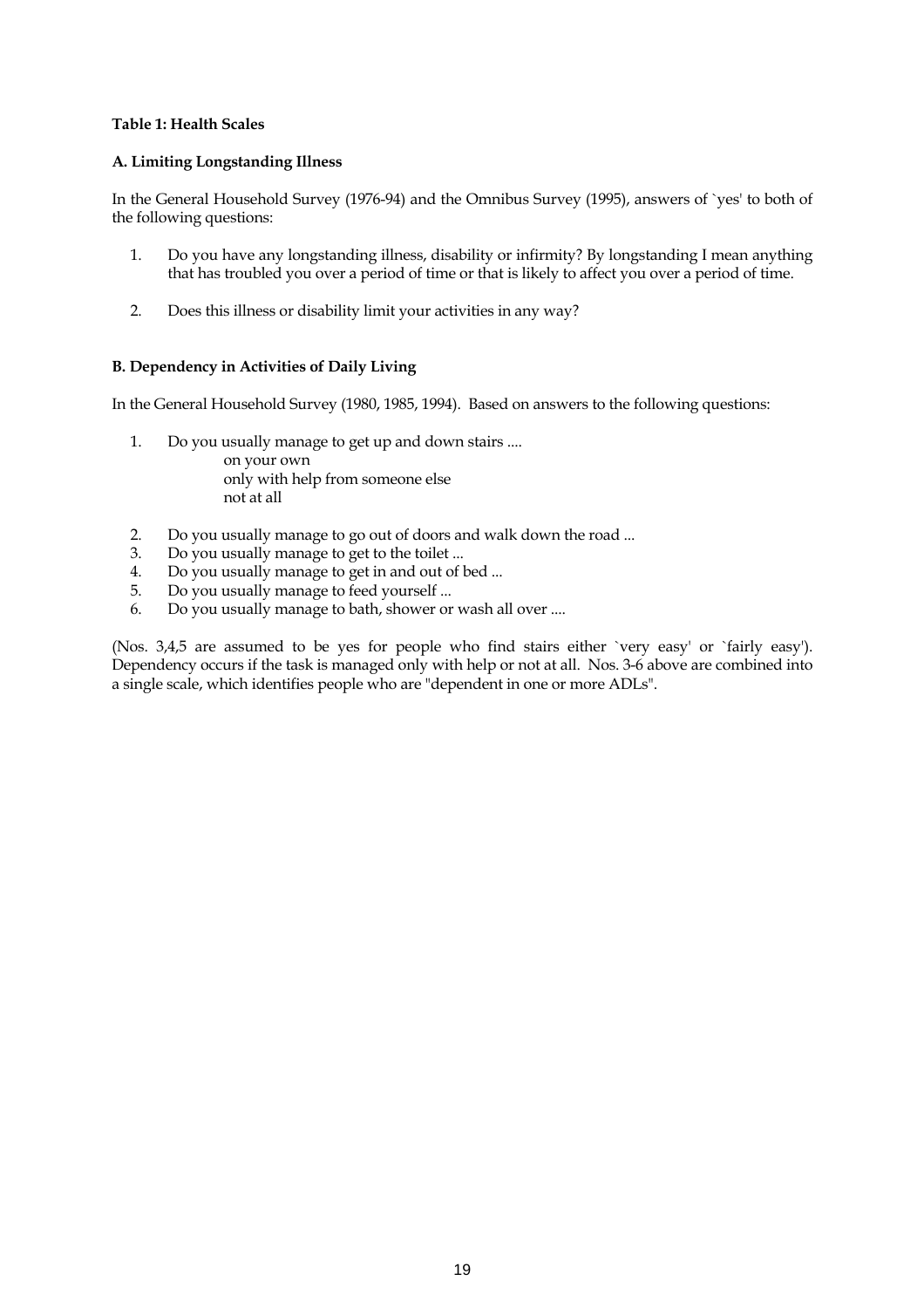**Table 1: Health Scales**

**A. Limiting Longstanding Illness**

In the General Household Survey (1976-94) and the Omnibus Survey (1995), answers of `yes' to both of the following questions:

1. Do you have any longstanding illness, disability or infirmity? By longstanding I mean anything that has troubled you over a period of time or that is likely to affect you over a period of time.

2. Does this illness or disability limit your activities in any way?

**B. Dependency in Activities of Daily Living**

In the General Household Survey (1980, 1985, 1994). Based on answers to the following questions:

1. Do you usually manage to get up and down stairs ....
   on your own
   only with help from someone else
   not at all

2. Do you usually manage to go out of doors and walk down the road ...
3. Do you usually manage to get to the toilet ...
4. Do you usually manage to get in and out of bed ...
5. Do you usually manage to feed yourself ...
6. Do you usually manage to bath, shower or wash all over ....

(Nos. 3,4,5 are assumed to be yes for people who find stairs either `very easy' or `fairly easy'). Dependency occurs if the task is managed only with help or not at all. Nos. 3-6 above are combined into a single scale, which identifies people who are "dependent in one or more ADLs".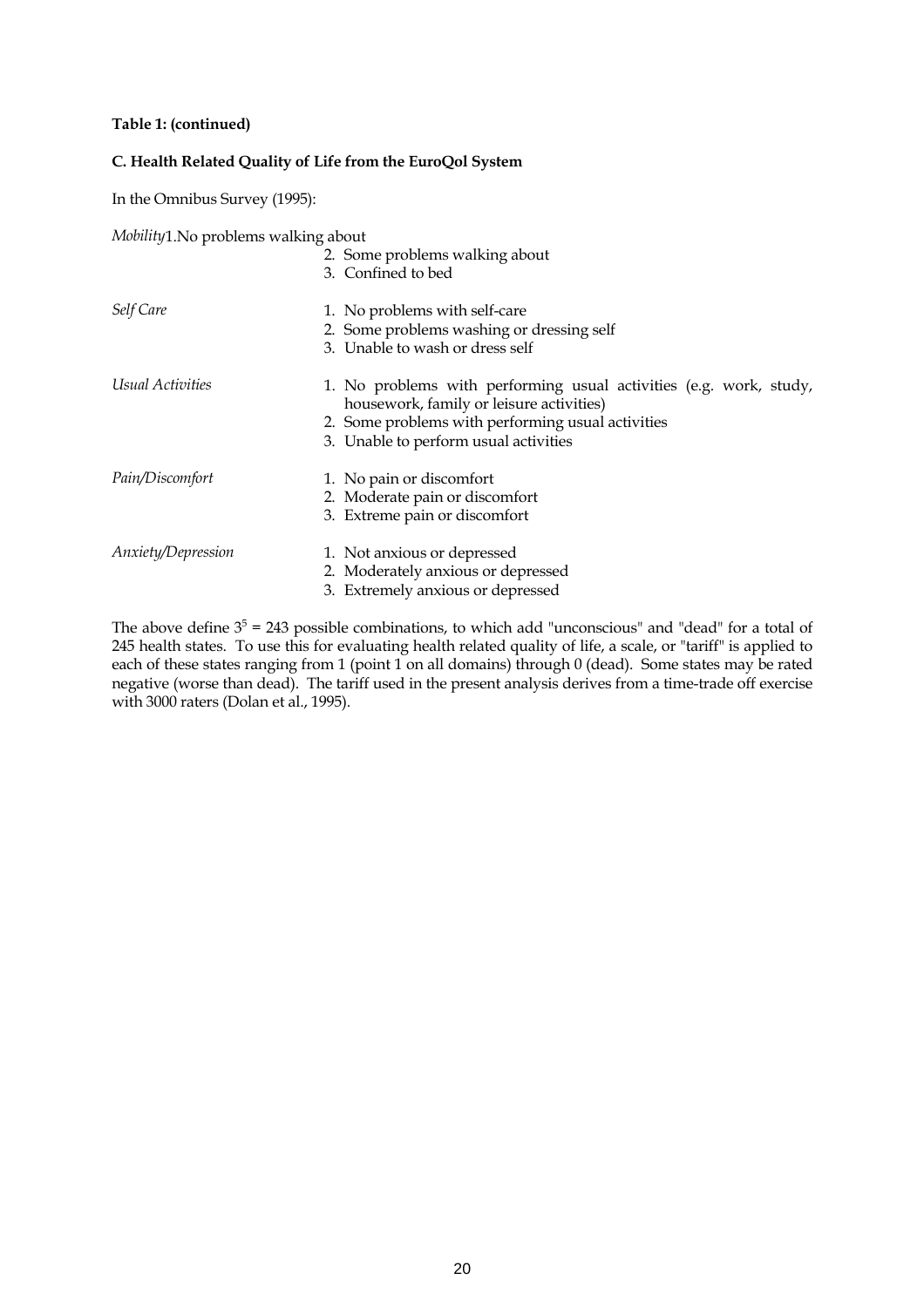**Table 1: (continued)**

**C. Health Related Quality of Life from the EuroQol System**

In the Omnibus Survey (1995):

| | |
|---|---|
| *Mobility* | 1. No problems walking about<br>2. Some problems walking about<br>3. Confined to bed |
| *Self Care* | 1. No problems with self-care<br>2. Some problems washing or dressing self<br>3. Unable to wash or dress self |
| *Usual Activities* | 1. No problems with performing usual activities (e.g. work, study, housework, family or leisure activities)<br>2. Some problems with performing usual activities<br>3. Unable to perform usual activities |
| *Pain/Discomfort* | 1. No pain or discomfort<br>2. Moderate pain or discomfort<br>3. Extreme pain or discomfort |
| *Anxiety/Depression* | 1. Not anxious or depressed<br>2. Moderately anxious or depressed<br>3. Extremely anxious or depressed |

The above define $3^5 = 243$ possible combinations, to which add "unconscious" and "dead" for a total of 245 health states. To use this for evaluating health related quality of life, a scale, or "tariff" is applied to each of these states ranging from 1 (point 1 on all domains) through 0 (dead). Some states may be rated negative (worse than dead). The tariff used in the present analysis derives from a time-trade off exercise with 3000 raters (Dolan et al., 1995).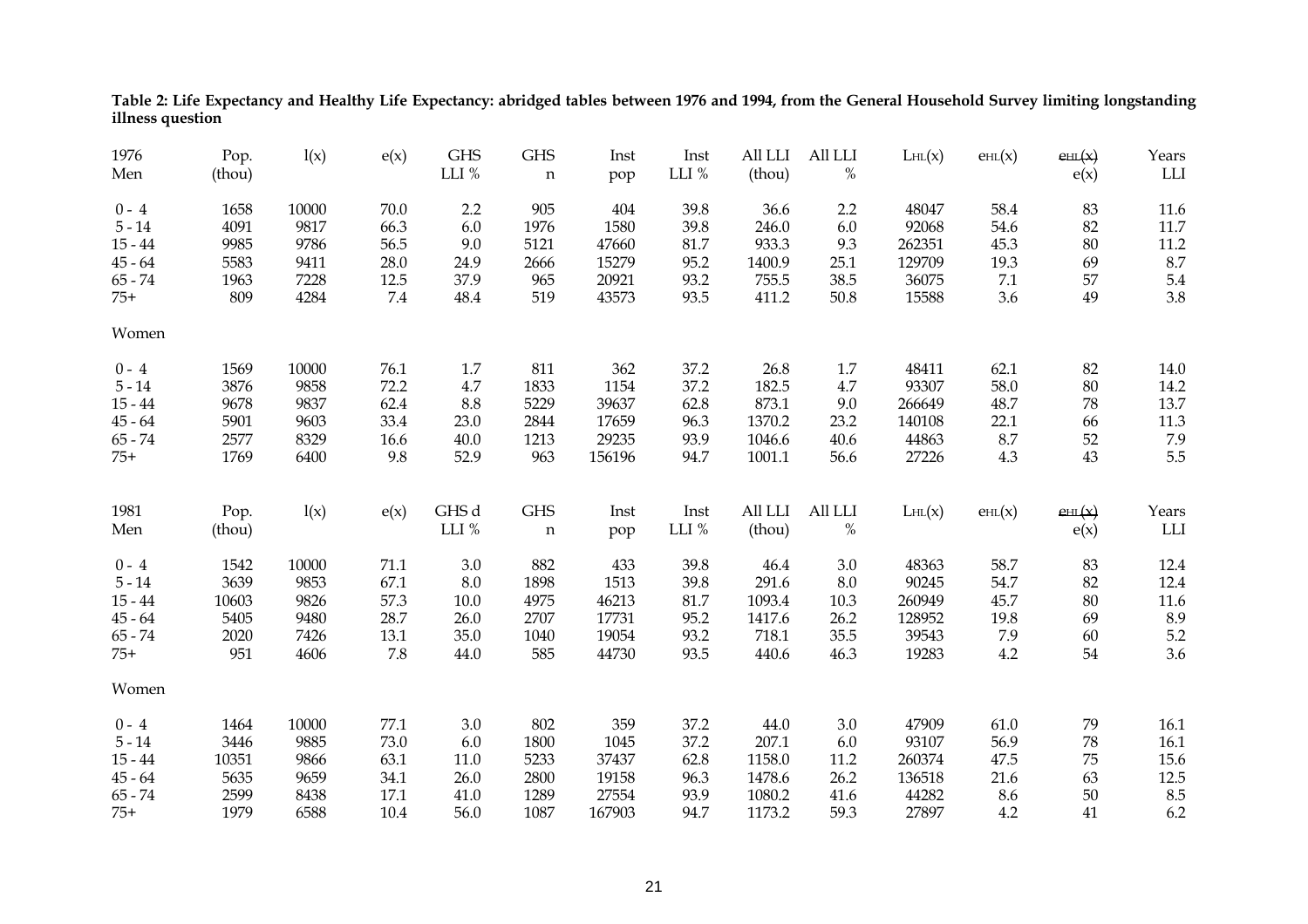**Table 2: Life Expectancy and Healthy Life Expectancy: abridged tables between 1976 and 1994, from the General Household Survey limiting longstanding illness question**

| 1976 Men | Pop. (thou) | l(x) | e(x) | GHS LLI % | GHS n | Inst pop | Inst LLI % | All LLI (thou) | All LLI % | $L_{HL}(x)$ | $e_{HL}(x)$ | $e_{HL}(x)$ / e(x) | Years LLI |
|---|---|---|---|---|---|---|---|---|---|---|---|---|---|
| 0 - 4 | 1658 | 10000 | 70.0 | 2.2 | 905 | 404 | 39.8 | 36.6 | 2.2 | 48047 | 58.4 | 83 | 11.6 |
| 5 - 14 | 4091 | 9817 | 66.3 | 6.0 | 1976 | 1580 | 39.8 | 246.0 | 6.0 | 92068 | 54.6 | 82 | 11.7 |
| 15 - 44 | 9985 | 9786 | 56.5 | 9.0 | 5121 | 47660 | 81.7 | 933.3 | 9.3 | 262351 | 45.3 | 80 | 11.2 |
| 45 - 64 | 5583 | 9411 | 28.0 | 24.9 | 2666 | 15279 | 95.2 | 1400.9 | 25.1 | 129709 | 19.3 | 69 | 8.7 |
| 65 - 74 | 1963 | 7228 | 12.5 | 37.9 | 965 | 20921 | 93.2 | 755.5 | 38.5 | 36075 | 7.1 | 57 | 5.4 |
| 75+ | 809 | 4284 | 7.4 | 48.4 | 519 | 43573 | 93.5 | 411.2 | 50.8 | 15588 | 3.6 | 49 | 3.8 |
| **Women** | | | | | | | | | | | | | |
| 0 - 4 | 1569 | 10000 | 76.1 | 1.7 | 811 | 362 | 37.2 | 26.8 | 1.7 | 48411 | 62.1 | 82 | 14.0 |
| 5 - 14 | 3876 | 9858 | 72.2 | 4.7 | 1833 | 1154 | 37.2 | 182.5 | 4.7 | 93307 | 58.0 | 80 | 14.2 |
| 15 - 44 | 9678 | 9837 | 62.4 | 8.8 | 5229 | 39637 | 62.8 | 873.1 | 9.0 | 266649 | 48.7 | 78 | 13.7 |
| 45 - 64 | 5901 | 9603 | 33.4 | 23.0 | 2844 | 17659 | 96.3 | 1370.2 | 23.2 | 140108 | 22.1 | 66 | 11.3 |
| 65 - 74 | 2577 | 8329 | 16.6 | 40.0 | 1213 | 29235 | 93.9 | 1046.6 | 40.6 | 44863 | 8.7 | 52 | 7.9 |
| 75+ | 1769 | 6400 | 9.8 | 52.9 | 963 | 156196 | 94.7 | 1001.1 | 56.6 | 27226 | 4.3 | 43 | 5.5 |

| 1981 Men | Pop. (thou) | l(x) | e(x) | GHS d LLI % | GHS n | Inst pop | Inst LLI % | All LLI (thou) | All LLI % | $L_{HL}(x)$ | $e_{HL}(x)$ | $e_{HL}(x)$ / e(x) | Years LLI |
|---|---|---|---|---|---|---|---|---|---|---|---|---|---|
| 0 - 4 | 1542 | 10000 | 71.1 | 3.0 | 882 | 433 | 39.8 | 46.4 | 3.0 | 48363 | 58.7 | 83 | 12.4 |
| 5 - 14 | 3639 | 9853 | 67.1 | 8.0 | 1898 | 1513 | 39.8 | 291.6 | 8.0 | 90245 | 54.7 | 82 | 12.4 |
| 15 - 44 | 10603 | 9826 | 57.3 | 10.0 | 4975 | 46213 | 81.7 | 1093.4 | 10.3 | 260949 | 45.7 | 80 | 11.6 |
| 45 - 64 | 5405 | 9480 | 28.7 | 26.0 | 2707 | 17731 | 95.2 | 1417.6 | 26.2 | 128952 | 19.8 | 69 | 8.9 |
| 65 - 74 | 2020 | 7426 | 13.1 | 35.0 | 1040 | 19054 | 93.2 | 718.1 | 35.5 | 39543 | 7.9 | 60 | 5.2 |
| 75+ | 951 | 4606 | 7.8 | 44.0 | 585 | 44730 | 93.5 | 440.6 | 46.3 | 19283 | 4.2 | 54 | 3.6 |
| **Women** | | | | | | | | | | | | | |
| 0 - 4 | 1464 | 10000 | 77.1 | 3.0 | 802 | 359 | 37.2 | 44.0 | 3.0 | 47909 | 61.0 | 79 | 16.1 |
| 5 - 14 | 3446 | 9885 | 73.0 | 6.0 | 1800 | 1045 | 37.2 | 207.1 | 6.0 | 93107 | 56.9 | 78 | 16.1 |
| 15 - 44 | 10351 | 9866 | 63.1 | 11.0 | 5233 | 37437 | 62.8 | 1158.0 | 11.2 | 260374 | 47.5 | 75 | 15.6 |
| 45 - 64 | 5635 | 9659 | 34.1 | 26.0 | 2800 | 19158 | 96.3 | 1478.6 | 26.2 | 136518 | 21.6 | 63 | 12.5 |
| 65 - 74 | 2599 | 8438 | 17.1 | 41.0 | 1289 | 27554 | 93.9 | 1080.2 | 41.6 | 44282 | 8.6 | 50 | 8.5 |
| 75+ | 1979 | 6588 | 10.4 | 56.0 | 1087 | 167903 | 94.7 | 1173.2 | 59.3 | 27897 | 4.2 | 41 | 6.2 |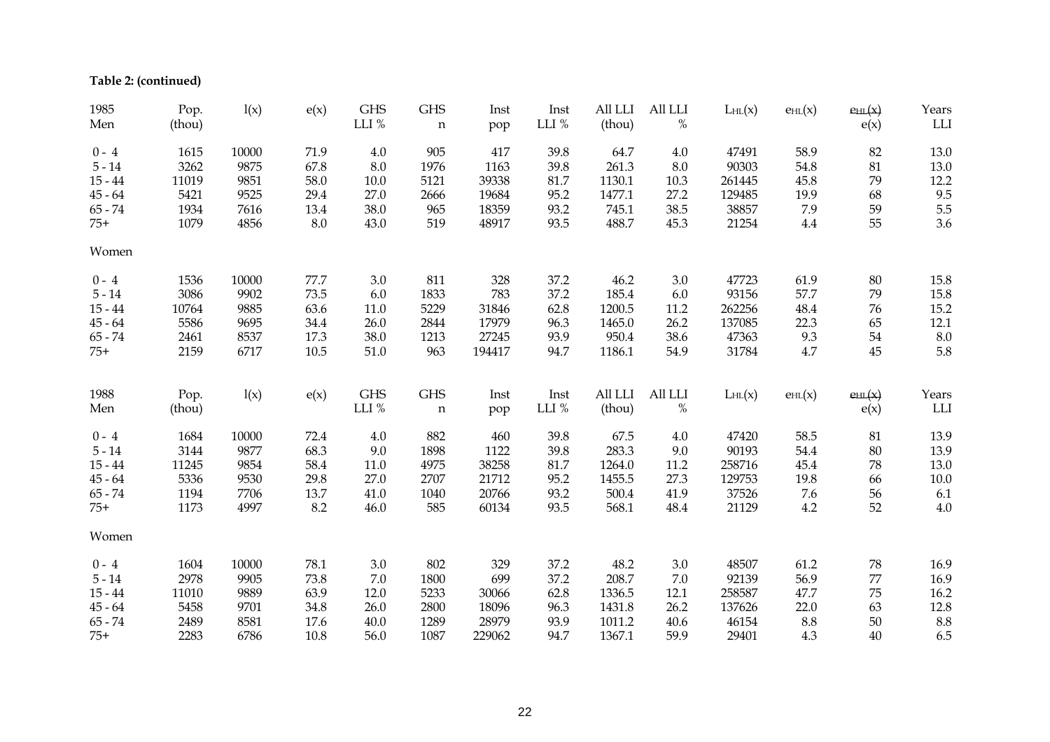**Table 2: (continued)**

| 1985 Men | Pop. (thou) | l(x) | e(x) | GHS LLI % | GHS n | Inst pop | Inst LLI % | All LLI (thou) | All LLI % | $L_{HL}(x)$ | $e_{HL}(x)$ | $e_{HL}(x)$ / e(x) | Years LLI |
|---|---|---|---|---|---|---|---|---|---|---|---|---|---|
| 0 - 4 | 1615 | 10000 | 71.9 | 4.0 | 905 | 417 | 39.8 | 64.7 | 4.0 | 47491 | 58.9 | 82 | 13.0 |
| 5 - 14 | 3262 | 9875 | 67.8 | 8.0 | 1976 | 1163 | 39.8 | 261.3 | 8.0 | 90303 | 54.8 | 81 | 13.0 |
| 15 - 44 | 11019 | 9851 | 58.0 | 10.0 | 5121 | 39338 | 81.7 | 1130.1 | 10.3 | 261445 | 45.8 | 79 | 12.2 |
| 45 - 64 | 5421 | 9525 | 29.4 | 27.0 | 2666 | 19684 | 95.2 | 1477.1 | 27.2 | 129485 | 19.9 | 68 | 9.5 |
| 65 - 74 | 1934 | 7616 | 13.4 | 38.0 | 965 | 18359 | 93.2 | 745.1 | 38.5 | 38857 | 7.9 | 59 | 5.5 |
| 75+ | 1079 | 4856 | 8.0 | 43.0 | 519 | 48917 | 93.5 | 488.7 | 45.3 | 21254 | 4.4 | 55 | 3.6 |
| Women | | | | | | | | | | | | | |
| 0 - 4 | 1536 | 10000 | 77.7 | 3.0 | 811 | 328 | 37.2 | 46.2 | 3.0 | 47723 | 61.9 | 80 | 15.8 |
| 5 - 14 | 3086 | 9902 | 73.5 | 6.0 | 1833 | 783 | 37.2 | 185.4 | 6.0 | 93156 | 57.7 | 79 | 15.8 |
| 15 - 44 | 10764 | 9885 | 63.6 | 11.0 | 5229 | 31846 | 62.8 | 1200.5 | 11.2 | 262256 | 48.4 | 76 | 15.2 |
| 45 - 64 | 5586 | 9695 | 34.4 | 26.0 | 2844 | 17979 | 96.3 | 1465.0 | 26.2 | 137085 | 22.3 | 65 | 12.1 |
| 65 - 74 | 2461 | 8537 | 17.3 | 38.0 | 1213 | 27245 | 93.9 | 950.4 | 38.6 | 47363 | 9.3 | 54 | 8.0 |
| 75+ | 2159 | 6717 | 10.5 | 51.0 | 963 | 194417 | 94.7 | 1186.1 | 54.9 | 31784 | 4.7 | 45 | 5.8 |

| 1988 Men | Pop. (thou) | l(x) | e(x) | GHS LLI % | GHS n | Inst pop | Inst LLI % | All LLI (thou) | All LLI % | $L_{HL}(x)$ | $e_{HL}(x)$ | $e_{HL}(x)$ / e(x) | Years LLI |
|---|---|---|---|---|---|---|---|---|---|---|---|---|---|
| 0 - 4 | 1684 | 10000 | 72.4 | 4.0 | 882 | 460 | 39.8 | 67.5 | 4.0 | 47420 | 58.5 | 81 | 13.9 |
| 5 - 14 | 3144 | 9877 | 68.3 | 9.0 | 1898 | 1122 | 39.8 | 283.3 | 9.0 | 90193 | 54.4 | 80 | 13.9 |
| 15 - 44 | 11245 | 9854 | 58.4 | 11.0 | 4975 | 38258 | 81.7 | 1264.0 | 11.2 | 258716 | 45.4 | 78 | 13.0 |
| 45 - 64 | 5336 | 9530 | 29.8 | 27.0 | 2707 | 21712 | 95.2 | 1455.5 | 27.3 | 129753 | 19.8 | 66 | 10.0 |
| 65 - 74 | 1194 | 7706 | 13.7 | 41.0 | 1040 | 20766 | 93.2 | 500.4 | 41.9 | 37526 | 7.6 | 56 | 6.1 |
| 75+ | 1173 | 4997 | 8.2 | 46.0 | 585 | 60134 | 93.5 | 568.1 | 48.4 | 21129 | 4.2 | 52 | 4.0 |
| Women | | | | | | | | | | | | | |
| 0 - 4 | 1604 | 10000 | 78.1 | 3.0 | 802 | 329 | 37.2 | 48.2 | 3.0 | 48507 | 61.2 | 78 | 16.9 |
| 5 - 14 | 2978 | 9905 | 73.8 | 7.0 | 1800 | 699 | 37.2 | 208.7 | 7.0 | 92139 | 56.9 | 77 | 16.9 |
| 15 - 44 | 11010 | 9889 | 63.9 | 12.0 | 5233 | 30066 | 62.8 | 1336.5 | 12.1 | 258587 | 47.7 | 75 | 16.2 |
| 45 - 64 | 5458 | 9701 | 34.8 | 26.0 | 2800 | 18096 | 96.3 | 1431.8 | 26.2 | 137626 | 22.0 | 63 | 12.8 |
| 65 - 74 | 2489 | 8581 | 17.6 | 40.0 | 1289 | 28979 | 93.9 | 1011.2 | 40.6 | 46154 | 8.8 | 50 | 8.8 |
| 75+ | 2283 | 6786 | 10.8 | 56.0 | 1087 | 229062 | 94.7 | 1367.1 | 59.9 | 29401 | 4.3 | 40 | 6.5 |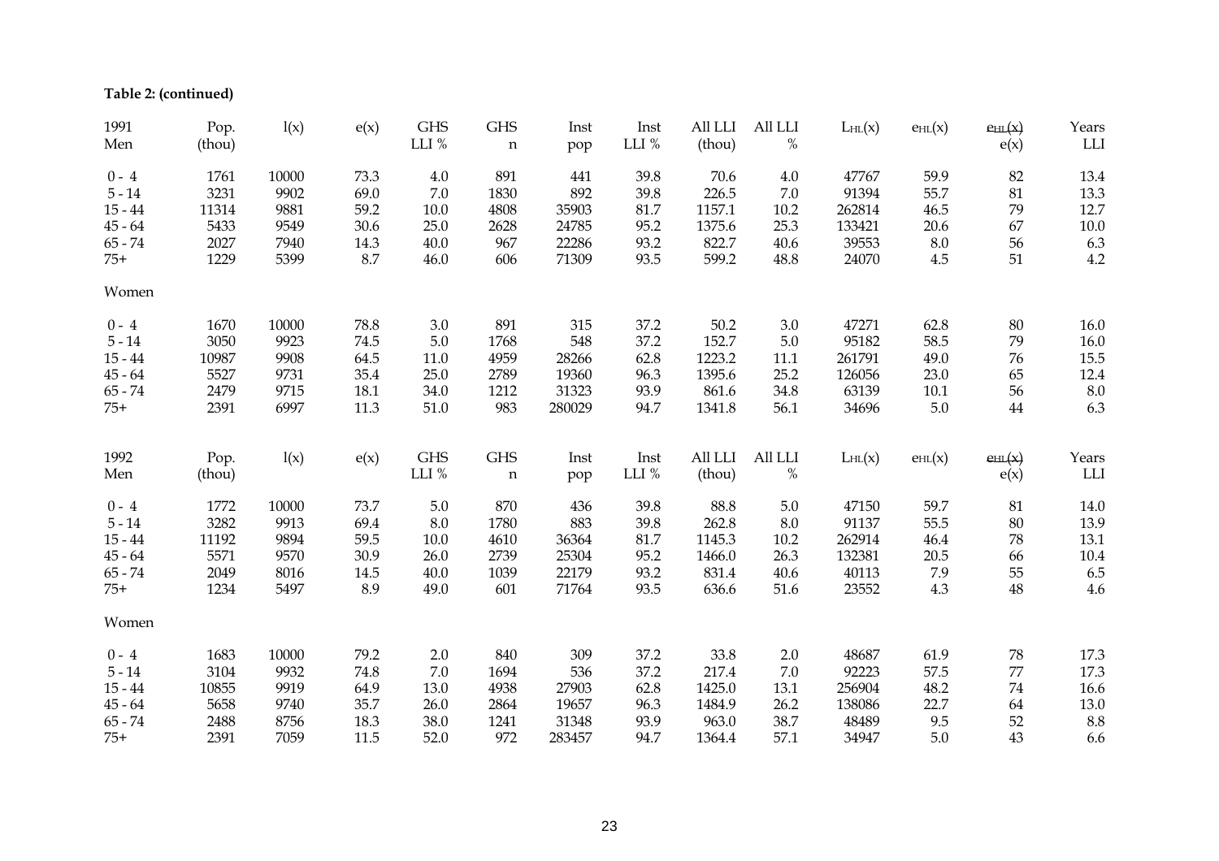**Table 2: (continued)**

| 1991 Men | Pop. (thou) | l(x) | e(x) | GHS LLI % | GHS n | Inst pop | Inst LLI % | All LLI (thou) | All LLI % | $L_{HL}(x)$ | $e_{HL}(x)$ | $e_{HL}(x)$ / e(x) | Years LLI |
|---|---|---|---|---|---|---|---|---|---|---|---|---|---|
| 0 - 4 | 1761 | 10000 | 73.3 | 4.0 | 891 | 441 | 39.8 | 70.6 | 4.0 | 47767 | 59.9 | 82 | 13.4 |
| 5 - 14 | 3231 | 9902 | 69.0 | 7.0 | 1830 | 892 | 39.8 | 226.5 | 7.0 | 91394 | 55.7 | 81 | 13.3 |
| 15 - 44 | 11314 | 9881 | 59.2 | 10.0 | 4808 | 35903 | 81.7 | 1157.1 | 10.2 | 262814 | 46.5 | 79 | 12.7 |
| 45 - 64 | 5433 | 9549 | 30.6 | 25.0 | 2628 | 24785 | 95.2 | 1375.6 | 25.3 | 133421 | 20.6 | 67 | 10.0 |
| 65 - 74 | 2027 | 7940 | 14.3 | 40.0 | 967 | 22286 | 93.2 | 822.7 | 40.6 | 39553 | 8.0 | 56 | 6.3 |
| 75+ | 1229 | 5399 | 8.7 | 46.0 | 606 | 71309 | 93.5 | 599.2 | 48.8 | 24070 | 4.5 | 51 | 4.2 |
| Women | | | | | | | | | | | | | |
| 0 - 4 | 1670 | 10000 | 78.8 | 3.0 | 891 | 315 | 37.2 | 50.2 | 3.0 | 47271 | 62.8 | 80 | 16.0 |
| 5 - 14 | 3050 | 9923 | 74.5 | 5.0 | 1768 | 548 | 37.2 | 152.7 | 5.0 | 95182 | 58.5 | 79 | 16.0 |
| 15 - 44 | 10987 | 9908 | 64.5 | 11.0 | 4959 | 28266 | 62.8 | 1223.2 | 11.1 | 261791 | 49.0 | 76 | 15.5 |
| 45 - 64 | 5527 | 9731 | 35.4 | 25.0 | 2789 | 19360 | 96.3 | 1395.6 | 25.2 | 126056 | 23.0 | 65 | 12.4 |
| 65 - 74 | 2479 | 9715 | 18.1 | 34.0 | 1212 | 31323 | 93.9 | 861.6 | 34.8 | 63139 | 10.1 | 56 | 8.0 |
| 75+ | 2391 | 6997 | 11.3 | 51.0 | 983 | 280029 | 94.7 | 1341.8 | 56.1 | 34696 | 5.0 | 44 | 6.3 |

| 1992 Men | Pop. (thou) | l(x) | e(x) | GHS LLI % | GHS n | Inst pop | Inst LLI % | All LLI (thou) | All LLI % | $L_{HL}(x)$ | $e_{HL}(x)$ | $e_{HL}(x)$ / e(x) | Years LLI |
|---|---|---|---|---|---|---|---|---|---|---|---|---|---|
| 0 - 4 | 1772 | 10000 | 73.7 | 5.0 | 870 | 436 | 39.8 | 88.8 | 5.0 | 47150 | 59.7 | 81 | 14.0 |
| 5 - 14 | 3282 | 9913 | 69.4 | 8.0 | 1780 | 883 | 39.8 | 262.8 | 8.0 | 91137 | 55.5 | 80 | 13.9 |
| 15 - 44 | 11192 | 9894 | 59.5 | 10.0 | 4610 | 36364 | 81.7 | 1145.3 | 10.2 | 262914 | 46.4 | 78 | 13.1 |
| 45 - 64 | 5571 | 9570 | 30.9 | 26.0 | 2739 | 25304 | 95.2 | 1466.0 | 26.3 | 132381 | 20.5 | 66 | 10.4 |
| 65 - 74 | 2049 | 8016 | 14.5 | 40.0 | 1039 | 22179 | 93.2 | 831.4 | 40.6 | 40113 | 7.9 | 55 | 6.5 |
| 75+ | 1234 | 5497 | 8.9 | 49.0 | 601 | 71764 | 93.5 | 636.6 | 51.6 | 23552 | 4.3 | 48 | 4.6 |
| Women | | | | | | | | | | | | | |
| 0 - 4 | 1683 | 10000 | 79.2 | 2.0 | 840 | 309 | 37.2 | 33.8 | 2.0 | 48687 | 61.9 | 78 | 17.3 |
| 5 - 14 | 3104 | 9932 | 74.8 | 7.0 | 1694 | 536 | 37.2 | 217.4 | 7.0 | 92223 | 57.5 | 77 | 17.3 |
| 15 - 44 | 10855 | 9919 | 64.9 | 13.0 | 4938 | 27903 | 62.8 | 1425.0 | 13.1 | 256904 | 48.2 | 74 | 16.6 |
| 45 - 64 | 5658 | 9740 | 35.7 | 26.0 | 2864 | 19657 | 96.3 | 1484.9 | 26.2 | 138086 | 22.7 | 64 | 13.0 |
| 65 - 74 | 2488 | 8756 | 18.3 | 38.0 | 1241 | 31348 | 93.9 | 963.0 | 38.7 | 48489 | 9.5 | 52 | 8.8 |
| 75+ | 2391 | 7059 | 11.5 | 52.0 | 972 | 283457 | 94.7 | 1364.4 | 57.1 | 34947 | 5.0 | 43 | 6.6 |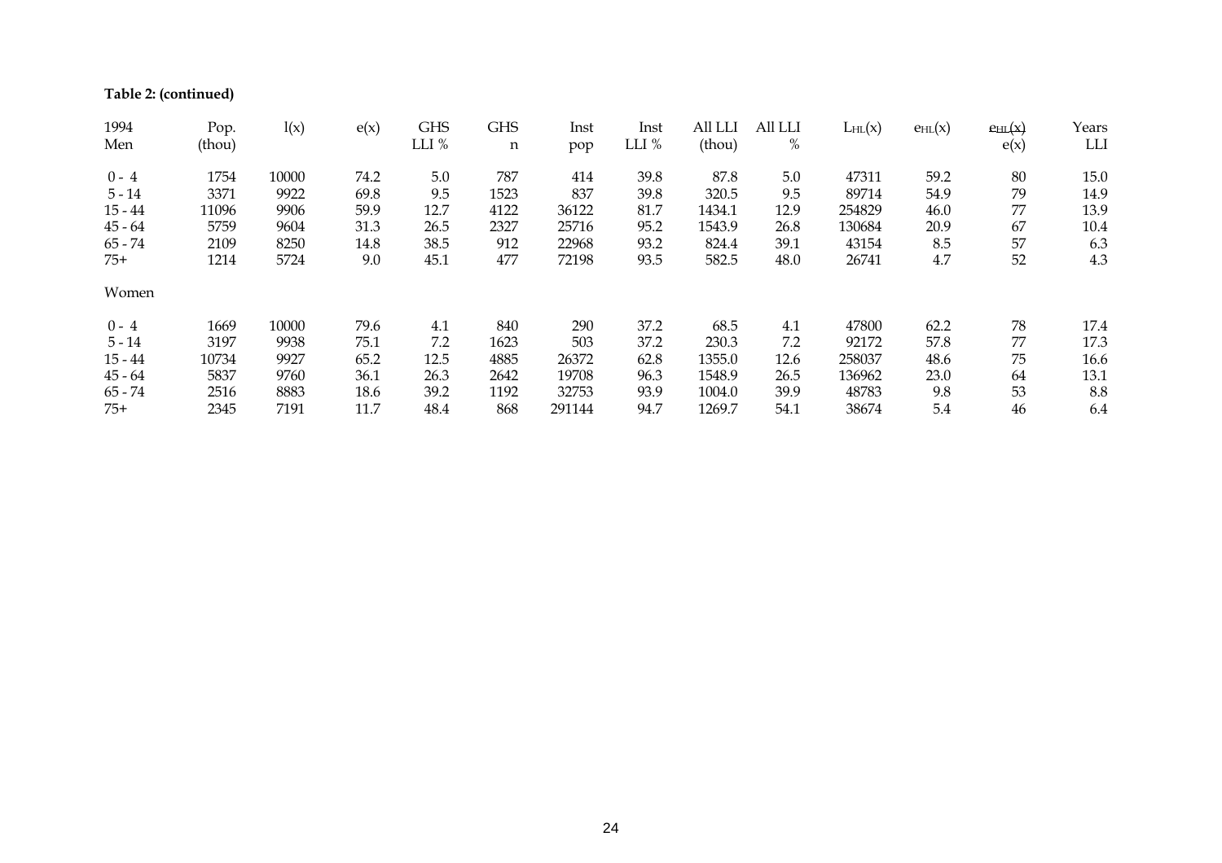**Table 2: (continued)**

| 1994 Men | Pop. (thou) | l(x) | e(x) | GHS LLI % | GHS n | Inst pop | Inst LLI % | All LLI (thou) | All LLI % | $L_{HL}(x)$ | $e_{HL}(x)$ | $e_{HL}(x)$ / e(x) | Years LLI |
|---|---|---|---|---|---|---|---|---|---|---|---|---|---|
| 0 - 4 | 1754 | 10000 | 74.2 | 5.0 | 787 | 414 | 39.8 | 87.8 | 5.0 | 47311 | 59.2 | 80 | 15.0 |
| 5 - 14 | 3371 | 9922 | 69.8 | 9.5 | 1523 | 837 | 39.8 | 320.5 | 9.5 | 89714 | 54.9 | 79 | 14.9 |
| 15 - 44 | 11096 | 9906 | 59.9 | 12.7 | 4122 | 36122 | 81.7 | 1434.1 | 12.9 | 254829 | 46.0 | 77 | 13.9 |
| 45 - 64 | 5759 | 9604 | 31.3 | 26.5 | 2327 | 25716 | 95.2 | 1543.9 | 26.8 | 130684 | 20.9 | 67 | 10.4 |
| 65 - 74 | 2109 | 8250 | 14.8 | 38.5 | 912 | 22968 | 93.2 | 824.4 | 39.1 | 43154 | 8.5 | 57 | 6.3 |
| 75+ | 1214 | 5724 | 9.0 | 45.1 | 477 | 72198 | 93.5 | 582.5 | 48.0 | 26741 | 4.7 | 52 | 4.3 |
| Women | | | | | | | | | | | | | |
| 0 - 4 | 1669 | 10000 | 79.6 | 4.1 | 840 | 290 | 37.2 | 68.5 | 4.1 | 47800 | 62.2 | 78 | 17.4 |
| 5 - 14 | 3197 | 9938 | 75.1 | 7.2 | 1623 | 503 | 37.2 | 230.3 | 7.2 | 92172 | 57.8 | 77 | 17.3 |
| 15 - 44 | 10734 | 9927 | 65.2 | 12.5 | 4885 | 26372 | 62.8 | 1355.0 | 12.6 | 258037 | 48.6 | 75 | 16.6 |
| 45 - 64 | 5837 | 9760 | 36.1 | 26.3 | 2642 | 19708 | 96.3 | 1548.9 | 26.5 | 136962 | 23.0 | 64 | 13.1 |
| 65 - 74 | 2516 | 8883 | 18.6 | 39.2 | 1192 | 32753 | 93.9 | 1004.0 | 39.9 | 48783 | 9.8 | 53 | 8.8 |
| 75+ | 2345 | 7191 | 11.7 | 48.4 | 868 | 291144 | 94.7 | 1269.7 | 54.1 | 38674 | 5.4 | 46 | 6.4 |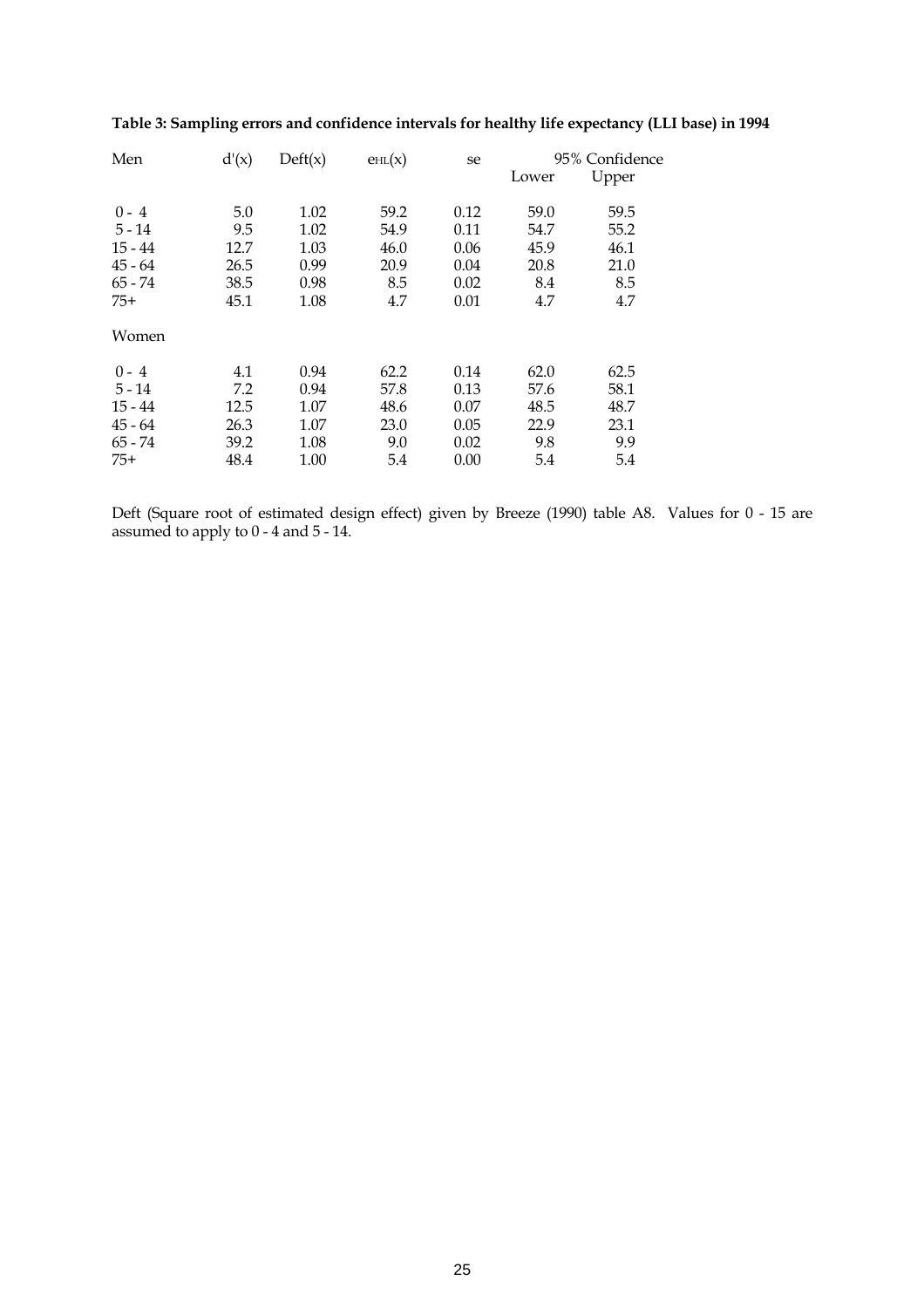**Table 3: Sampling errors and confidence intervals for healthy life expectancy (LLI base) in 1994**

| Men | $d'(x)$ | $Deft(x)$ | $e_{HL}(x)$ | se | 95% Confidence | |
|---|---|---|---|---|---|---|
| | | | | | Lower | Upper |
| 0 - 4 | 5.0 | 1.02 | 59.2 | 0.12 | 59.0 | 59.5 |
| 5 - 14 | 9.5 | 1.02 | 54.9 | 0.11 | 54.7 | 55.2 |
| 15 - 44 | 12.7 | 1.03 | 46.0 | 0.06 | 45.9 | 46.1 |
| 45 - 64 | 26.5 | 0.99 | 20.9 | 0.04 | 20.8 | 21.0 |
| 65 - 74 | 38.5 | 0.98 | 8.5 | 0.02 | 8.4 | 8.5 |
| 75+ | 45.1 | 1.08 | 4.7 | 0.01 | 4.7 | 4.7 |
| **Women** | | | | | | |
| 0 - 4 | 4.1 | 0.94 | 62.2 | 0.14 | 62.0 | 62.5 |
| 5 - 14 | 7.2 | 0.94 | 57.8 | 0.13 | 57.6 | 58.1 |
| 15 - 44 | 12.5 | 1.07 | 48.6 | 0.07 | 48.5 | 48.7 |
| 45 - 64 | 26.3 | 1.07 | 23.0 | 0.05 | 22.9 | 23.1 |
| 65 - 74 | 39.2 | 1.08 | 9.0 | 0.02 | 9.8 | 9.9 |
| 75+ | 48.4 | 1.00 | 5.4 | 0.00 | 5.4 | 5.4 |

Deft (Square root of estimated design effect) given by Breeze (1990) table A8. Values for 0 - 15 are assumed to apply to 0 - 4 and 5 - 14.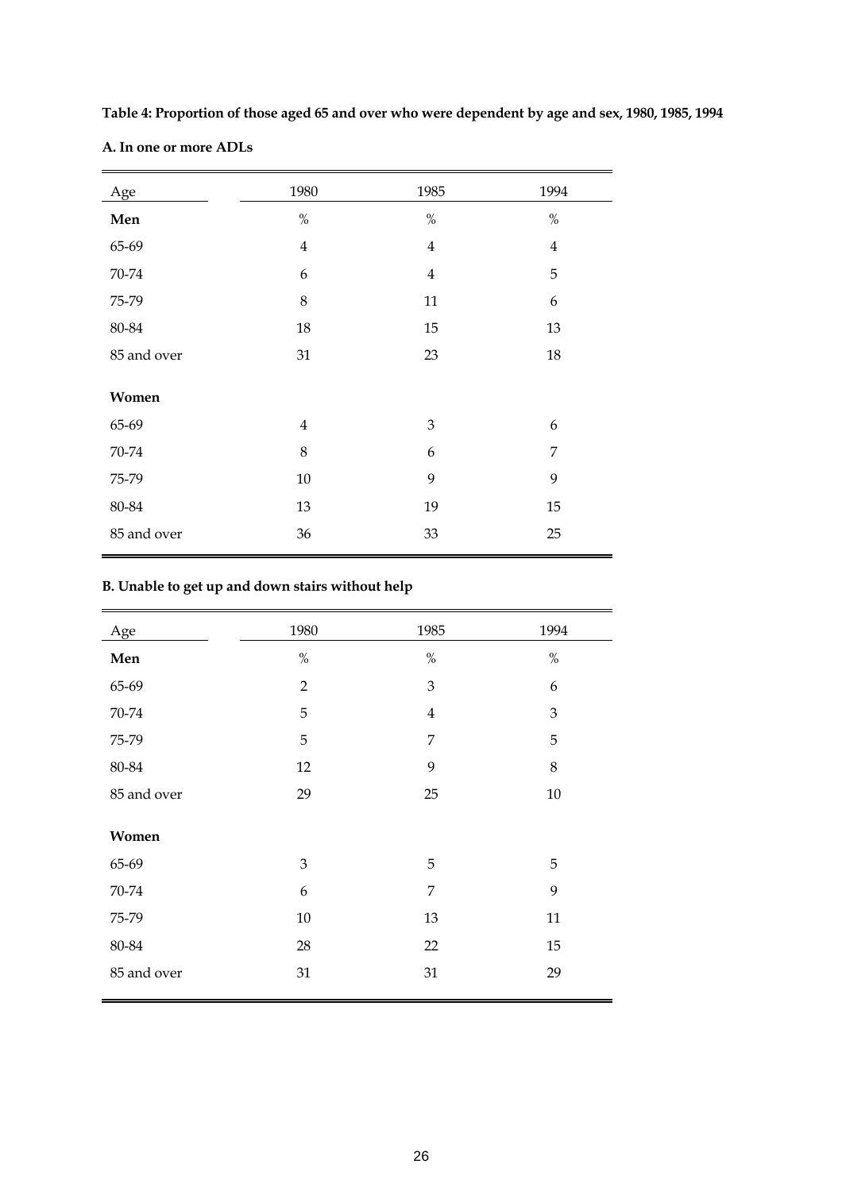**Table 4: Proportion of those aged 65 and over who were dependent by age and sex, 1980, 1985, 1994**

**A. In one or more ADLs**

| Age | 1980 | 1985 | 1994 |
|---|---|---|---|
| **Men** | % | % | % |
| 65-69 | 4 | 4 | 4 |
| 70-74 | 6 | 4 | 5 |
| 75-79 | 8 | 11 | 6 |
| 80-84 | 18 | 15 | 13 |
| 85 and over | 31 | 23 | 18 |
| **Women** | | | |
| 65-69 | 4 | 3 | 6 |
| 70-74 | 8 | 6 | 7 |
| 75-79 | 10 | 9 | 9 |
| 80-84 | 13 | 19 | 15 |
| 85 and over | 36 | 33 | 25 |

**B. Unable to get up and down stairs without help**

| Age | 1980 | 1985 | 1994 |
|---|---|---|---|
| **Men** | % | % | % |
| 65-69 | 2 | 3 | 6 |
| 70-74 | 5 | 4 | 3 |
| 75-79 | 5 | 7 | 5 |
| 80-84 | 12 | 9 | 8 |
| 85 and over | 29 | 25 | 10 |
| **Women** | | | |
| 65-69 | 3 | 5 | 5 |
| 70-74 | 6 | 7 | 9 |
| 75-79 | 10 | 13 | 11 |
| 80-84 | 28 | 22 | 15 |
| 85 and over | 31 | 31 | 29 |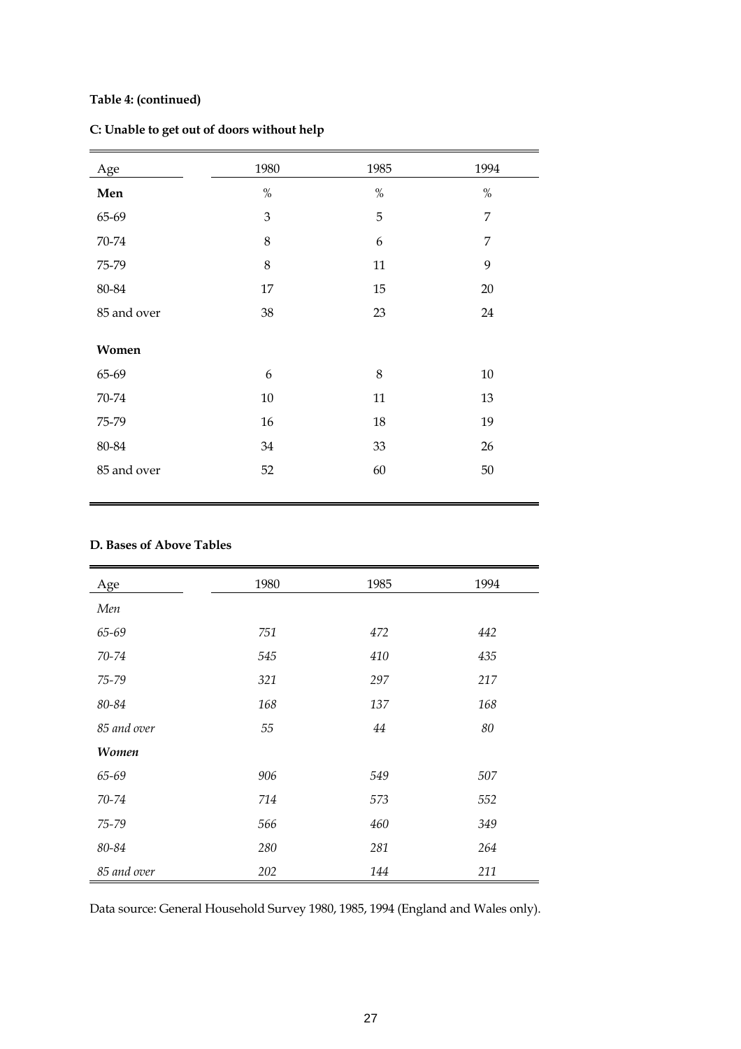**Table 4: (continued)**

**C: Unable to get out of doors without help**

| Age | 1980 | 1985 | 1994 |
|---|---|---|---|
| **Men** | % | % | % |
| 65-69 | 3 | 5 | 7 |
| 70-74 | 8 | 6 | 7 |
| 75-79 | 8 | 11 | 9 |
| 80-84 | 17 | 15 | 20 |
| 85 and over | 38 | 23 | 24 |
| **Women** | | | |
| 65-69 | 6 | 8 | 10 |
| 70-74 | 10 | 11 | 13 |
| 75-79 | 16 | 18 | 19 |
| 80-84 | 34 | 33 | 26 |
| 85 and over | 52 | 60 | 50 |

**D. Bases of Above Tables**

| Age | 1980 | 1985 | 1994 |
|---|---|---|---|
| *Men* | | | |
| *65-69* | *751* | *472* | *442* |
| *70-74* | *545* | *410* | *435* |
| *75-79* | *321* | *297* | *217* |
| *80-84* | *168* | *137* | *168* |
| *85 and over* | *55* | *44* | *80* |
| ***Women*** | | | |
| *65-69* | *906* | *549* | *507* |
| *70-74* | *714* | *573* | *552* |
| *75-79* | *566* | *460* | *349* |
| *80-84* | *280* | *281* | *264* |
| *85 and over* | *202* | *144* | *211* |

Data source: General Household Survey 1980, 1985, 1994 (England and Wales only).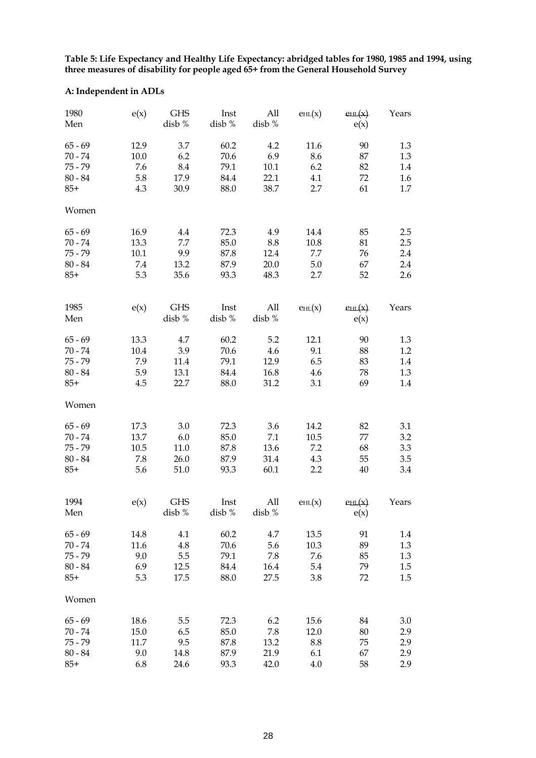**Table 5: Life Expectancy and Healthy Life Expectancy: abridged tables for 1980, 1985 and 1994, using three measures of disability for people aged 65+ from the General Household Survey**

**A: Independent in ADLs**

| 1980 Men | e(x) | GHS disb % | Inst disb % | All disb % | $e_{HL}(x)$ | $e_{HL}(x)$ / e(x) | Years |
|---|---|---|---|---|---|---|---|
| 65 - 69 | 12.9 | 3.7 | 60.2 | 4.2 | 11.6 | 90 | 1.3 |
| 70 - 74 | 10.0 | 6.2 | 70.6 | 6.9 | 8.6 | 87 | 1.3 |
| 75 - 79 | 7.6 | 8.4 | 79.1 | 10.1 | 6.2 | 82 | 1.4 |
| 80 - 84 | 5.8 | 17.9 | 84.4 | 22.1 | 4.1 | 72 | 1.6 |
| 85+ | 4.3 | 30.9 | 88.0 | 38.7 | 2.7 | 61 | 1.7 |
| **Women** | | | | | | | |
| 65 - 69 | 16.9 | 4.4 | 72.3 | 4.9 | 14.4 | 85 | 2.5 |
| 70 - 74 | 13.3 | 7.7 | 85.0 | 8.8 | 10.8 | 81 | 2.5 |
| 75 - 79 | 10.1 | 9.9 | 87.8 | 12.4 | 7.7 | 76 | 2.4 |
| 80 - 84 | 7.4 | 13.2 | 87.9 | 20.0 | 5.0 | 67 | 2.4 |
| 85+ | 5.3 | 35.6 | 93.3 | 48.3 | 2.7 | 52 | 2.6 |

| 1985 Men | e(x) | GHS disb % | Inst disb % | All disb % | $e_{HL}(x)$ | $e_{HL}(x)$ / e(x) | Years |
|---|---|---|---|---|---|---|---|
| 65 - 69 | 13.3 | 4.7 | 60.2 | 5.2 | 12.1 | 90 | 1.3 |
| 70 - 74 | 10.4 | 3.9 | 70.6 | 4.6 | 9.1 | 88 | 1.2 |
| 75 - 79 | 7.9 | 11.4 | 79.1 | 12.9 | 6.5 | 83 | 1.4 |
| 80 - 84 | 5.9 | 13.1 | 84.4 | 16.8 | 4.6 | 78 | 1.3 |
| 85+ | 4.5 | 22.7 | 88.0 | 31.2 | 3.1 | 69 | 1.4 |
| **Women** | | | | | | | |
| 65 - 69 | 17.3 | 3.0 | 72.3 | 3.6 | 14.2 | 82 | 3.1 |
| 70 - 74 | 13.7 | 6.0 | 85.0 | 7.1 | 10.5 | 77 | 3.2 |
| 75 - 79 | 10.5 | 11.0 | 87.8 | 13.6 | 7.2 | 68 | 3.3 |
| 80 - 84 | 7.8 | 26.0 | 87.9 | 31.4 | 4.3 | 55 | 3.5 |
| 85+ | 5.6 | 51.0 | 93.3 | 60.1 | 2.2 | 40 | 3.4 |

| 1994 Men | e(x) | GHS disb % | Inst disb % | All disb % | $e_{HL}(x)$ | $e_{HL}(x)$ / e(x) | Years |
|---|---|---|---|---|---|---|---|
| 65 - 69 | 14.8 | 4.1 | 60.2 | 4.7 | 13.5 | 91 | 1.4 |
| 70 - 74 | 11.6 | 4.8 | 70.6 | 5.6 | 10.3 | 89 | 1.3 |
| 75 - 79 | 9.0 | 5.5 | 79.1 | 7.8 | 7.6 | 85 | 1.3 |
| 80 - 84 | 6.9 | 12.5 | 84.4 | 16.4 | 5.4 | 79 | 1.5 |
| 85+ | 5.3 | 17.5 | 88.0 | 27.5 | 3.8 | 72 | 1.5 |
| **Women** | | | | | | | |
| 65 - 69 | 18.6 | 5.5 | 72.3 | 6.2 | 15.6 | 84 | 3.0 |
| 70 - 74 | 15.0 | 6.5 | 85.0 | 7.8 | 12.0 | 80 | 2.9 |
| 75 - 79 | 11.7 | 9.5 | 87.8 | 13.2 | 8.8 | 75 | 2.9 |
| 80 - 84 | 9.0 | 14.8 | 87.9 | 21.9 | 6.1 | 67 | 2.9 |
| 85+ | 6.8 | 24.6 | 93.3 | 42.0 | 4.0 | 58 | 2.9 |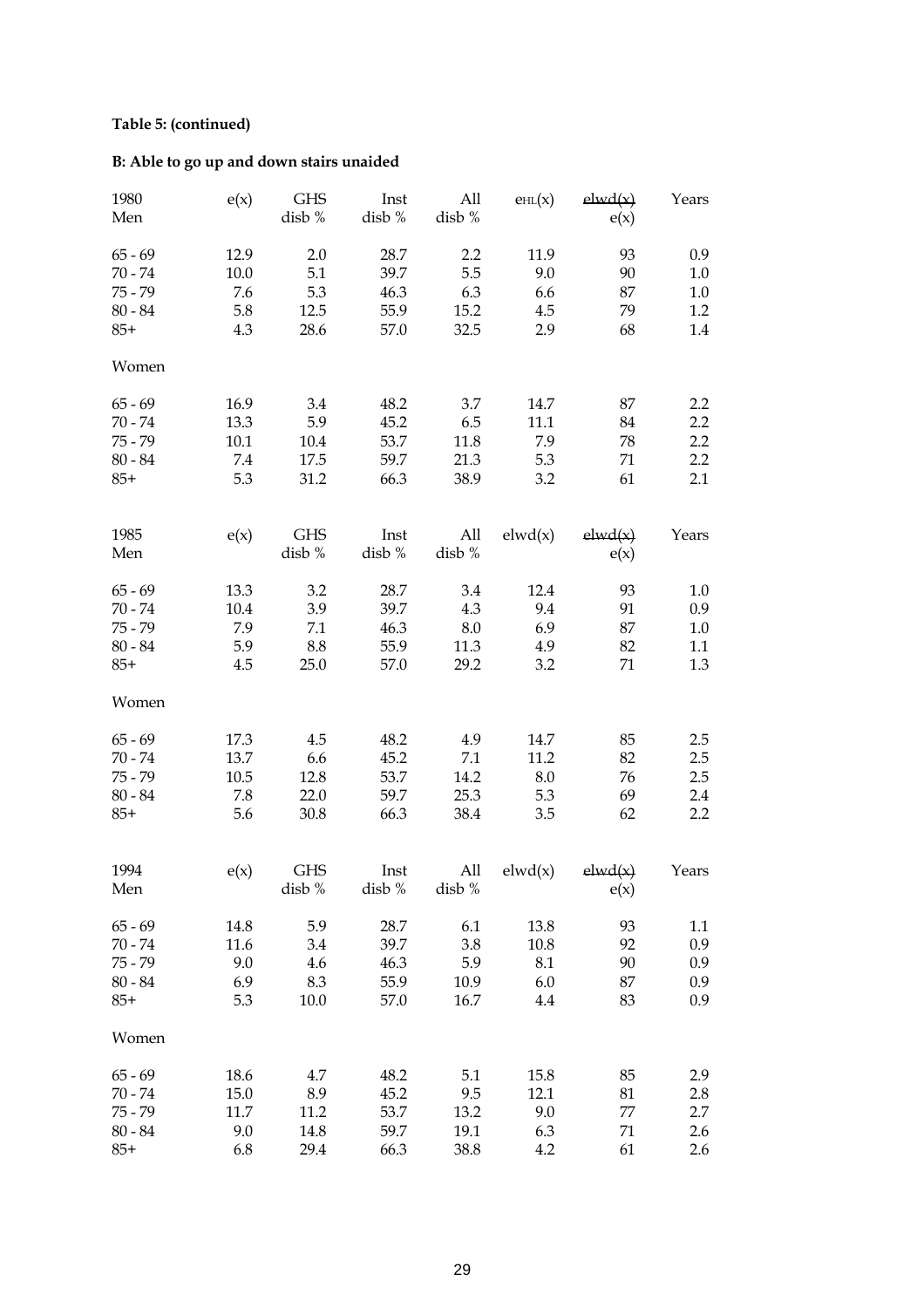**Table 5: (continued)**

**B: Able to go up and down stairs unaided**

| 1980 Men | e(x) | GHS disb % | Inst disb % | All disb % | $e_{HL}(x)$ | elwd(x) / e(x) | Years |
|---|---|---|---|---|---|---|---|
| 65 - 69 | 12.9 | 2.0 | 28.7 | 2.2 | 11.9 | 93 | 0.9 |
| 70 - 74 | 10.0 | 5.1 | 39.7 | 5.5 | 9.0 | 90 | 1.0 |
| 75 - 79 | 7.6 | 5.3 | 46.3 | 6.3 | 6.6 | 87 | 1.0 |
| 80 - 84 | 5.8 | 12.5 | 55.9 | 15.2 | 4.5 | 79 | 1.2 |
| 85+ | 4.3 | 28.6 | 57.0 | 32.5 | 2.9 | 68 | 1.4 |
| **Women** | | | | | | | |
| 65 - 69 | 16.9 | 3.4 | 48.2 | 3.7 | 14.7 | 87 | 2.2 |
| 70 - 74 | 13.3 | 5.9 | 45.2 | 6.5 | 11.1 | 84 | 2.2 |
| 75 - 79 | 10.1 | 10.4 | 53.7 | 11.8 | 7.9 | 78 | 2.2 |
| 80 - 84 | 7.4 | 17.5 | 59.7 | 21.3 | 5.3 | 71 | 2.2 |
| 85+ | 5.3 | 31.2 | 66.3 | 38.9 | 3.2 | 61 | 2.1 |

| 1985 Men | e(x) | GHS disb % | Inst disb % | All disb % | elwd(x) | elwd(x) / e(x) | Years |
|---|---|---|---|---|---|---|---|
| 65 - 69 | 13.3 | 3.2 | 28.7 | 3.4 | 12.4 | 93 | 1.0 |
| 70 - 74 | 10.4 | 3.9 | 39.7 | 4.3 | 9.4 | 91 | 0.9 |
| 75 - 79 | 7.9 | 7.1 | 46.3 | 8.0 | 6.9 | 87 | 1.0 |
| 80 - 84 | 5.9 | 8.8 | 55.9 | 11.3 | 4.9 | 82 | 1.1 |
| 85+ | 4.5 | 25.0 | 57.0 | 29.2 | 3.2 | 71 | 1.3 |
| **Women** | | | | | | | |
| 65 - 69 | 17.3 | 4.5 | 48.2 | 4.9 | 14.7 | 85 | 2.5 |
| 70 - 74 | 13.7 | 6.6 | 45.2 | 7.1 | 11.2 | 82 | 2.5 |
| 75 - 79 | 10.5 | 12.8 | 53.7 | 14.2 | 8.0 | 76 | 2.5 |
| 80 - 84 | 7.8 | 22.0 | 59.7 | 25.3 | 5.3 | 69 | 2.4 |
| 85+ | 5.6 | 30.8 | 66.3 | 38.4 | 3.5 | 62 | 2.2 |

| 1994 Men | e(x) | GHS disb % | Inst disb % | All disb % | elwd(x) | elwd(x) / e(x) | Years |
|---|---|---|---|---|---|---|---|
| 65 - 69 | 14.8 | 5.9 | 28.7 | 6.1 | 13.8 | 93 | 1.1 |
| 70 - 74 | 11.6 | 3.4 | 39.7 | 3.8 | 10.8 | 92 | 0.9 |
| 75 - 79 | 9.0 | 4.6 | 46.3 | 5.9 | 8.1 | 90 | 0.9 |
| 80 - 84 | 6.9 | 8.3 | 55.9 | 10.9 | 6.0 | 87 | 0.9 |
| 85+ | 5.3 | 10.0 | 57.0 | 16.7 | 4.4 | 83 | 0.9 |
| **Women** | | | | | | | |
| 65 - 69 | 18.6 | 4.7 | 48.2 | 5.1 | 15.8 | 85 | 2.9 |
| 70 - 74 | 15.0 | 8.9 | 45.2 | 9.5 | 12.1 | 81 | 2.8 |
| 75 - 79 | 11.7 | 11.2 | 53.7 | 13.2 | 9.0 | 77 | 2.7 |
| 80 - 84 | 9.0 | 14.8 | 59.7 | 19.1 | 6.3 | 71 | 2.6 |
| 85+ | 6.8 | 29.4 | 66.3 | 38.8 | 4.2 | 61 | 2.6 |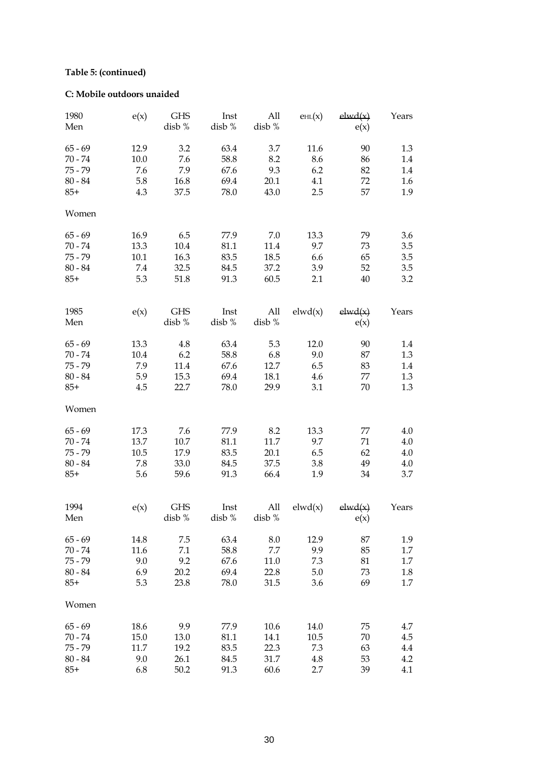**Table 5: (continued)**

**C: Mobile outdoors unaided**

| 1980<br>Men | e(x) | GHS<br>disb % | Inst<br>disb % | All<br>disb % | $e_{HL}(x)$ | ~~elwd(x)~~<br>e(x) | Years |
|---|---|---|---|---|---|---|---|
| 65 - 69 | 12.9 | 3.2 | 63.4 | 3.7 | 11.6 | 90 | 1.3 |
| 70 - 74 | 10.0 | 7.6 | 58.8 | 8.2 | 8.6 | 86 | 1.4 |
| 75 - 79 | 7.6 | 7.9 | 67.6 | 9.3 | 6.2 | 82 | 1.4 |
| 80 - 84 | 5.8 | 16.8 | 69.4 | 20.1 | 4.1 | 72 | 1.6 |
| 85+ | 4.3 | 37.5 | 78.0 | 43.0 | 2.5 | 57 | 1.9 |
| Women | | | | | | | |
| 65 - 69 | 16.9 | 6.5 | 77.9 | 7.0 | 13.3 | 79 | 3.6 |
| 70 - 74 | 13.3 | 10.4 | 81.1 | 11.4 | 9.7 | 73 | 3.5 |
| 75 - 79 | 10.1 | 16.3 | 83.5 | 18.5 | 6.6 | 65 | 3.5 |
| 80 - 84 | 7.4 | 32.5 | 84.5 | 37.2 | 3.9 | 52 | 3.5 |
| 85+ | 5.3 | 51.8 | 91.3 | 60.5 | 2.1 | 40 | 3.2 |

| 1985<br>Men | e(x) | GHS<br>disb % | Inst<br>disb % | All<br>disb % | elwd(x) | ~~elwd(x)~~<br>e(x) | Years |
|---|---|---|---|---|---|---|---|
| 65 - 69 | 13.3 | 4.8 | 63.4 | 5.3 | 12.0 | 90 | 1.4 |
| 70 - 74 | 10.4 | 6.2 | 58.8 | 6.8 | 9.0 | 87 | 1.3 |
| 75 - 79 | 7.9 | 11.4 | 67.6 | 12.7 | 6.5 | 83 | 1.4 |
| 80 - 84 | 5.9 | 15.3 | 69.4 | 18.1 | 4.6 | 77 | 1.3 |
| 85+ | 4.5 | 22.7 | 78.0 | 29.9 | 3.1 | 70 | 1.3 |
| Women | | | | | | | |
| 65 - 69 | 17.3 | 7.6 | 77.9 | 8.2 | 13.3 | 77 | 4.0 |
| 70 - 74 | 13.7 | 10.7 | 81.1 | 11.7 | 9.7 | 71 | 4.0 |
| 75 - 79 | 10.5 | 17.9 | 83.5 | 20.1 | 6.5 | 62 | 4.0 |
| 80 - 84 | 7.8 | 33.0 | 84.5 | 37.5 | 3.8 | 49 | 4.0 |
| 85+ | 5.6 | 59.6 | 91.3 | 66.4 | 1.9 | 34 | 3.7 |

| 1994<br>Men | e(x) | GHS<br>disb % | Inst<br>disb % | All<br>disb % | elwd(x) | ~~elwd(x)~~<br>e(x) | Years |
|---|---|---|---|---|---|---|---|
| 65 - 69 | 14.8 | 7.5 | 63.4 | 8.0 | 12.9 | 87 | 1.9 |
| 70 - 74 | 11.6 | 7.1 | 58.8 | 7.7 | 9.9 | 85 | 1.7 |
| 75 - 79 | 9.0 | 9.2 | 67.6 | 11.0 | 7.3 | 81 | 1.7 |
| 80 - 84 | 6.9 | 20.2 | 69.4 | 22.8 | 5.0 | 73 | 1.8 |
| 85+ | 5.3 | 23.8 | 78.0 | 31.5 | 3.6 | 69 | 1.7 |
| Women | | | | | | | |
| 65 - 69 | 18.6 | 9.9 | 77.9 | 10.6 | 14.0 | 75 | 4.7 |
| 70 - 74 | 15.0 | 13.0 | 81.1 | 14.1 | 10.5 | 70 | 4.5 |
| 75 - 79 | 11.7 | 19.2 | 83.5 | 22.3 | 7.3 | 63 | 4.4 |
| 80 - 84 | 9.0 | 26.1 | 84.5 | 31.7 | 4.8 | 53 | 4.2 |
| 85+ | 6.8 | 50.2 | 91.3 | 60.6 | 2.7 | 39 | 4.1 |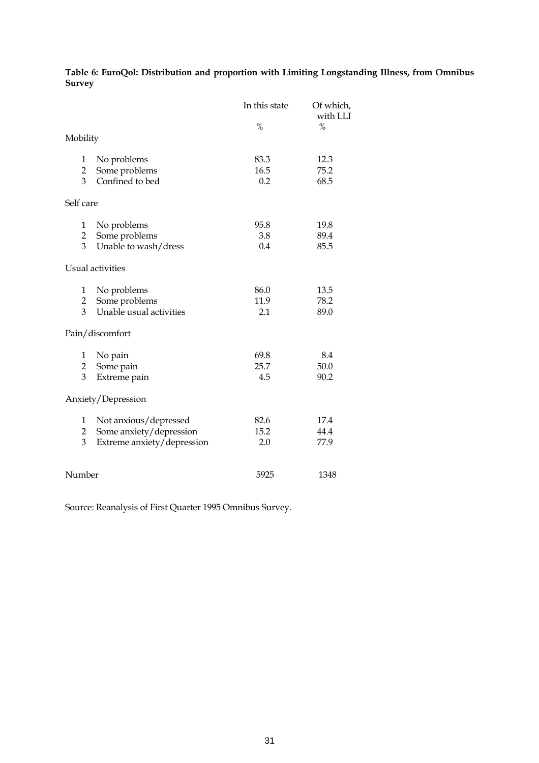**Table 6: EuroQol: Distribution and proportion with Limiting Longstanding Illness, from Omnibus Survey**

| | In this state | Of which, with LLI |
|---|---|---|
| | % | % |
| **Mobility** | | |
| 1 No problems | 83.3 | 12.3 |
| 2 Some problems | 16.5 | 75.2 |
| 3 Confined to bed | 0.2 | 68.5 |
| **Self care** | | |
| 1 No problems | 95.8 | 19.8 |
| 2 Some problems | 3.8 | 89.4 |
| 3 Unable to wash/dress | 0.4 | 85.5 |
| **Usual activities** | | |
| 1 No problems | 86.0 | 13.5 |
| 2 Some problems | 11.9 | 78.2 |
| 3 Unable usual activities | 2.1 | 89.0 |
| **Pain/discomfort** | | |
| 1 No pain | 69.8 | 8.4 |
| 2 Some pain | 25.7 | 50.0 |
| 3 Extreme pain | 4.5 | 90.2 |
| **Anxiety/Depression** | | |
| 1 Not anxious/depressed | 82.6 | 17.4 |
| 2 Some anxiety/depression | 15.2 | 44.4 |
| 3 Extreme anxiety/depression | 2.0 | 77.9 |
| Number | 5925 | 1348 |

Source: Reanalysis of First Quarter 1995 Omnibus Survey.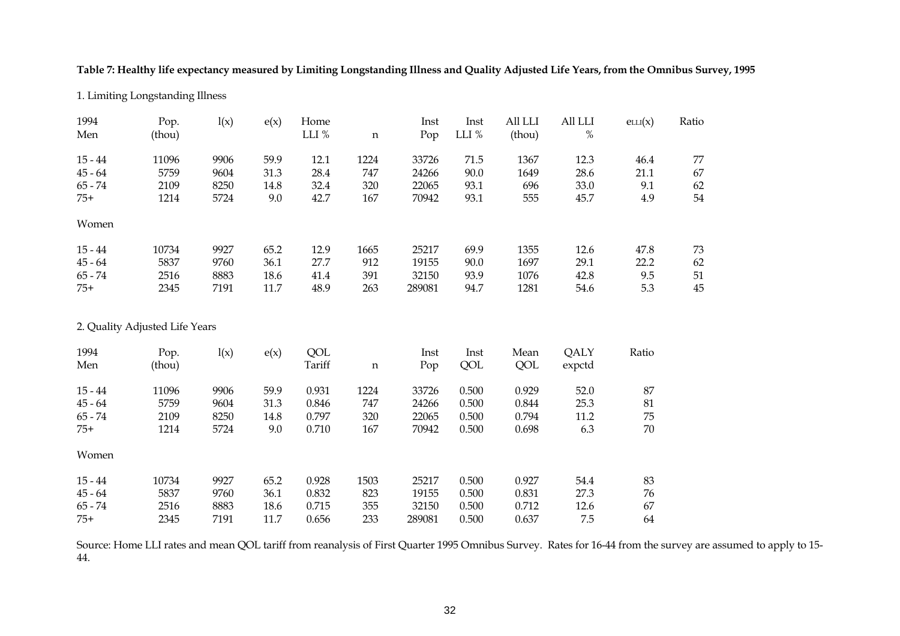**Table 7: Healthy life expectancy measured by Limiting Longstanding Illness and Quality Adjusted Life Years, from the Omnibus Survey, 1995**

1. Limiting Longstanding Illness

| 1994 Men | Pop. (thou) | l(x) | e(x) | Home LLI % | n | Inst Pop | Inst LLI % | All LLI (thou) | All LLI % | $e_{LLI}(x)$ | Ratio |
|---|---|---|---|---|---|---|---|---|---|---|---|
| 15 - 44 | 11096 | 9906 | 59.9 | 12.1 | 1224 | 33726 | 71.5 | 1367 | 12.3 | 46.4 | 77 |
| 45 - 64 | 5759 | 9604 | 31.3 | 28.4 | 747 | 24266 | 90.0 | 1649 | 28.6 | 21.1 | 67 |
| 65 - 74 | 2109 | 8250 | 14.8 | 32.4 | 320 | 22065 | 93.1 | 696 | 33.0 | 9.1 | 62 |
| 75+ | 1214 | 5724 | 9.0 | 42.7 | 167 | 70942 | 93.1 | 555 | 45.7 | 4.9 | 54 |
| Women | | | | | | | | | | | |
| 15 - 44 | 10734 | 9927 | 65.2 | 12.9 | 1665 | 25217 | 69.9 | 1355 | 12.6 | 47.8 | 73 |
| 45 - 64 | 5837 | 9760 | 36.1 | 27.7 | 912 | 19155 | 90.0 | 1697 | 29.1 | 22.2 | 62 |
| 65 - 74 | 2516 | 8883 | 18.6 | 41.4 | 391 | 32150 | 93.9 | 1076 | 42.8 | 9.5 | 51 |
| 75+ | 2345 | 7191 | 11.7 | 48.9 | 263 | 289081 | 94.7 | 1281 | 54.6 | 5.3 | 45 |

2. Quality Adjusted Life Years

| 1994 Men | Pop. (thou) | l(x) | e(x) | QOL Tariff | n | Inst Pop | Inst QOL | Mean QOL | QALY expctd | Ratio |
|---|---|---|---|---|---|---|---|---|---|---|
| 15 - 44 | 11096 | 9906 | 59.9 | 0.931 | 1224 | 33726 | 0.500 | 0.929 | 52.0 | 87 |
| 45 - 64 | 5759 | 9604 | 31.3 | 0.846 | 747 | 24266 | 0.500 | 0.844 | 25.3 | 81 |
| 65 - 74 | 2109 | 8250 | 14.8 | 0.797 | 320 | 22065 | 0.500 | 0.794 | 11.2 | 75 |
| 75+ | 1214 | 5724 | 9.0 | 0.710 | 167 | 70942 | 0.500 | 0.698 | 6.3 | 70 |
| Women | | | | | | | | | | |
| 15 - 44 | 10734 | 9927 | 65.2 | 0.928 | 1503 | 25217 | 0.500 | 0.927 | 54.4 | 83 |
| 45 - 64 | 5837 | 9760 | 36.1 | 0.832 | 823 | 19155 | 0.500 | 0.831 | 27.3 | 76 |
| 65 - 74 | 2516 | 8883 | 18.6 | 0.715 | 355 | 32150 | 0.500 | 0.712 | 12.6 | 67 |
| 75+ | 2345 | 7191 | 11.7 | 0.656 | 233 | 289081 | 0.500 | 0.637 | 7.5 | 64 |

Source: Home LLI rates and mean QOL tariff from reanalysis of First Quarter 1995 Omnibus Survey. Rates for 16-44 from the survey are assumed to apply to 15-44.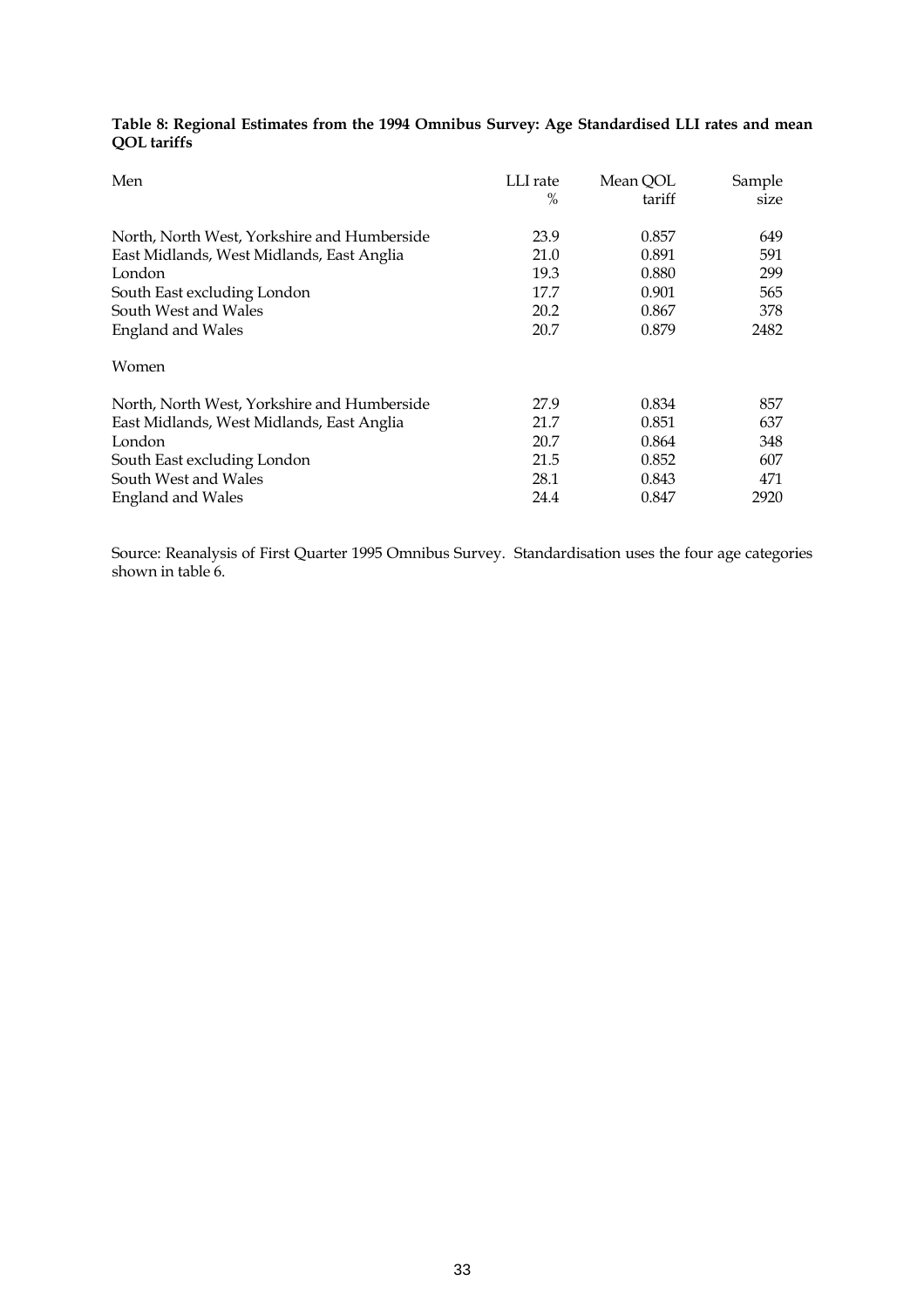**Table 8: Regional Estimates from the 1994 Omnibus Survey: Age Standardised LLI rates and mean QOL tariffs**

| Men | LLI rate % | Mean QOL tariff | Sample size |
|---|---|---|---|
| North, North West, Yorkshire and Humberside | 23.9 | 0.857 | 649 |
| East Midlands, West Midlands, East Anglia | 21.0 | 0.891 | 591 |
| London | 19.3 | 0.880 | 299 |
| South East excluding London | 17.7 | 0.901 | 565 |
| South West and Wales | 20.2 | 0.867 | 378 |
| England and Wales | 20.7 | 0.879 | 2482 |
| **Women** | | | |
| North, North West, Yorkshire and Humberside | 27.9 | 0.834 | 857 |
| East Midlands, West Midlands, East Anglia | 21.7 | 0.851 | 637 |
| London | 20.7 | 0.864 | 348 |
| South East excluding London | 21.5 | 0.852 | 607 |
| South West and Wales | 28.1 | 0.843 | 471 |
| England and Wales | 24.4 | 0.847 | 2920 |

Source: Reanalysis of First Quarter 1995 Omnibus Survey. Standardisation uses the four age categories shown in table 6.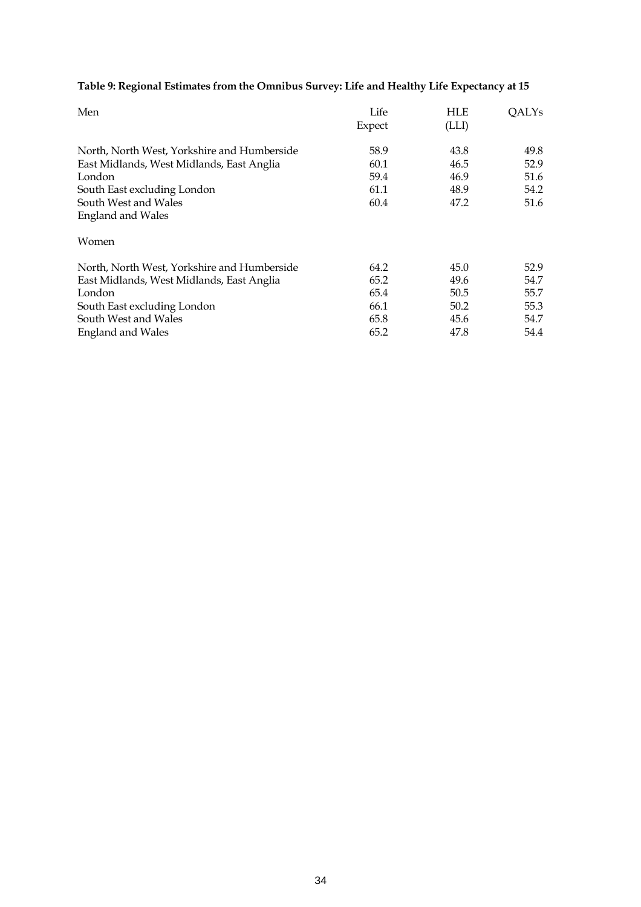**Table 9: Regional Estimates from the Omnibus Survey: Life and Healthy Life Expectancy at 15**

| Men | Life Expect | HLE (LLI) | QALYs |
|---|---|---|---|
| North, North West, Yorkshire and Humberside | 58.9 | 43.8 | 49.8 |
| East Midlands, West Midlands, East Anglia | 60.1 | 46.5 | 52.9 |
| London | 59.4 | 46.9 | 51.6 |
| South East excluding London | 61.1 | 48.9 | 54.2 |
| South West and Wales | 60.4 | 47.2 | 51.6 |
| England and Wales | | | |
| **Women** | | | |
| North, North West, Yorkshire and Humberside | 64.2 | 45.0 | 52.9 |
| East Midlands, West Midlands, East Anglia | 65.2 | 49.6 | 54.7 |
| London | 65.4 | 50.5 | 55.7 |
| South East excluding London | 66.1 | 50.2 | 55.3 |
| South West and Wales | 65.8 | 45.6 | 54.7 |
| England and Wales | 65.2 | 47.8 | 54.4 |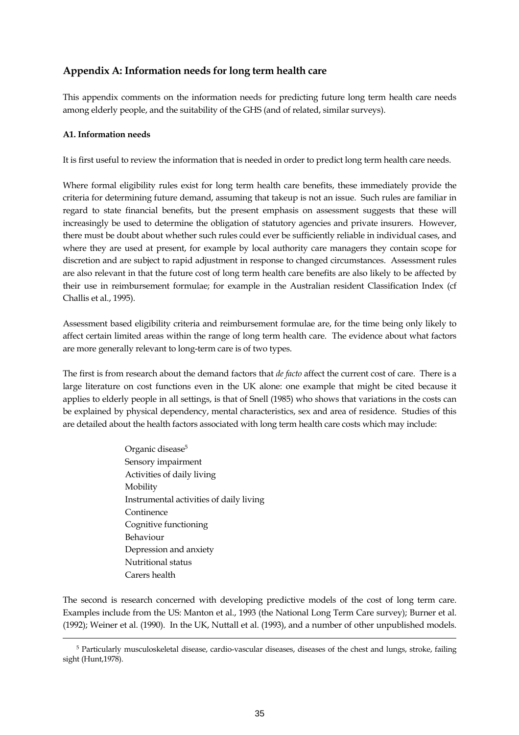## Appendix A: Information needs for long term health care

This appendix comments on the information needs for predicting future long term health care needs among elderly people, and the suitability of the GHS (and of related, similar surveys).

**A1. Information needs**

It is first useful to review the information that is needed in order to predict long term health care needs.

Where formal eligibility rules exist for long term health care benefits, these immediately provide the criteria for determining future demand, assuming that takeup is not an issue. Such rules are familiar in regard to state financial benefits, but the present emphasis on assessment suggests that these will increasingly be used to determine the obligation of statutory agencies and private insurers. However, there must be doubt about whether such rules could ever be sufficiently reliable in individual cases, and where they are used at present, for example by local authority care managers they contain scope for discretion and are subject to rapid adjustment in response to changed circumstances. Assessment rules are also relevant in that the future cost of long term health care benefits are also likely to be affected by their use in reimbursement formulae; for example in the Australian resident Classification Index (cf Challis et al., 1995).

Assessment based eligibility criteria and reimbursement formulae are, for the time being only likely to affect certain limited areas within the range of long term health care. The evidence about what factors are more generally relevant to long-term care is of two types.

The first is from research about the demand factors that *de facto* affect the current cost of care. There is a large literature on cost functions even in the UK alone: one example that might be cited because it applies to elderly people in all settings, is that of Snell (1985) who shows that variations in the costs can be explained by physical dependency, mental characteristics, sex and area of residence. Studies of this are detailed about the health factors associated with long term health care costs which may include:

- Organic disease[5]
- Sensory impairment
- Activities of daily living
- Mobility
- Instrumental activities of daily living
- Continence
- Cognitive functioning
- Behaviour
- Depression and anxiety
- Nutritional status
- Carers health

The second is research concerned with developing predictive models of the cost of long term care. Examples include from the US: Manton et al., 1993 (the National Long Term Care survey); Burner et al. (1992); Weiner et al. (1990). In the UK, Nuttall et al. (1993), and a number of other unpublished models.

---

[5] Particularly musculoskeletal disease, cardio-vascular diseases, diseases of the chest and lungs, stroke, failing sight (Hunt,1978).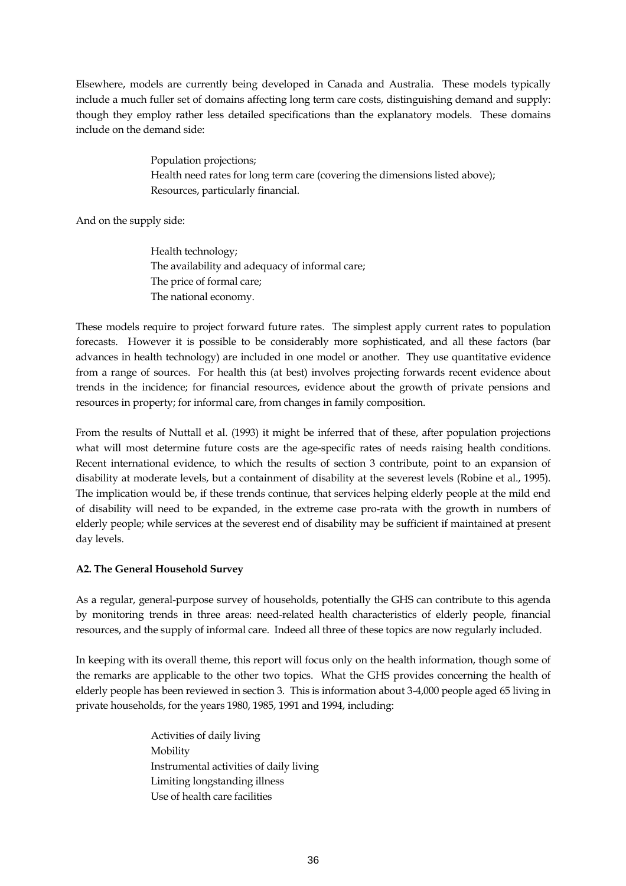Elsewhere, models are currently being developed in Canada and Australia. These models typically include a much fuller set of domains affecting long term care costs, distinguishing demand and supply: though they employ rather less detailed specifications than the explanatory models. These domains include on the demand side:

> Population projections;
> Health need rates for long term care (covering the dimensions listed above);
> Resources, particularly financial.

And on the supply side:

> Health technology;
> The availability and adequacy of informal care;
> The price of formal care;
> The national economy.

These models require to project forward future rates. The simplest apply current rates to population forecasts. However it is possible to be considerably more sophisticated, and all these factors (bar advances in health technology) are included in one model or another. They use quantitative evidence from a range of sources. For health this (at best) involves projecting forwards recent evidence about trends in the incidence; for financial resources, evidence about the growth of private pensions and resources in property; for informal care, from changes in family composition.

From the results of Nuttall et al. (1993) it might be inferred that of these, after population projections what will most determine future costs are the age-specific rates of needs raising health conditions. Recent international evidence, to which the results of section 3 contribute, point to an expansion of disability at moderate levels, but a containment of disability at the severest levels (Robine et al., 1995). The implication would be, if these trends continue, that services helping elderly people at the mild end of disability will need to be expanded, in the extreme case pro-rata with the growth in numbers of elderly people; while services at the severest end of disability may be sufficient if maintained at present day levels.

**A2. The General Household Survey**

As a regular, general-purpose survey of households, potentially the GHS can contribute to this agenda by monitoring trends in three areas: need-related health characteristics of elderly people, financial resources, and the supply of informal care. Indeed all three of these topics are now regularly included.

In keeping with its overall theme, this report will focus only on the health information, though some of the remarks are applicable to the other two topics. What the GHS provides concerning the health of elderly people has been reviewed in section 3. This is information about 3-4,000 people aged 65 living in private households, for the years 1980, 1985, 1991 and 1994, including:

> Activities of daily living
> Mobility
> Instrumental activities of daily living
> Limiting longstanding illness
> Use of health care facilities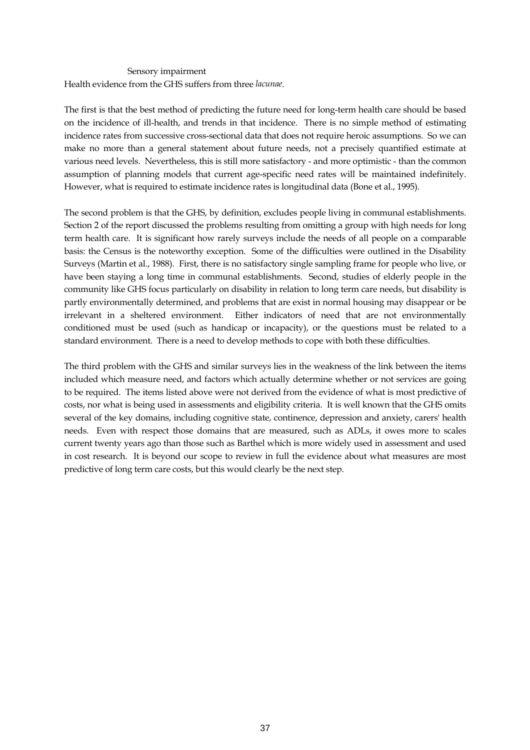Sensory impairment

Health evidence from the GHS suffers from three *lacunae*.

The first is that the best method of predicting the future need for long-term health care should be based on the incidence of ill-health, and trends in that incidence. There is no simple method of estimating incidence rates from successive cross-sectional data that does not require heroic assumptions. So we can make no more than a general statement about future needs, not a precisely quantified estimate at various need levels. Nevertheless, this is still more satisfactory - and more optimistic - than the common assumption of planning models that current age-specific need rates will be maintained indefinitely. However, what is required to estimate incidence rates is longitudinal data (Bone et al., 1995).

The second problem is that the GHS, by definition, excludes people living in communal establishments. Section 2 of the report discussed the problems resulting from omitting a group with high needs for long term health care. It is significant how rarely surveys include the needs of all people on a comparable basis: the Census is the noteworthy exception. Some of the difficulties were outlined in the Disability Surveys (Martin et al., 1988). First, there is no satisfactory single sampling frame for people who live, or have been staying a long time in communal establishments. Second, studies of elderly people in the community like GHS focus particularly on disability in relation to long term care needs, but disability is partly environmentally determined, and problems that are exist in normal housing may disappear or be irrelevant in a sheltered environment. Either indicators of need that are not environmentally conditioned must be used (such as handicap or incapacity), or the questions must be related to a standard environment. There is a need to develop methods to cope with both these difficulties.

The third problem with the GHS and similar surveys lies in the weakness of the link between the items included which measure need, and factors which actually determine whether or not services are going to be required. The items listed above were not derived from the evidence of what is most predictive of costs, nor what is being used in assessments and eligibility criteria. It is well known that the GHS omits several of the key domains, including cognitive state, continence, depression and anxiety, carers' health needs. Even with respect those domains that are measured, such as ADLs, it owes more to scales current twenty years ago than those such as Barthel which is more widely used in assessment and used in cost research. It is beyond our scope to review in full the evidence about what measures are most predictive of long term care costs, but this would clearly be the next step.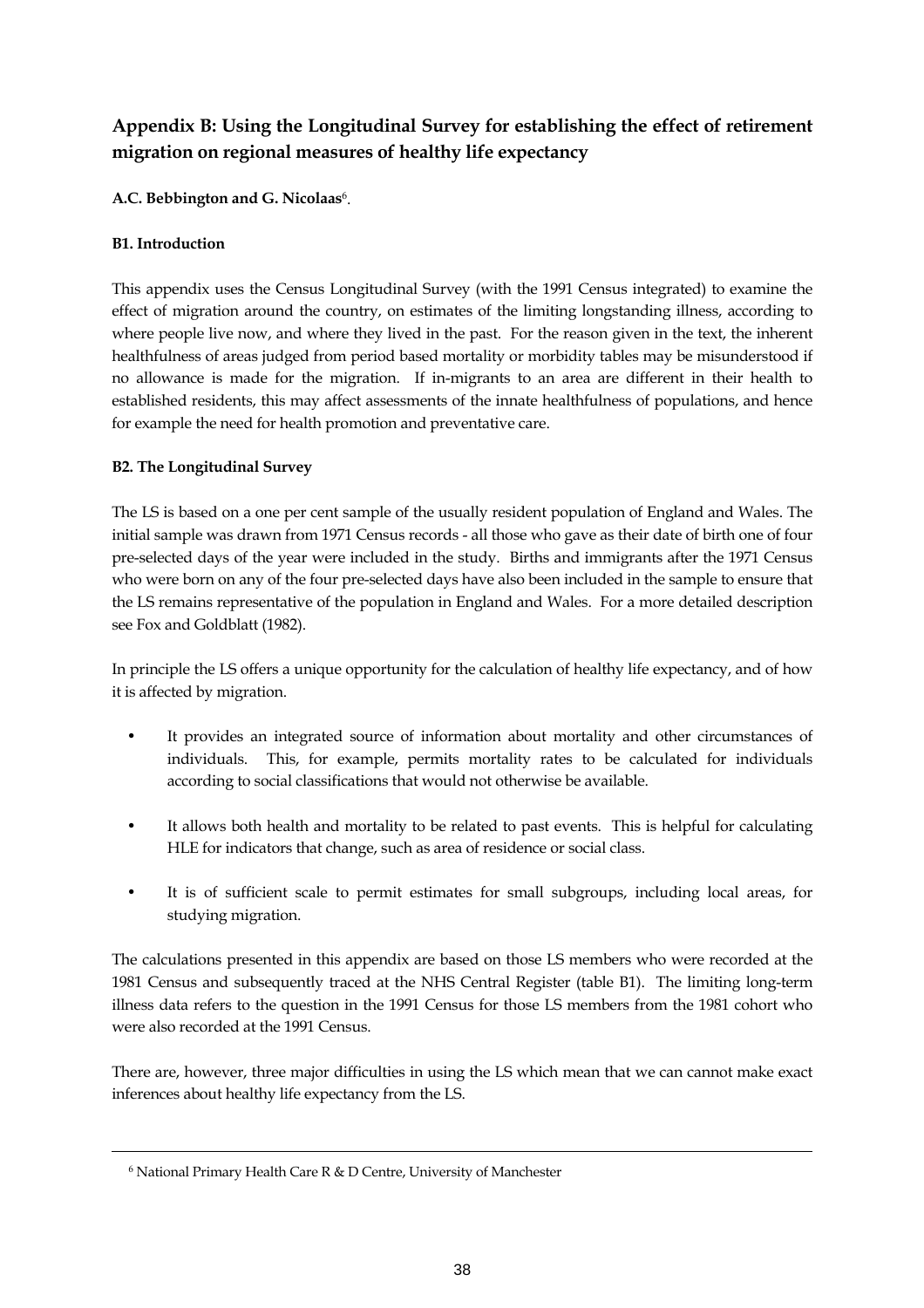## Appendix B: Using the Longitudinal Survey for establishing the effect of retirement migration on regional measures of healthy life expectancy

**A.C. Bebbington and G. Nicolaas**[6].

### B1. Introduction

This appendix uses the Census Longitudinal Survey (with the 1991 Census integrated) to examine the effect of migration around the country, on estimates of the limiting longstanding illness, according to where people live now, and where they lived in the past. For the reason given in the text, the inherent healthfulness of areas judged from period based mortality or morbidity tables may be misunderstood if no allowance is made for the migration. If in-migrants to an area are different in their health to established residents, this may affect assessments of the innate healthfulness of populations, and hence for example the need for health promotion and preventative care.

### B2. The Longitudinal Survey

The LS is based on a one per cent sample of the usually resident population of England and Wales. The initial sample was drawn from 1971 Census records - all those who gave as their date of birth one of four pre-selected days of the year were included in the study. Births and immigrants after the 1971 Census who were born on any of the four pre-selected days have also been included in the sample to ensure that the LS remains representative of the population in England and Wales. For a more detailed description see Fox and Goldblatt (1982).

In principle the LS offers a unique opportunity for the calculation of healthy life expectancy, and of how it is affected by migration.

- It provides an integrated source of information about mortality and other circumstances of individuals. This, for example, permits mortality rates to be calculated for individuals according to social classifications that would not otherwise be available.
- It allows both health and mortality to be related to past events. This is helpful for calculating HLE for indicators that change, such as area of residence or social class.
- It is of sufficient scale to permit estimates for small subgroups, including local areas, for studying migration.

The calculations presented in this appendix are based on those LS members who were recorded at the 1981 Census and subsequently traced at the NHS Central Register (table B1). The limiting long-term illness data refers to the question in the 1991 Census for those LS members from the 1981 cohort who were also recorded at the 1991 Census.

There are, however, three major difficulties in using the LS which mean that we can cannot make exact inferences about healthy life expectancy from the LS.

---

[6] National Primary Health Care R & D Centre, University of Manchester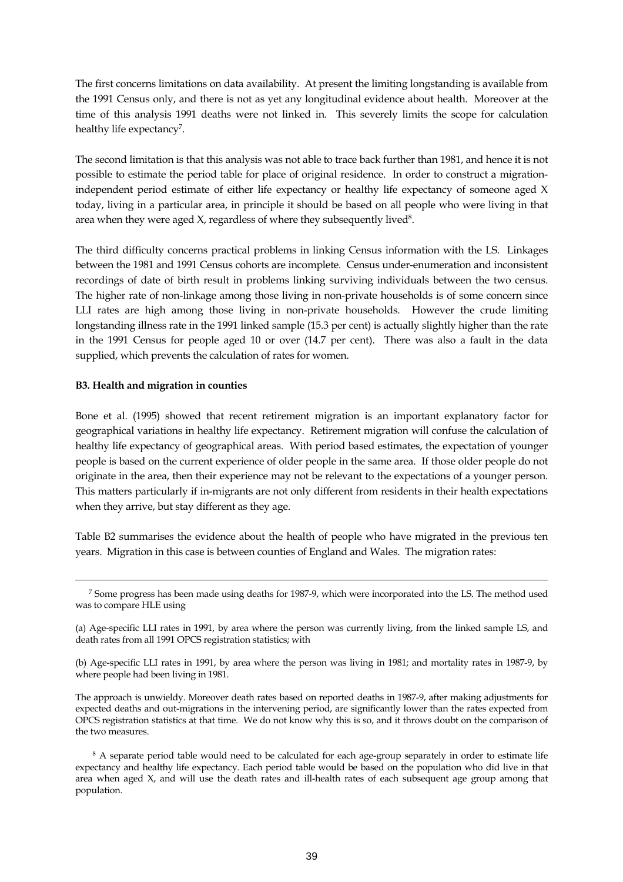The first concerns limitations on data availability. At present the limiting longstanding is available from the 1991 Census only, and there is not as yet any longitudinal evidence about health. Moreover at the time of this analysis 1991 deaths were not linked in. This severely limits the scope for calculation healthy life expectancy[7].

The second limitation is that this analysis was not able to trace back further than 1981, and hence it is not possible to estimate the period table for place of original residence. In order to construct a migration-independent period estimate of either life expectancy or healthy life expectancy of someone aged X today, living in a particular area, in principle it should be based on all people who were living in that area when they were aged X, regardless of where they subsequently lived[8].

The third difficulty concerns practical problems in linking Census information with the LS. Linkages between the 1981 and 1991 Census cohorts are incomplete. Census under-enumeration and inconsistent recordings of date of birth result in problems linking surviving individuals between the two census. The higher rate of non-linkage among those living in non-private households is of some concern since LLI rates are high among those living in non-private households. However the crude limiting longstanding illness rate in the 1991 linked sample (15.3 per cent) is actually slightly higher than the rate in the 1991 Census for people aged 10 or over (14.7 per cent). There was also a fault in the data supplied, which prevents the calculation of rates for women.

**B3. Health and migration in counties**

Bone et al. (1995) showed that recent retirement migration is an important explanatory factor for geographical variations in healthy life expectancy. Retirement migration will confuse the calculation of healthy life expectancy of geographical areas. With period based estimates, the expectation of younger people is based on the current experience of older people in the same area. If those older people do not originate in the area, then their experience may not be relevant to the expectations of a younger person. This matters particularly if in-migrants are not only different from residents in their health expectations when they arrive, but stay different as they age.

Table B2 summarises the evidence about the health of people who have migrated in the previous ten years. Migration in this case is between counties of England and Wales. The migration rates:

---

[7] Some progress has been made using deaths for 1987-9, which were incorporated into the LS. The method used was to compare HLE using

(a) Age-specific LLI rates in 1991, by area where the person was currently living, from the linked sample LS, and death rates from all 1991 OPCS registration statistics; with

(b) Age-specific LLI rates in 1991, by area where the person was living in 1981; and mortality rates in 1987-9, by where people had been living in 1981.

The approach is unwieldy. Moreover death rates based on reported deaths in 1987-9, after making adjustments for expected deaths and out-migrations in the intervening period, are significantly lower than the rates expected from OPCS registration statistics at that time. We do not know why this is so, and it throws doubt on the comparison of the two measures.

[8] A separate period table would need to be calculated for each age-group separately in order to estimate life expectancy and healthy life expectancy. Each period table would be based on the population who did live in that area when aged X, and will use the death rates and ill-health rates of each subsequent age group among that population.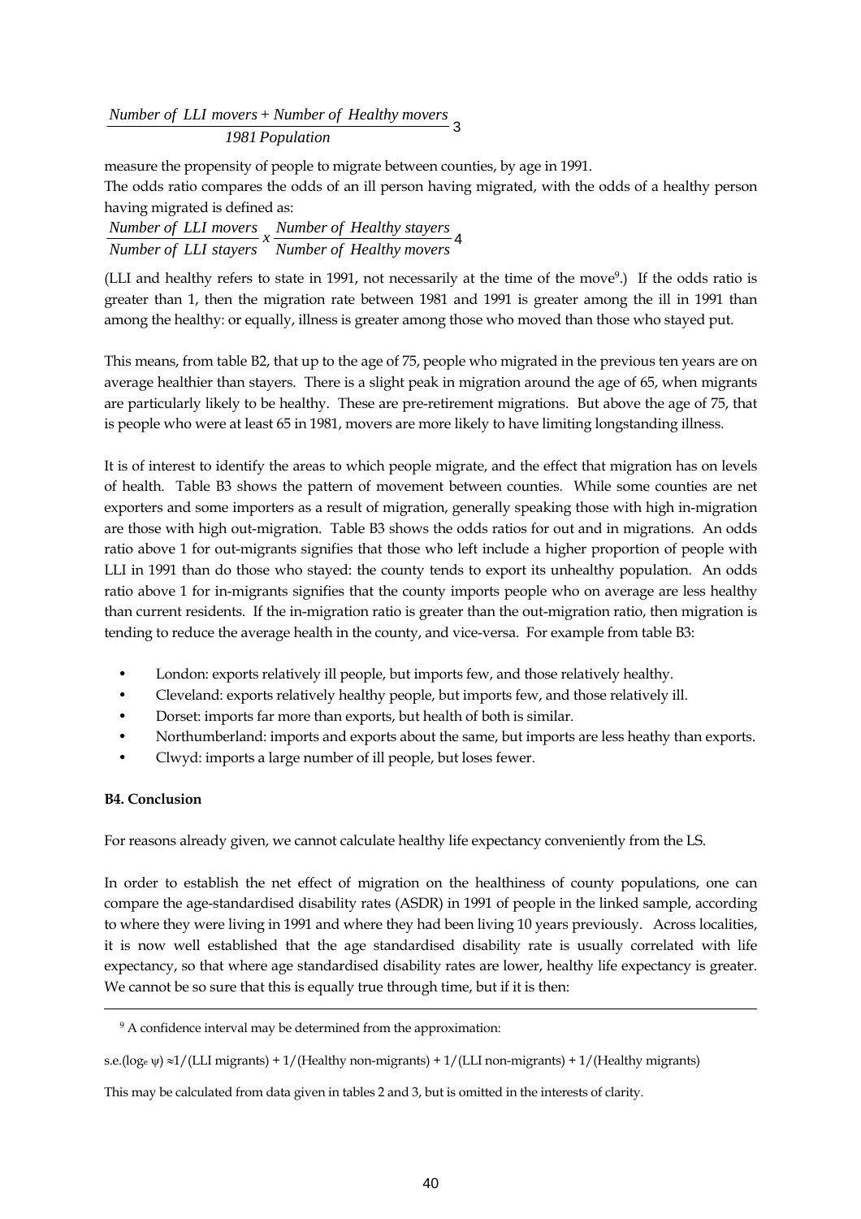$$\frac{\textit{Number of LLI movers} + \textit{Number of Healthy movers}}{\textit{1981 Population}} \quad 3$$

measure the propensity of people to migrate between counties, by age in 1991.

The odds ratio compares the odds of an ill person having migrated, with the odds of a healthy person having migrated is defined as:

$$\frac{\textit{Number of LLI movers}}{\textit{Number of LLI stayers}} \; x \; \frac{\textit{Number of Healthy stayers}}{\textit{Number of Healthy movers}} \quad 4$$

(LLI and healthy refers to state in 1991, not necessarily at the time of the move[9].) If the odds ratio is greater than 1, then the migration rate between 1981 and 1991 is greater among the ill in 1991 than among the healthy: or equally, illness is greater among those who moved than those who stayed put.

This means, from table B2, that up to the age of 75, people who migrated in the previous ten years are on average healthier than stayers. There is a slight peak in migration around the age of 65, when migrants are particularly likely to be healthy. These are pre-retirement migrations. But above the age of 75, that is people who were at least 65 in 1981, movers are more likely to have limiting longstanding illness.

It is of interest to identify the areas to which people migrate, and the effect that migration has on levels of health. Table B3 shows the pattern of movement between counties. While some counties are net exporters and some importers as a result of migration, generally speaking those with high in-migration are those with high out-migration. Table B3 shows the odds ratios for out and in migrations. An odds ratio above 1 for out-migrants signifies that those who left include a higher proportion of people with LLI in 1991 than do those who stayed: the county tends to export its unhealthy population. An odds ratio above 1 for in-migrants signifies that the county imports people who on average are less healthy than current residents. If the in-migration ratio is greater than the out-migration ratio, then migration is tending to reduce the average health in the county, and vice-versa. For example from table B3:

- London: exports relatively ill people, but imports few, and those relatively healthy.
- Cleveland: exports relatively healthy people, but imports few, and those relatively ill.
- Dorset: imports far more than exports, but health of both is similar.
- Northumberland: imports and exports about the same, but imports are less heathy than exports.
- Clwyd: imports a large number of ill people, but loses fewer.

**B4. Conclusion**

For reasons already given, we cannot calculate healthy life expectancy conveniently from the LS.

In order to establish the net effect of migration on the healthiness of county populations, one can compare the age-standardised disability rates (ASDR) in 1991 of people in the linked sample, according to where they were living in 1991 and where they had been living 10 years previously. Across localities, it is now well established that the age standardised disability rate is usually correlated with life expectancy, so that where age standardised disability rates are lower, healthy life expectancy is greater. We cannot be so sure that this is equally true through time, but if it is then:

---

[9] A confidence interval may be determined from the approximation:

s.e.($\log_e \psi$) ≈1/(LLI migrants) + 1/(Healthy non-migrants) + 1/(LLI non-migrants) + 1/(Healthy migrants)

This may be calculated from data given in tables 2 and 3, but is omitted in the interests of clarity.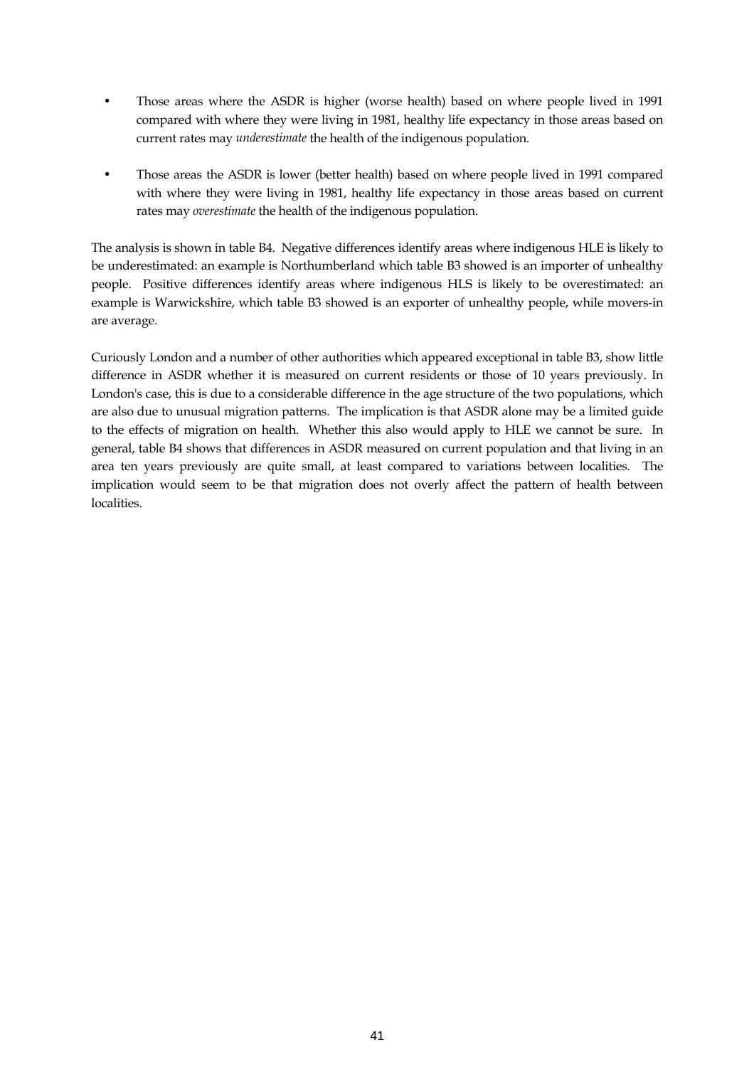- Those areas where the ASDR is higher (worse health) based on where people lived in 1991 compared with where they were living in 1981, healthy life expectancy in those areas based on current rates may *underestimate* the health of the indigenous population.

- Those areas the ASDR is lower (better health) based on where people lived in 1991 compared with where they were living in 1981, healthy life expectancy in those areas based on current rates may *overestimate* the health of the indigenous population.

The analysis is shown in table B4. Negative differences identify areas where indigenous HLE is likely to be underestimated: an example is Northumberland which table B3 showed is an importer of unhealthy people. Positive differences identify areas where indigenous HLS is likely to be overestimated: an example is Warwickshire, which table B3 showed is an exporter of unhealthy people, while movers-in are average.

Curiously London and a number of other authorities which appeared exceptional in table B3, show little difference in ASDR whether it is measured on current residents or those of 10 years previously. In London's case, this is due to a considerable difference in the age structure of the two populations, which are also due to unusual migration patterns. The implication is that ASDR alone may be a limited guide to the effects of migration on health. Whether this also would apply to HLE we cannot be sure. In general, table B4 shows that differences in ASDR measured on current population and that living in an area ten years previously are quite small, at least compared to variations between localities. The implication would seem to be that migration does not overly affect the pattern of health between localities.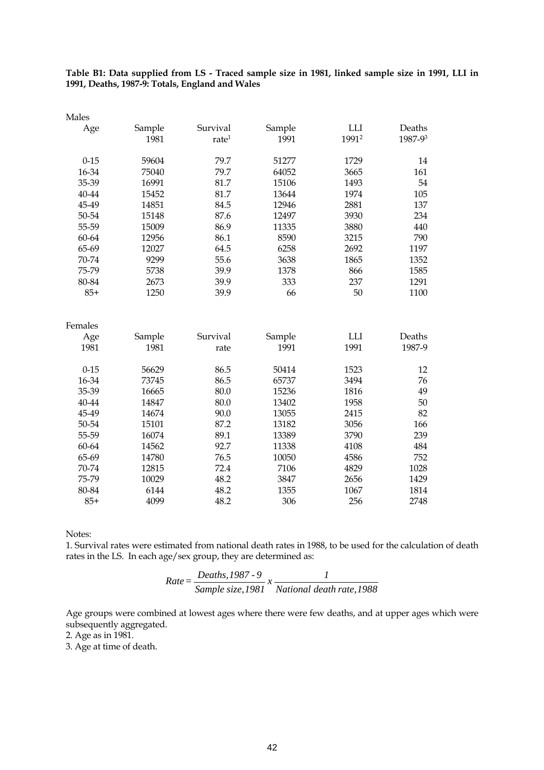**Table B1: Data supplied from LS - Traced sample size in 1981, linked sample size in 1991, LLI in 1991, Deaths, 1987-9: Totals, England and Wales**

Males

| Age | Sample 1981 | Survival rate[1] | Sample 1991 | LLI 1991[2] | Deaths 1987-9[3] |
|---|---|---|---|---|---|
| 0-15 | 59604 | 79.7 | 51277 | 1729 | 14 |
| 16-34 | 75040 | 79.7 | 64052 | 3665 | 161 |
| 35-39 | 16991 | 81.7 | 15106 | 1493 | 54 |
| 40-44 | 15452 | 81.7 | 13644 | 1974 | 105 |
| 45-49 | 14851 | 84.5 | 12946 | 2881 | 137 |
| 50-54 | 15148 | 87.6 | 12497 | 3930 | 234 |
| 55-59 | 15009 | 86.9 | 11335 | 3880 | 440 |
| 60-64 | 12956 | 86.1 | 8590 | 3215 | 790 |
| 65-69 | 12027 | 64.5 | 6258 | 2692 | 1197 |
| 70-74 | 9299 | 55.6 | 3638 | 1865 | 1352 |
| 75-79 | 5738 | 39.9 | 1378 | 866 | 1585 |
| 80-84 | 2673 | 39.9 | 333 | 237 | 1291 |
| 85+ | 1250 | 39.9 | 66 | 50 | 1100 |

Females

| Age 1981 | Sample 1981 | Survival rate | Sample 1991 | LLI 1991 | Deaths 1987-9 |
|---|---|---|---|---|---|
| 0-15 | 56629 | 86.5 | 50414 | 1523 | 12 |
| 16-34 | 73745 | 86.5 | 65737 | 3494 | 76 |
| 35-39 | 16665 | 80.0 | 15236 | 1816 | 49 |
| 40-44 | 14847 | 80.0 | 13402 | 1958 | 50 |
| 45-49 | 14674 | 90.0 | 13055 | 2415 | 82 |
| 50-54 | 15101 | 87.2 | 13182 | 3056 | 166 |
| 55-59 | 16074 | 89.1 | 13389 | 3790 | 239 |
| 60-64 | 14562 | 92.7 | 11338 | 4108 | 484 |
| 65-69 | 14780 | 76.5 | 10050 | 4586 | 752 |
| 70-74 | 12815 | 72.4 | 7106 | 4829 | 1028 |
| 75-79 | 10029 | 48.2 | 3847 | 2656 | 1429 |
| 80-84 | 6144 | 48.2 | 1355 | 1067 | 1814 |
| 85+ | 4099 | 48.2 | 306 | 256 | 2748 |

Notes:

1. Survival rates were estimated from national death rates in 1988, to be used for the calculation of death rates in the LS. In each age/sex group, they are determined as:

$$Rate = \frac{Deaths, 1987\text{ - }9}{Sample\ size, 1981} \ x \ \frac{1}{National\ death\ rate, 1988}$$

Age groups were combined at lowest ages where there were few deaths, and at upper ages which were subsequently aggregated.

2. Age as in 1981.

3. Age at time of death.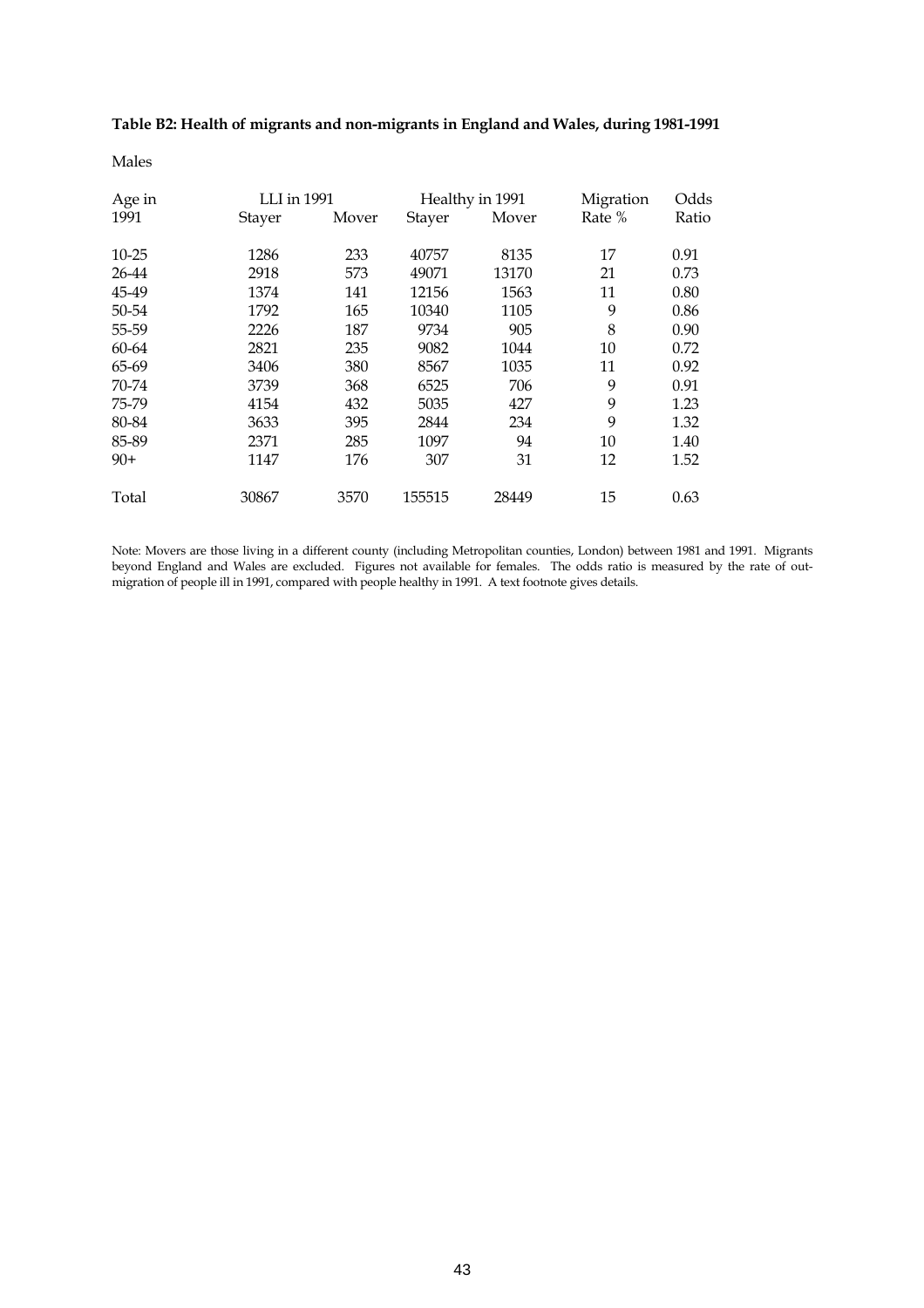**Table B2: Health of migrants and non-migrants in England and Wales, during 1981-1991**

Males

| Age in 1991 | LLI in 1991 | | Healthy in 1991 | | Migration Rate % | Odds Ratio |
|---|---|---|---|---|---|---|
| | Stayer | Mover | Stayer | Mover | | |
| 10-25 | 1286 | 233 | 40757 | 8135 | 17 | 0.91 |
| 26-44 | 2918 | 573 | 49071 | 13170 | 21 | 0.73 |
| 45-49 | 1374 | 141 | 12156 | 1563 | 11 | 0.80 |
| 50-54 | 1792 | 165 | 10340 | 1105 | 9 | 0.86 |
| 55-59 | 2226 | 187 | 9734 | 905 | 8 | 0.90 |
| 60-64 | 2821 | 235 | 9082 | 1044 | 10 | 0.72 |
| 65-69 | 3406 | 380 | 8567 | 1035 | 11 | 0.92 |
| 70-74 | 3739 | 368 | 6525 | 706 | 9 | 0.91 |
| 75-79 | 4154 | 432 | 5035 | 427 | 9 | 1.23 |
| 80-84 | 3633 | 395 | 2844 | 234 | 9 | 1.32 |
| 85-89 | 2371 | 285 | 1097 | 94 | 10 | 1.40 |
| 90+ | 1147 | 176 | 307 | 31 | 12 | 1.52 |
| Total | 30867 | 3570 | 155515 | 28449 | 15 | 0.63 |

Note: Movers are those living in a different county (including Metropolitan counties, London) between 1981 and 1991. Migrants beyond England and Wales are excluded. Figures not available for females. The odds ratio is measured by the rate of out-migration of people ill in 1991, compared with people healthy in 1991. A text footnote gives details.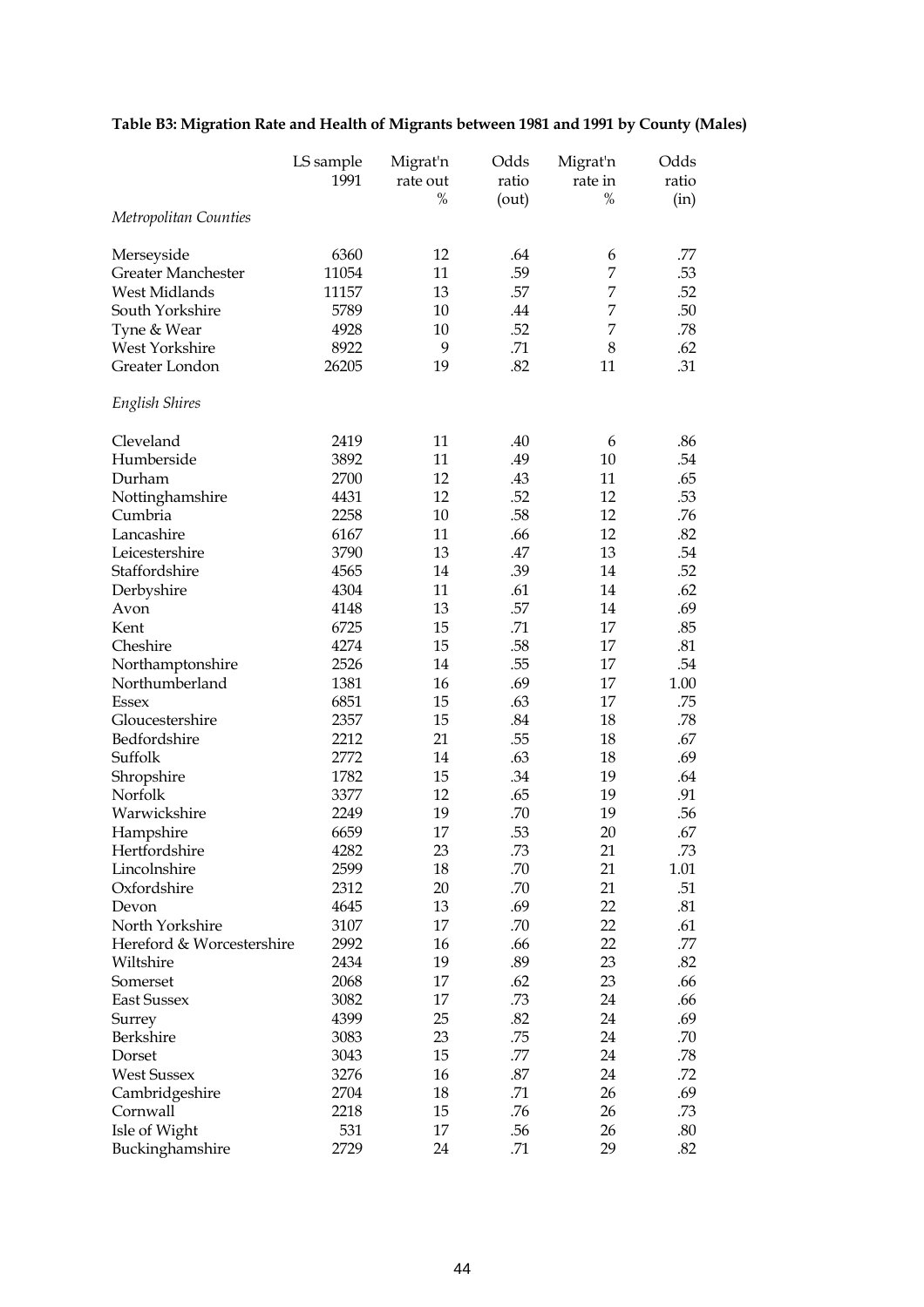**Table B3: Migration Rate and Health of Migrants between 1981 and 1991 by County (Males)**

| | LS sample 1991 | Migrat'n rate out % | Odds ratio (out) | Migrat'n rate in % | Odds ratio (in) |
|---|---|---|---|---|---|
| *Metropolitan Counties* | | | | | |
| Merseyside | 6360 | 12 | .64 | 6 | .77 |
| Greater Manchester | 11054 | 11 | .59 | 7 | .53 |
| West Midlands | 11157 | 13 | .57 | 7 | .52 |
| South Yorkshire | 5789 | 10 | .44 | 7 | .50 |
| Tyne & Wear | 4928 | 10 | .52 | 7 | .78 |
| West Yorkshire | 8922 | 9 | .71 | 8 | .62 |
| Greater London | 26205 | 19 | .82 | 11 | .31 |
| *English Shires* | | | | | |
| Cleveland | 2419 | 11 | .40 | 6 | .86 |
| Humberside | 3892 | 11 | .49 | 10 | .54 |
| Durham | 2700 | 12 | .43 | 11 | .65 |
| Nottinghamshire | 4431 | 12 | .52 | 12 | .53 |
| Cumbria | 2258 | 10 | .58 | 12 | .76 |
| Lancashire | 6167 | 11 | .66 | 12 | .82 |
| Leicestershire | 3790 | 13 | .47 | 13 | .54 |
| Staffordshire | 4565 | 14 | .39 | 14 | .52 |
| Derbyshire | 4304 | 11 | .61 | 14 | .62 |
| Avon | 4148 | 13 | .57 | 14 | .69 |
| Kent | 6725 | 15 | .71 | 17 | .85 |
| Cheshire | 4274 | 15 | .58 | 17 | .81 |
| Northamptonshire | 2526 | 14 | .55 | 17 | .54 |
| Northumberland | 1381 | 16 | .69 | 17 | 1.00 |
| Essex | 6851 | 15 | .63 | 17 | .75 |
| Gloucestershire | 2357 | 15 | .84 | 18 | .78 |
| Bedfordshire | 2212 | 21 | .55 | 18 | .67 |
| Suffolk | 2772 | 14 | .63 | 18 | .69 |
| Shropshire | 1782 | 15 | .34 | 19 | .64 |
| Norfolk | 3377 | 12 | .65 | 19 | .91 |
| Warwickshire | 2249 | 19 | .70 | 19 | .56 |
| Hampshire | 6659 | 17 | .53 | 20 | .67 |
| Hertfordshire | 4282 | 23 | .73 | 21 | .73 |
| Lincolnshire | 2599 | 18 | .70 | 21 | 1.01 |
| Oxfordshire | 2312 | 20 | .70 | 21 | .51 |
| Devon | 4645 | 13 | .69 | 22 | .81 |
| North Yorkshire | 3107 | 17 | .70 | 22 | .61 |
| Hereford & Worcestershire | 2992 | 16 | .66 | 22 | .77 |
| Wiltshire | 2434 | 19 | .89 | 23 | .82 |
| Somerset | 2068 | 17 | .62 | 23 | .66 |
| East Sussex | 3082 | 17 | .73 | 24 | .66 |
| Surrey | 4399 | 25 | .82 | 24 | .69 |
| Berkshire | 3083 | 23 | .75 | 24 | .70 |
| Dorset | 3043 | 15 | .77 | 24 | .78 |
| West Sussex | 3276 | 16 | .87 | 24 | .72 |
| Cambridgeshire | 2704 | 18 | .71 | 26 | .69 |
| Cornwall | 2218 | 15 | .76 | 26 | .73 |
| Isle of Wight | 531 | 17 | .56 | 26 | .80 |
| Buckinghamshire | 2729 | 24 | .71 | 29 | .82 |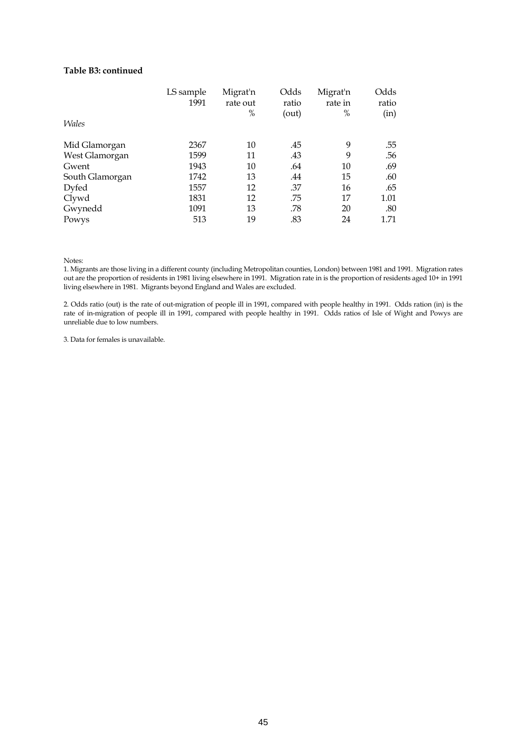**Table B3: continued**

| | LS sample 1991 | Migrat'n rate out % | Odds ratio (out) | Migrat'n rate in % | Odds ratio (in) |
|---|---|---|---|---|---|
| *Wales* | | | | | |
| Mid Glamorgan | 2367 | 10 | .45 | 9 | .55 |
| West Glamorgan | 1599 | 11 | .43 | 9 | .56 |
| Gwent | 1943 | 10 | .64 | 10 | .69 |
| South Glamorgan | 1742 | 13 | .44 | 15 | .60 |
| Dyfed | 1557 | 12 | .37 | 16 | .65 |
| Clywd | 1831 | 12 | .75 | 17 | 1.01 |
| Gwynedd | 1091 | 13 | .78 | 20 | .80 |
| Powys | 513 | 19 | .83 | 24 | 1.71 |

Notes:

1. Migrants are those living in a different county (including Metropolitan counties, London) between 1981 and 1991. Migration rates out are the proportion of residents in 1981 living elsewhere in 1991. Migration rate in is the proportion of residents aged 10+ in 1991 living elsewhere in 1981. Migrants beyond England and Wales are excluded.

2. Odds ratio (out) is the rate of out-migration of people ill in 1991, compared with people healthy in 1991. Odds ration (in) is the rate of in-migration of people ill in 1991, compared with people healthy in 1991. Odds ratios of Isle of Wight and Powys are unreliable due to low numbers.

3. Data for females is unavailable.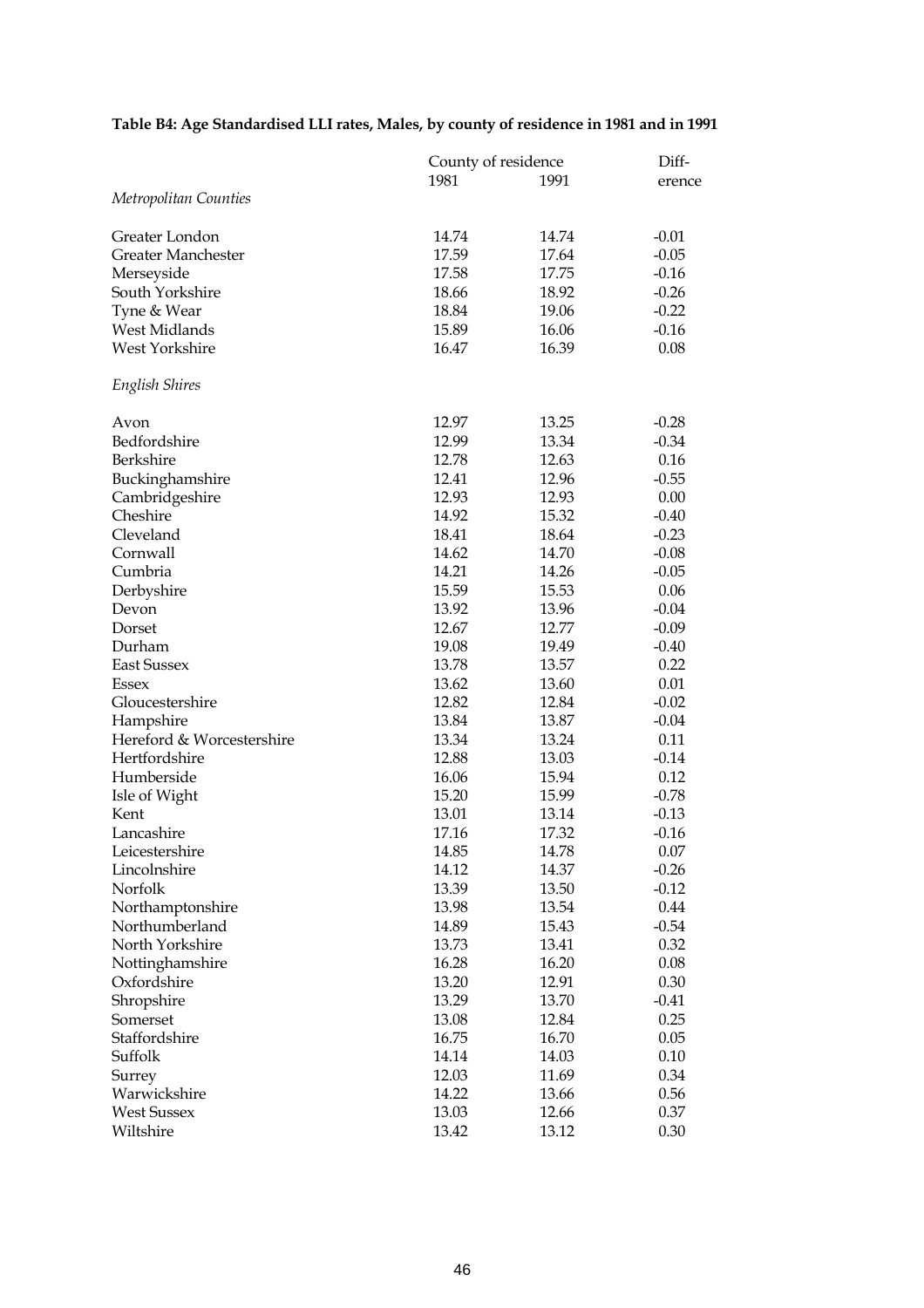**Table B4: Age Standardised LLI rates, Males, by county of residence in 1981 and in 1991**

| | County of residence | | Diff- |
|---|---|---|---|
| | 1981 | 1991 | erence |
| *Metropolitan Counties* | | | |
| Greater London | 14.74 | 14.74 | -0.01 |
| Greater Manchester | 17.59 | 17.64 | -0.05 |
| Merseyside | 17.58 | 17.75 | -0.16 |
| South Yorkshire | 18.66 | 18.92 | -0.26 |
| Tyne & Wear | 18.84 | 19.06 | -0.22 |
| West Midlands | 15.89 | 16.06 | -0.16 |
| West Yorkshire | 16.47 | 16.39 | 0.08 |
| *English Shires* | | | |
| Avon | 12.97 | 13.25 | -0.28 |
| Bedfordshire | 12.99 | 13.34 | -0.34 |
| Berkshire | 12.78 | 12.63 | 0.16 |
| Buckinghamshire | 12.41 | 12.96 | -0.55 |
| Cambridgeshire | 12.93 | 12.93 | 0.00 |
| Cheshire | 14.92 | 15.32 | -0.40 |
| Cleveland | 18.41 | 18.64 | -0.23 |
| Cornwall | 14.62 | 14.70 | -0.08 |
| Cumbria | 14.21 | 14.26 | -0.05 |
| Derbyshire | 15.59 | 15.53 | 0.06 |
| Devon | 13.92 | 13.96 | -0.04 |
| Dorset | 12.67 | 12.77 | -0.09 |
| Durham | 19.08 | 19.49 | -0.40 |
| East Sussex | 13.78 | 13.57 | 0.22 |
| Essex | 13.62 | 13.60 | 0.01 |
| Gloucestershire | 12.82 | 12.84 | -0.02 |
| Hampshire | 13.84 | 13.87 | -0.04 |
| Hereford & Worcestershire | 13.34 | 13.24 | 0.11 |
| Hertfordshire | 12.88 | 13.03 | -0.14 |
| Humberside | 16.06 | 15.94 | 0.12 |
| Isle of Wight | 15.20 | 15.99 | -0.78 |
| Kent | 13.01 | 13.14 | -0.13 |
| Lancashire | 17.16 | 17.32 | -0.16 |
| Leicestershire | 14.85 | 14.78 | 0.07 |
| Lincolnshire | 14.12 | 14.37 | -0.26 |
| Norfolk | 13.39 | 13.50 | -0.12 |
| Northamptonshire | 13.98 | 13.54 | 0.44 |
| Northumberland | 14.89 | 15.43 | -0.54 |
| North Yorkshire | 13.73 | 13.41 | 0.32 |
| Nottinghamshire | 16.28 | 16.20 | 0.08 |
| Oxfordshire | 13.20 | 12.91 | 0.30 |
| Shropshire | 13.29 | 13.70 | -0.41 |
| Somerset | 13.08 | 12.84 | 0.25 |
| Staffordshire | 16.75 | 16.70 | 0.05 |
| Suffolk | 14.14 | 14.03 | 0.10 |
| Surrey | 12.03 | 11.69 | 0.34 |
| Warwickshire | 14.22 | 13.66 | 0.56 |
| West Sussex | 13.03 | 12.66 | 0.37 |
| Wiltshire | 13.42 | 13.12 | 0.30 |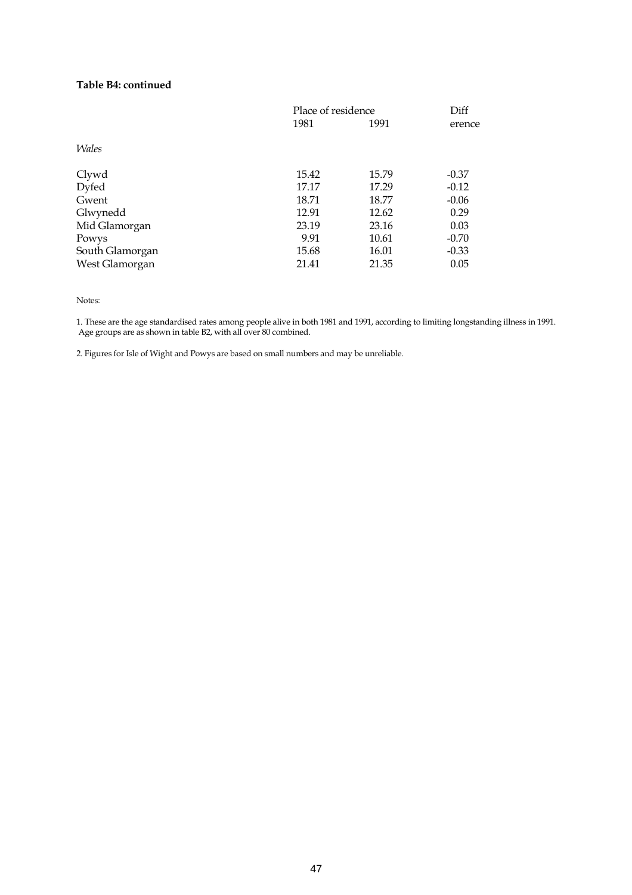**Table B4: continued**

| | Place of residence | | Diff |
|---|---|---|---|
| | 1981 | 1991 | erence |
| *Wales* | | | |
| Clywd | 15.42 | 15.79 | -0.37 |
| Dyfed | 17.17 | 17.29 | -0.12 |
| Gwent | 18.71 | 18.77 | -0.06 |
| Glwynedd | 12.91 | 12.62 | 0.29 |
| Mid Glamorgan | 23.19 | 23.16 | 0.03 |
| Powys | 9.91 | 10.61 | -0.70 |
| South Glamorgan | 15.68 | 16.01 | -0.33 |
| West Glamorgan | 21.41 | 21.35 | 0.05 |

Notes:

1. These are the age standardised rates among people alive in both 1981 and 1991, according to limiting longstanding illness in 1991. Age groups are as shown in table B2, with all over 80 combined.

2. Figures for Isle of Wight and Powys are based on small numbers and may be unreliable.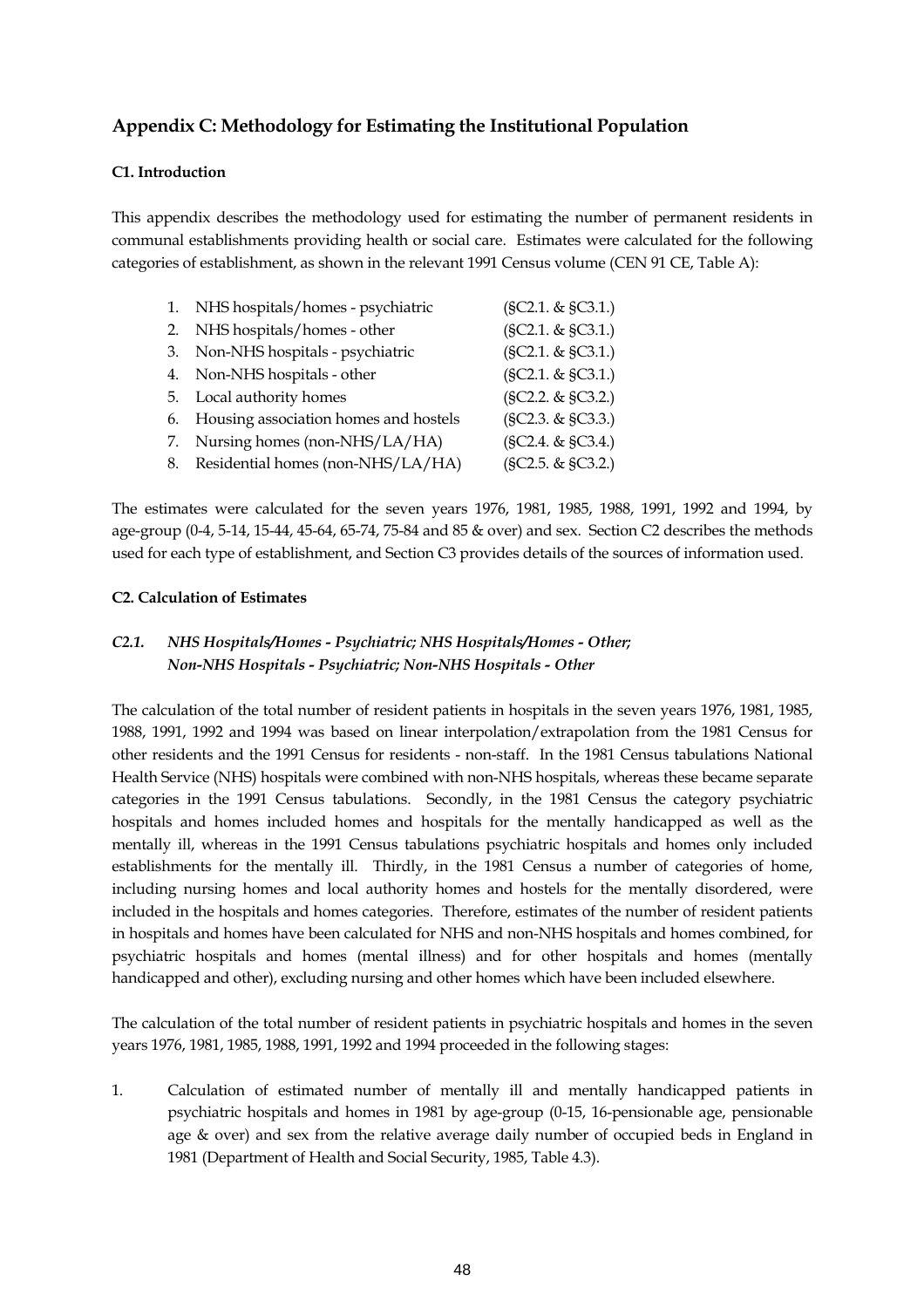## Appendix C: Methodology for Estimating the Institutional Population

### C1. Introduction

This appendix describes the methodology used for estimating the number of permanent residents in communal establishments providing health or social care. Estimates were calculated for the following categories of establishment, as shown in the relevant 1991 Census volume (CEN 91 CE, Table A):

| | | |
|---|---|---|
| 1. | NHS hospitals/homes - psychiatric | (§C2.1. & §C3.1.) |
| 2. | NHS hospitals/homes - other | (§C2.1. & §C3.1.) |
| 3. | Non-NHS hospitals - psychiatric | (§C2.1. & §C3.1.) |
| 4. | Non-NHS hospitals - other | (§C2.1. & §C3.1.) |
| 5. | Local authority homes | (§C2.2. & §C3.2.) |
| 6. | Housing association homes and hostels | (§C2.3. & §C3.3.) |
| 7. | Nursing homes (non-NHS/LA/HA) | (§C2.4. & §C3.4.) |
| 8. | Residential homes (non-NHS/LA/HA) | (§C2.5. & §C3.2.) |

The estimates were calculated for the seven years 1976, 1981, 1985, 1988, 1991, 1992 and 1994, by age-group (0-4, 5-14, 15-44, 45-64, 65-74, 75-84 and 85 & over) and sex. Section C2 describes the methods used for each type of establishment, and Section C3 provides details of the sources of information used.

### C2. Calculation of Estimates

#### *C2.1. NHS Hospitals/Homes - Psychiatric; NHS Hospitals/Homes - Other; Non-NHS Hospitals - Psychiatric; Non-NHS Hospitals - Other*

The calculation of the total number of resident patients in hospitals in the seven years 1976, 1981, 1985, 1988, 1991, 1992 and 1994 was based on linear interpolation/extrapolation from the 1981 Census for other residents and the 1991 Census for residents - non-staff. In the 1981 Census tabulations National Health Service (NHS) hospitals were combined with non-NHS hospitals, whereas these became separate categories in the 1991 Census tabulations. Secondly, in the 1981 Census the category psychiatric hospitals and homes included homes and hospitals for the mentally handicapped as well as the mentally ill, whereas in the 1991 Census tabulations psychiatric hospitals and homes only included establishments for the mentally ill. Thirdly, in the 1981 Census a number of categories of home, including nursing homes and local authority homes and hostels for the mentally disordered, were included in the hospitals and homes categories. Therefore, estimates of the number of resident patients in hospitals and homes have been calculated for NHS and non-NHS hospitals and homes combined, for psychiatric hospitals and homes (mental illness) and for other hospitals and homes (mentally handicapped and other), excluding nursing and other homes which have been included elsewhere.

The calculation of the total number of resident patients in psychiatric hospitals and homes in the seven years 1976, 1981, 1985, 1988, 1991, 1992 and 1994 proceeded in the following stages:

1. Calculation of estimated number of mentally ill and mentally handicapped patients in psychiatric hospitals and homes in 1981 by age-group (0-15, 16-pensionable age, pensionable age & over) and sex from the relative average daily number of occupied beds in England in 1981 (Department of Health and Social Security, 1985, Table 4.3).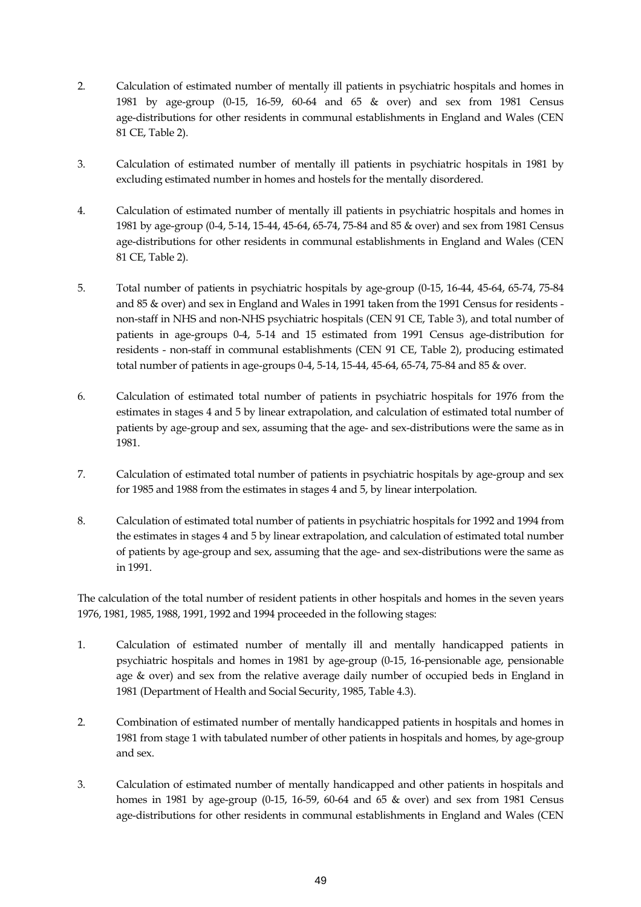2. Calculation of estimated number of mentally ill patients in psychiatric hospitals and homes in 1981 by age-group (0-15, 16-59, 60-64 and 65 & over) and sex from 1981 Census age-distributions for other residents in communal establishments in England and Wales (CEN 81 CE, Table 2).

3. Calculation of estimated number of mentally ill patients in psychiatric hospitals in 1981 by excluding estimated number in homes and hostels for the mentally disordered.

4. Calculation of estimated number of mentally ill patients in psychiatric hospitals and homes in 1981 by age-group (0-4, 5-14, 15-44, 45-64, 65-74, 75-84 and 85 & over) and sex from 1981 Census age-distributions for other residents in communal establishments in England and Wales (CEN 81 CE, Table 2).

5. Total number of patients in psychiatric hospitals by age-group (0-15, 16-44, 45-64, 65-74, 75-84 and 85 & over) and sex in England and Wales in 1991 taken from the 1991 Census for residents - non-staff in NHS and non-NHS psychiatric hospitals (CEN 91 CE, Table 3), and total number of patients in age-groups 0-4, 5-14 and 15 estimated from 1991 Census age-distribution for residents - non-staff in communal establishments (CEN 91 CE, Table 2), producing estimated total number of patients in age-groups 0-4, 5-14, 15-44, 45-64, 65-74, 75-84 and 85 & over.

6. Calculation of estimated total number of patients in psychiatric hospitals for 1976 from the estimates in stages 4 and 5 by linear extrapolation, and calculation of estimated total number of patients by age-group and sex, assuming that the age- and sex-distributions were the same as in 1981.

7. Calculation of estimated total number of patients in psychiatric hospitals by age-group and sex for 1985 and 1988 from the estimates in stages 4 and 5, by linear interpolation.

8. Calculation of estimated total number of patients in psychiatric hospitals for 1992 and 1994 from the estimates in stages 4 and 5 by linear extrapolation, and calculation of estimated total number of patients by age-group and sex, assuming that the age- and sex-distributions were the same as in 1991.

The calculation of the total number of resident patients in other hospitals and homes in the seven years 1976, 1981, 1985, 1988, 1991, 1992 and 1994 proceeded in the following stages:

1. Calculation of estimated number of mentally ill and mentally handicapped patients in psychiatric hospitals and homes in 1981 by age-group (0-15, 16-pensionable age, pensionable age & over) and sex from the relative average daily number of occupied beds in England in 1981 (Department of Health and Social Security, 1985, Table 4.3).

2. Combination of estimated number of mentally handicapped patients in hospitals and homes in 1981 from stage 1 with tabulated number of other patients in hospitals and homes, by age-group and sex.

3. Calculation of estimated number of mentally handicapped and other patients in hospitals and homes in 1981 by age-group (0-15, 16-59, 60-64 and 65 & over) and sex from 1981 Census age-distributions for other residents in communal establishments in England and Wales (CEN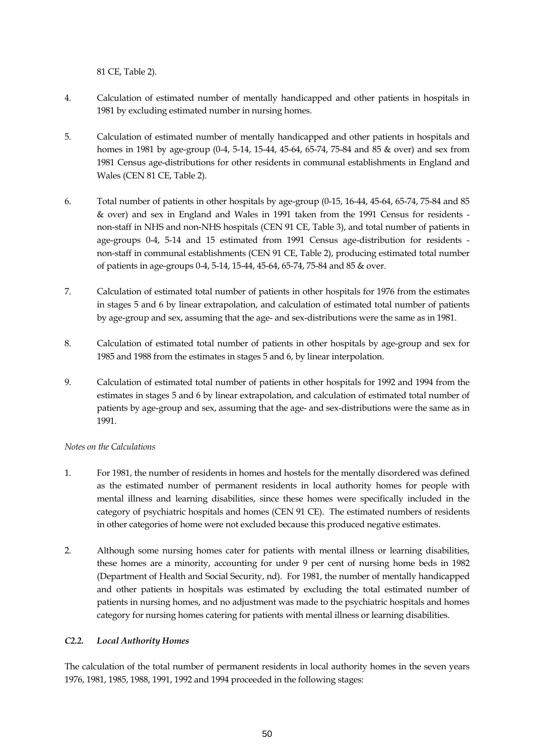81 CE, Table 2).

4. Calculation of estimated number of mentally handicapped and other patients in hospitals in 1981 by excluding estimated number in nursing homes.

5. Calculation of estimated number of mentally handicapped and other patients in hospitals and homes in 1981 by age-group (0-4, 5-14, 15-44, 45-64, 65-74, 75-84 and 85 & over) and sex from 1981 Census age-distributions for other residents in communal establishments in England and Wales (CEN 81 CE, Table 2).

6. Total number of patients in other hospitals by age-group (0-15, 16-44, 45-64, 65-74, 75-84 and 85 & over) and sex in England and Wales in 1991 taken from the 1991 Census for residents - non-staff in NHS and non-NHS hospitals (CEN 91 CE, Table 3), and total number of patients in age-groups 0-4, 5-14 and 15 estimated from 1991 Census age-distribution for residents - non-staff in communal establishments (CEN 91 CE, Table 2), producing estimated total number of patients in age-groups 0-4, 5-14, 15-44, 45-64, 65-74, 75-84 and 85 & over.

7. Calculation of estimated total number of patients in other hospitals for 1976 from the estimates in stages 5 and 6 by linear extrapolation, and calculation of estimated total number of patients by age-group and sex, assuming that the age- and sex-distributions were the same as in 1981.

8. Calculation of estimated total number of patients in other hospitals by age-group and sex for 1985 and 1988 from the estimates in stages 5 and 6, by linear interpolation.

9. Calculation of estimated total number of patients in other hospitals for 1992 and 1994 from the estimates in stages 5 and 6 by linear extrapolation, and calculation of estimated total number of patients by age-group and sex, assuming that the age- and sex-distributions were the same as in 1991.

*Notes on the Calculations*

1. For 1981, the number of residents in homes and hostels for the mentally disordered was defined as the estimated number of permanent residents in local authority homes for people with mental illness and learning disabilities, since these homes were specifically included in the category of psychiatric hospitals and homes (CEN 91 CE). The estimated numbers of residents in other categories of home were not excluded because this produced negative estimates.

2. Although some nursing homes cater for patients with mental illness or learning disabilities, these homes are a minority, accounting for under 9 per cent of nursing home beds in 1982 (Department of Health and Social Security, nd). For 1981, the number of mentally handicapped and other patients in hospitals was estimated by excluding the total estimated number of patients in nursing homes, and no adjustment was made to the psychiatric hospitals and homes category for nursing homes catering for patients with mental illness or learning disabilities.

### *C2.2. Local Authority Homes*

The calculation of the total number of permanent residents in local authority homes in the seven years 1976, 1981, 1985, 1988, 1991, 1992 and 1994 proceeded in the following stages: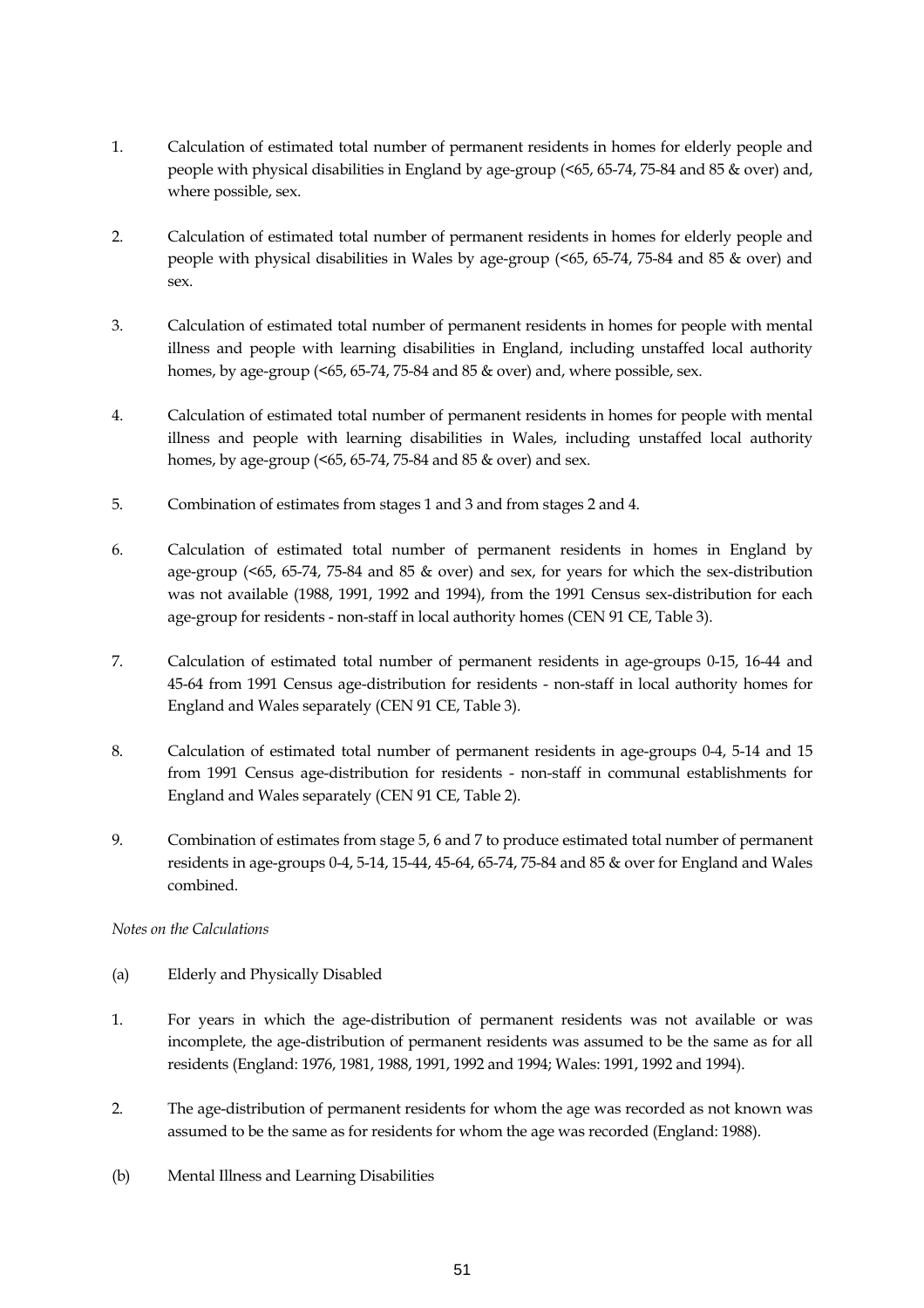1. Calculation of estimated total number of permanent residents in homes for elderly people and people with physical disabilities in England by age-group (<65, 65-74, 75-84 and 85 & over) and, where possible, sex.

2. Calculation of estimated total number of permanent residents in homes for elderly people and people with physical disabilities in Wales by age-group (<65, 65-74, 75-84 and 85 & over) and sex.

3. Calculation of estimated total number of permanent residents in homes for people with mental illness and people with learning disabilities in England, including unstaffed local authority homes, by age-group (<65, 65-74, 75-84 and 85 & over) and, where possible, sex.

4. Calculation of estimated total number of permanent residents in homes for people with mental illness and people with learning disabilities in Wales, including unstaffed local authority homes, by age-group (<65, 65-74, 75-84 and 85 & over) and sex.

5. Combination of estimates from stages 1 and 3 and from stages 2 and 4.

6. Calculation of estimated total number of permanent residents in homes in England by age-group (<65, 65-74, 75-84 and 85 & over) and sex, for years for which the sex-distribution was not available (1988, 1991, 1992 and 1994), from the 1991 Census sex-distribution for each age-group for residents - non-staff in local authority homes (CEN 91 CE, Table 3).

7. Calculation of estimated total number of permanent residents in age-groups 0-15, 16-44 and 45-64 from 1991 Census age-distribution for residents - non-staff in local authority homes for England and Wales separately (CEN 91 CE, Table 3).

8. Calculation of estimated total number of permanent residents in age-groups 0-4, 5-14 and 15 from 1991 Census age-distribution for residents - non-staff in communal establishments for England and Wales separately (CEN 91 CE, Table 2).

9. Combination of estimates from stage 5, 6 and 7 to produce estimated total number of permanent residents in age-groups 0-4, 5-14, 15-44, 45-64, 65-74, 75-84 and 85 & over for England and Wales combined.

*Notes on the Calculations*

(a) Elderly and Physically Disabled

1. For years in which the age-distribution of permanent residents was not available or was incomplete, the age-distribution of permanent residents was assumed to be the same as for all residents (England: 1976, 1981, 1988, 1991, 1992 and 1994; Wales: 1991, 1992 and 1994).

2. The age-distribution of permanent residents for whom the age was recorded as not known was assumed to be the same as for residents for whom the age was recorded (England: 1988).

(b) Mental Illness and Learning Disabilities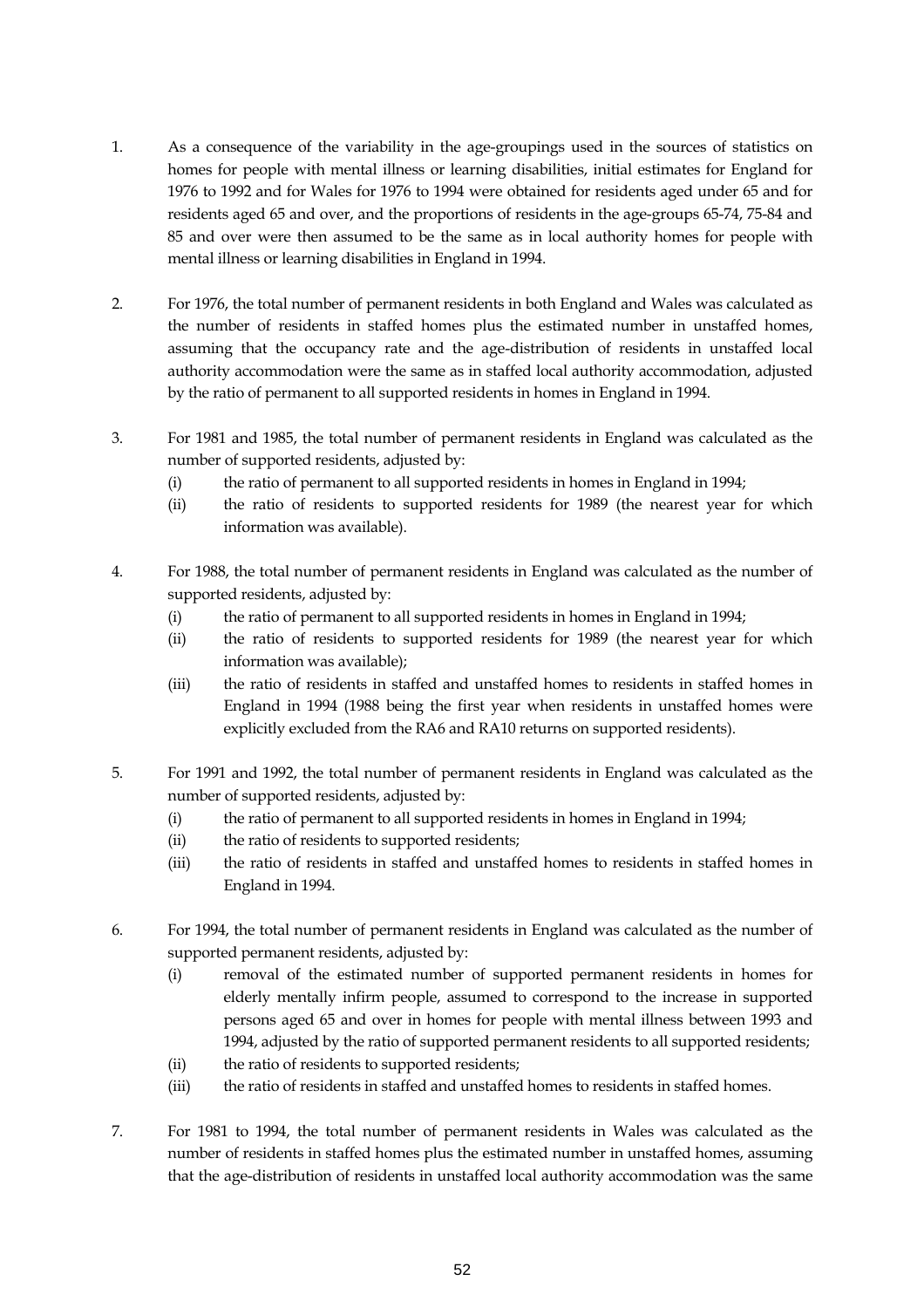1. As a consequence of the variability in the age-groupings used in the sources of statistics on homes for people with mental illness or learning disabilities, initial estimates for England for 1976 to 1992 and for Wales for 1976 to 1994 were obtained for residents aged under 65 and for residents aged 65 and over, and the proportions of residents in the age-groups 65-74, 75-84 and 85 and over were then assumed to be the same as in local authority homes for people with mental illness or learning disabilities in England in 1994.

2. For 1976, the total number of permanent residents in both England and Wales was calculated as the number of residents in staffed homes plus the estimated number in unstaffed homes, assuming that the occupancy rate and the age-distribution of residents in unstaffed local authority accommodation were the same as in staffed local authority accommodation, adjusted by the ratio of permanent to all supported residents in homes in England in 1994.

3. For 1981 and 1985, the total number of permanent residents in England was calculated as the number of supported residents, adjusted by:
   - (i) the ratio of permanent to all supported residents in homes in England in 1994;
   - (ii) the ratio of residents to supported residents for 1989 (the nearest year for which information was available).

4. For 1988, the total number of permanent residents in England was calculated as the number of supported residents, adjusted by:
   - (i) the ratio of permanent to all supported residents in homes in England in 1994;
   - (ii) the ratio of residents to supported residents for 1989 (the nearest year for which information was available);
   - (iii) the ratio of residents in staffed and unstaffed homes to residents in staffed homes in England in 1994 (1988 being the first year when residents in unstaffed homes were explicitly excluded from the RA6 and RA10 returns on supported residents).

5. For 1991 and 1992, the total number of permanent residents in England was calculated as the number of supported residents, adjusted by:
   - (i) the ratio of permanent to all supported residents in homes in England in 1994;
   - (ii) the ratio of residents to supported residents;
   - (iii) the ratio of residents in staffed and unstaffed homes to residents in staffed homes in England in 1994.

6. For 1994, the total number of permanent residents in England was calculated as the number of supported permanent residents, adjusted by:
   - (i) removal of the estimated number of supported permanent residents in homes for elderly mentally infirm people, assumed to correspond to the increase in supported persons aged 65 and over in homes for people with mental illness between 1993 and 1994, adjusted by the ratio of supported permanent residents to all supported residents;
   - (ii) the ratio of residents to supported residents;
   - (iii) the ratio of residents in staffed and unstaffed homes to residents in staffed homes.

7. For 1981 to 1994, the total number of permanent residents in Wales was calculated as the number of residents in staffed homes plus the estimated number in unstaffed homes, assuming that the age-distribution of residents in unstaffed local authority accommodation was the same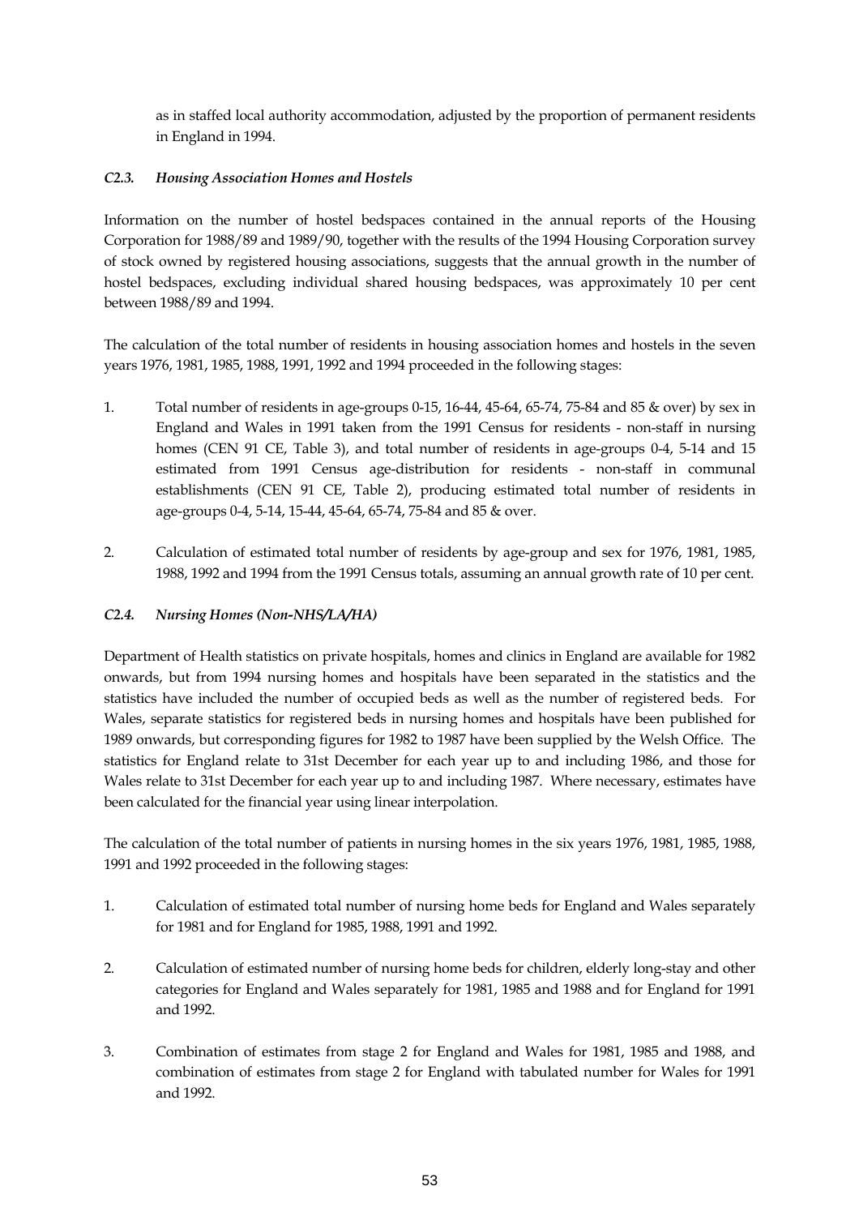as in staffed local authority accommodation, adjusted by the proportion of permanent residents in England in 1994.

### *C2.3. Housing Association Homes and Hostels*

Information on the number of hostel bedspaces contained in the annual reports of the Housing Corporation for 1988/89 and 1989/90, together with the results of the 1994 Housing Corporation survey of stock owned by registered housing associations, suggests that the annual growth in the number of hostel bedspaces, excluding individual shared housing bedspaces, was approximately 10 per cent between 1988/89 and 1994.

The calculation of the total number of residents in housing association homes and hostels in the seven years 1976, 1981, 1985, 1988, 1991, 1992 and 1994 proceeded in the following stages:

1. Total number of residents in age-groups 0-15, 16-44, 45-64, 65-74, 75-84 and 85 & over) by sex in England and Wales in 1991 taken from the 1991 Census for residents - non-staff in nursing homes (CEN 91 CE, Table 3), and total number of residents in age-groups 0-4, 5-14 and 15 estimated from 1991 Census age-distribution for residents - non-staff in communal establishments (CEN 91 CE, Table 2), producing estimated total number of residents in age-groups 0-4, 5-14, 15-44, 45-64, 65-74, 75-84 and 85 & over.

2. Calculation of estimated total number of residents by age-group and sex for 1976, 1981, 1985, 1988, 1992 and 1994 from the 1991 Census totals, assuming an annual growth rate of 10 per cent.

### *C2.4. Nursing Homes (Non-NHS/LA/HA)*

Department of Health statistics on private hospitals, homes and clinics in England are available for 1982 onwards, but from 1994 nursing homes and hospitals have been separated in the statistics and the statistics have included the number of occupied beds as well as the number of registered beds. For Wales, separate statistics for registered beds in nursing homes and hospitals have been published for 1989 onwards, but corresponding figures for 1982 to 1987 have been supplied by the Welsh Office. The statistics for England relate to 31st December for each year up to and including 1986, and those for Wales relate to 31st December for each year up to and including 1987. Where necessary, estimates have been calculated for the financial year using linear interpolation.

The calculation of the total number of patients in nursing homes in the six years 1976, 1981, 1985, 1988, 1991 and 1992 proceeded in the following stages:

1. Calculation of estimated total number of nursing home beds for England and Wales separately for 1981 and for England for 1985, 1988, 1991 and 1992.

2. Calculation of estimated number of nursing home beds for children, elderly long-stay and other categories for England and Wales separately for 1981, 1985 and 1988 and for England for 1991 and 1992.

3. Combination of estimates from stage 2 for England and Wales for 1981, 1985 and 1988, and combination of estimates from stage 2 for England with tabulated number for Wales for 1991 and 1992.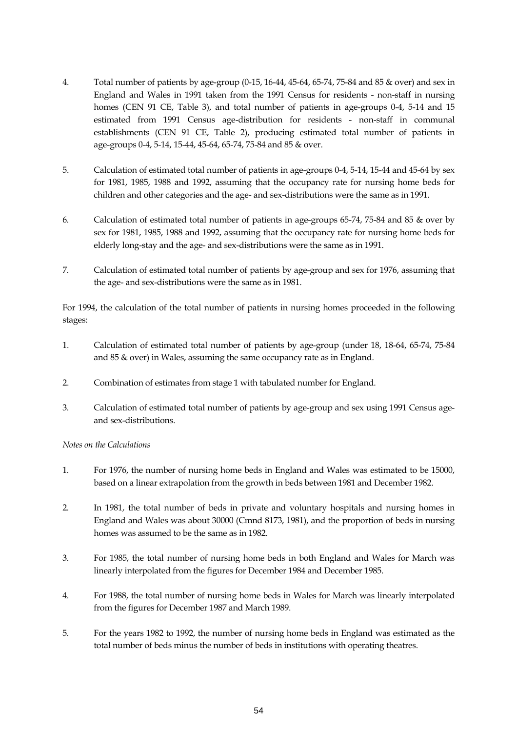4. Total number of patients by age-group (0-15, 16-44, 45-64, 65-74, 75-84 and 85 & over) and sex in England and Wales in 1991 taken from the 1991 Census for residents - non-staff in nursing homes (CEN 91 CE, Table 3), and total number of patients in age-groups 0-4, 5-14 and 15 estimated from 1991 Census age-distribution for residents - non-staff in communal establishments (CEN 91 CE, Table 2), producing estimated total number of patients in age-groups 0-4, 5-14, 15-44, 45-64, 65-74, 75-84 and 85 & over.

5. Calculation of estimated total number of patients in age-groups 0-4, 5-14, 15-44 and 45-64 by sex for 1981, 1985, 1988 and 1992, assuming that the occupancy rate for nursing home beds for children and other categories and the age- and sex-distributions were the same as in 1991.

6. Calculation of estimated total number of patients in age-groups 65-74, 75-84 and 85 & over by sex for 1981, 1985, 1988 and 1992, assuming that the occupancy rate for nursing home beds for elderly long-stay and the age- and sex-distributions were the same as in 1991.

7. Calculation of estimated total number of patients by age-group and sex for 1976, assuming that the age- and sex-distributions were the same as in 1981.

For 1994, the calculation of the total number of patients in nursing homes proceeded in the following stages:

1. Calculation of estimated total number of patients by age-group (under 18, 18-64, 65-74, 75-84 and 85 & over) in Wales, assuming the same occupancy rate as in England.

2. Combination of estimates from stage 1 with tabulated number for England.

3. Calculation of estimated total number of patients by age-group and sex using 1991 Census age- and sex-distributions.

*Notes on the Calculations*

1. For 1976, the number of nursing home beds in England and Wales was estimated to be 15000, based on a linear extrapolation from the growth in beds between 1981 and December 1982.

2. In 1981, the total number of beds in private and voluntary hospitals and nursing homes in England and Wales was about 30000 (Cmnd 8173, 1981), and the proportion of beds in nursing homes was assumed to be the same as in 1982.

3. For 1985, the total number of nursing home beds in both England and Wales for March was linearly interpolated from the figures for December 1984 and December 1985.

4. For 1988, the total number of nursing home beds in Wales for March was linearly interpolated from the figures for December 1987 and March 1989.

5. For the years 1982 to 1992, the number of nursing home beds in England was estimated as the total number of beds minus the number of beds in institutions with operating theatres.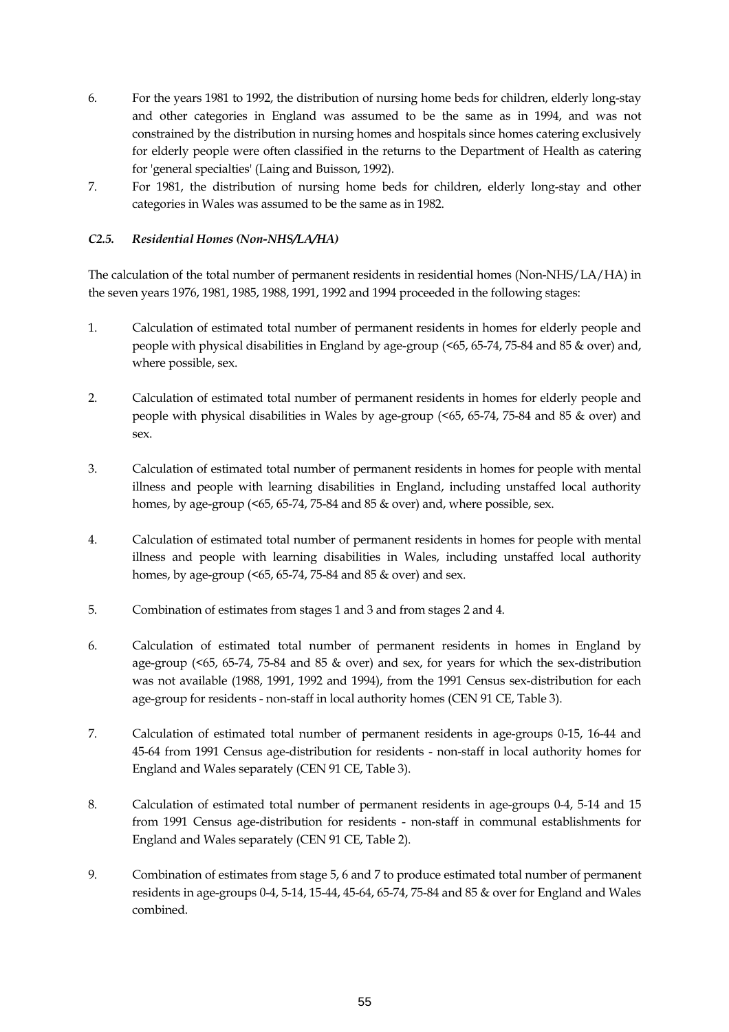6. For the years 1981 to 1992, the distribution of nursing home beds for children, elderly long-stay and other categories in England was assumed to be the same as in 1994, and was not constrained by the distribution in nursing homes and hospitals since homes catering exclusively for elderly people were often classified in the returns to the Department of Health as catering for 'general specialties' (Laing and Buisson, 1992).
7. For 1981, the distribution of nursing home beds for children, elderly long-stay and other categories in Wales was assumed to be the same as in 1982.

### *C2.5. Residential Homes (Non-NHS/LA/HA)*

The calculation of the total number of permanent residents in residential homes (Non-NHS/LA/HA) in the seven years 1976, 1981, 1985, 1988, 1991, 1992 and 1994 proceeded in the following stages:

1. Calculation of estimated total number of permanent residents in homes for elderly people and people with physical disabilities in England by age-group (<65, 65-74, 75-84 and 85 & over) and, where possible, sex.

2. Calculation of estimated total number of permanent residents in homes for elderly people and people with physical disabilities in Wales by age-group (<65, 65-74, 75-84 and 85 & over) and sex.

3. Calculation of estimated total number of permanent residents in homes for people with mental illness and people with learning disabilities in England, including unstaffed local authority homes, by age-group (<65, 65-74, 75-84 and 85 & over) and, where possible, sex.

4. Calculation of estimated total number of permanent residents in homes for people with mental illness and people with learning disabilities in Wales, including unstaffed local authority homes, by age-group (<65, 65-74, 75-84 and 85 & over) and sex.

5. Combination of estimates from stages 1 and 3 and from stages 2 and 4.

6. Calculation of estimated total number of permanent residents in homes in England by age-group (<65, 65-74, 75-84 and 85 & over) and sex, for years for which the sex-distribution was not available (1988, 1991, 1992 and 1994), from the 1991 Census sex-distribution for each age-group for residents - non-staff in local authority homes (CEN 91 CE, Table 3).

7. Calculation of estimated total number of permanent residents in age-groups 0-15, 16-44 and 45-64 from 1991 Census age-distribution for residents - non-staff in local authority homes for England and Wales separately (CEN 91 CE, Table 3).

8. Calculation of estimated total number of permanent residents in age-groups 0-4, 5-14 and 15 from 1991 Census age-distribution for residents - non-staff in communal establishments for England and Wales separately (CEN 91 CE, Table 2).

9. Combination of estimates from stage 5, 6 and 7 to produce estimated total number of permanent residents in age-groups 0-4, 5-14, 15-44, 45-64, 65-74, 75-84 and 85 & over for England and Wales combined.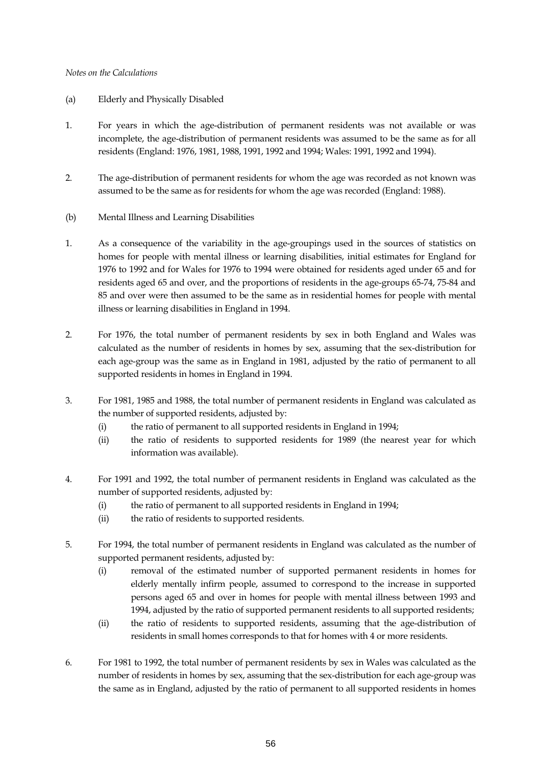*Notes on the Calculations*

(a) Elderly and Physically Disabled

1. For years in which the age-distribution of permanent residents was not available or was incomplete, the age-distribution of permanent residents was assumed to be the same as for all residents (England: 1976, 1981, 1988, 1991, 1992 and 1994; Wales: 1991, 1992 and 1994).

2. The age-distribution of permanent residents for whom the age was recorded as not known was assumed to be the same as for residents for whom the age was recorded (England: 1988).

(b) Mental Illness and Learning Disabilities

1. As a consequence of the variability in the age-groupings used in the sources of statistics on homes for people with mental illness or learning disabilities, initial estimates for England for 1976 to 1992 and for Wales for 1976 to 1994 were obtained for residents aged under 65 and for residents aged 65 and over, and the proportions of residents in the age-groups 65-74, 75-84 and 85 and over were then assumed to be the same as in residential homes for people with mental illness or learning disabilities in England in 1994.

2. For 1976, the total number of permanent residents by sex in both England and Wales was calculated as the number of residents in homes by sex, assuming that the sex-distribution for each age-group was the same as in England in 1981, adjusted by the ratio of permanent to all supported residents in homes in England in 1994.

3. For 1981, 1985 and 1988, the total number of permanent residents in England was calculated as the number of supported residents, adjusted by:
   (i) the ratio of permanent to all supported residents in England in 1994;
   (ii) the ratio of residents to supported residents for 1989 (the nearest year for which information was available).

4. For 1991 and 1992, the total number of permanent residents in England was calculated as the number of supported residents, adjusted by:
   (i) the ratio of permanent to all supported residents in England in 1994;
   (ii) the ratio of residents to supported residents.

5. For 1994, the total number of permanent residents in England was calculated as the number of supported permanent residents, adjusted by:
   (i) removal of the estimated number of supported permanent residents in homes for elderly mentally infirm people, assumed to correspond to the increase in supported persons aged 65 and over in homes for people with mental illness between 1993 and 1994, adjusted by the ratio of supported permanent residents to all supported residents;
   (ii) the ratio of residents to supported residents, assuming that the age-distribution of residents in small homes corresponds to that for homes with 4 or more residents.

6. For 1981 to 1992, the total number of permanent residents by sex in Wales was calculated as the number of residents in homes by sex, assuming that the sex-distribution for each age-group was the same as in England, adjusted by the ratio of permanent to all supported residents in homes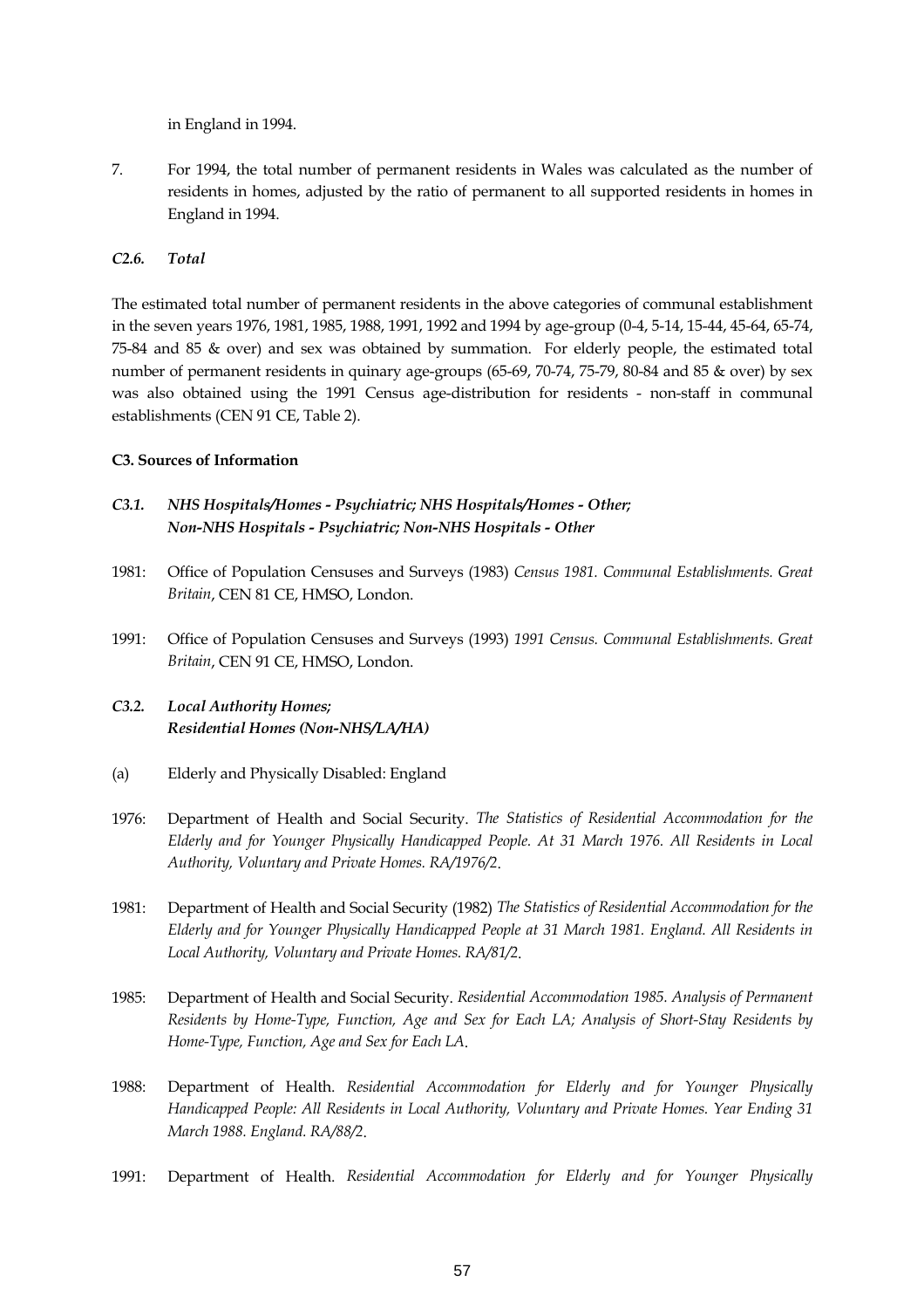in England in 1994.

7. For 1994, the total number of permanent residents in Wales was calculated as the number of residents in homes, adjusted by the ratio of permanent to all supported residents in homes in England in 1994.

### *C2.6. Total*

The estimated total number of permanent residents in the above categories of communal establishment in the seven years 1976, 1981, 1985, 1988, 1991, 1992 and 1994 by age-group (0-4, 5-14, 15-44, 45-64, 65-74, 75-84 and 85 & over) and sex was obtained by summation. For elderly people, the estimated total number of permanent residents in quinary age-groups (65-69, 70-74, 75-79, 80-84 and 85 & over) by sex was also obtained using the 1991 Census age-distribution for residents - non-staff in communal establishments (CEN 91 CE, Table 2).

## C3. Sources of Information

### *C3.1. NHS Hospitals/Homes - Psychiatric; NHS Hospitals/Homes - Other; Non-NHS Hospitals - Psychiatric; Non-NHS Hospitals - Other*

1981: Office of Population Censuses and Surveys (1983) *Census 1981. Communal Establishments. Great Britain*, CEN 81 CE, HMSO, London.

1991: Office of Population Censuses and Surveys (1993) *1991 Census. Communal Establishments. Great Britain*, CEN 91 CE, HMSO, London.

### *C3.2. Local Authority Homes; Residential Homes (Non-NHS/LA/HA)*

(a) Elderly and Physically Disabled: England

1976: Department of Health and Social Security. *The Statistics of Residential Accommodation for the Elderly and for Younger Physically Handicapped People. At 31 March 1976. All Residents in Local Authority, Voluntary and Private Homes. RA/1976/2*.

1981: Department of Health and Social Security (1982) *The Statistics of Residential Accommodation for the Elderly and for Younger Physically Handicapped People at 31 March 1981. England. All Residents in Local Authority, Voluntary and Private Homes. RA/81/2*.

1985: Department of Health and Social Security. *Residential Accommodation 1985. Analysis of Permanent Residents by Home-Type, Function, Age and Sex for Each LA; Analysis of Short-Stay Residents by Home-Type, Function, Age and Sex for Each LA*.

1988: Department of Health. *Residential Accommodation for Elderly and for Younger Physically Handicapped People: All Residents in Local Authority, Voluntary and Private Homes. Year Ending 31 March 1988. England. RA/88/2*.

1991: Department of Health. *Residential Accommodation for Elderly and for Younger Physically*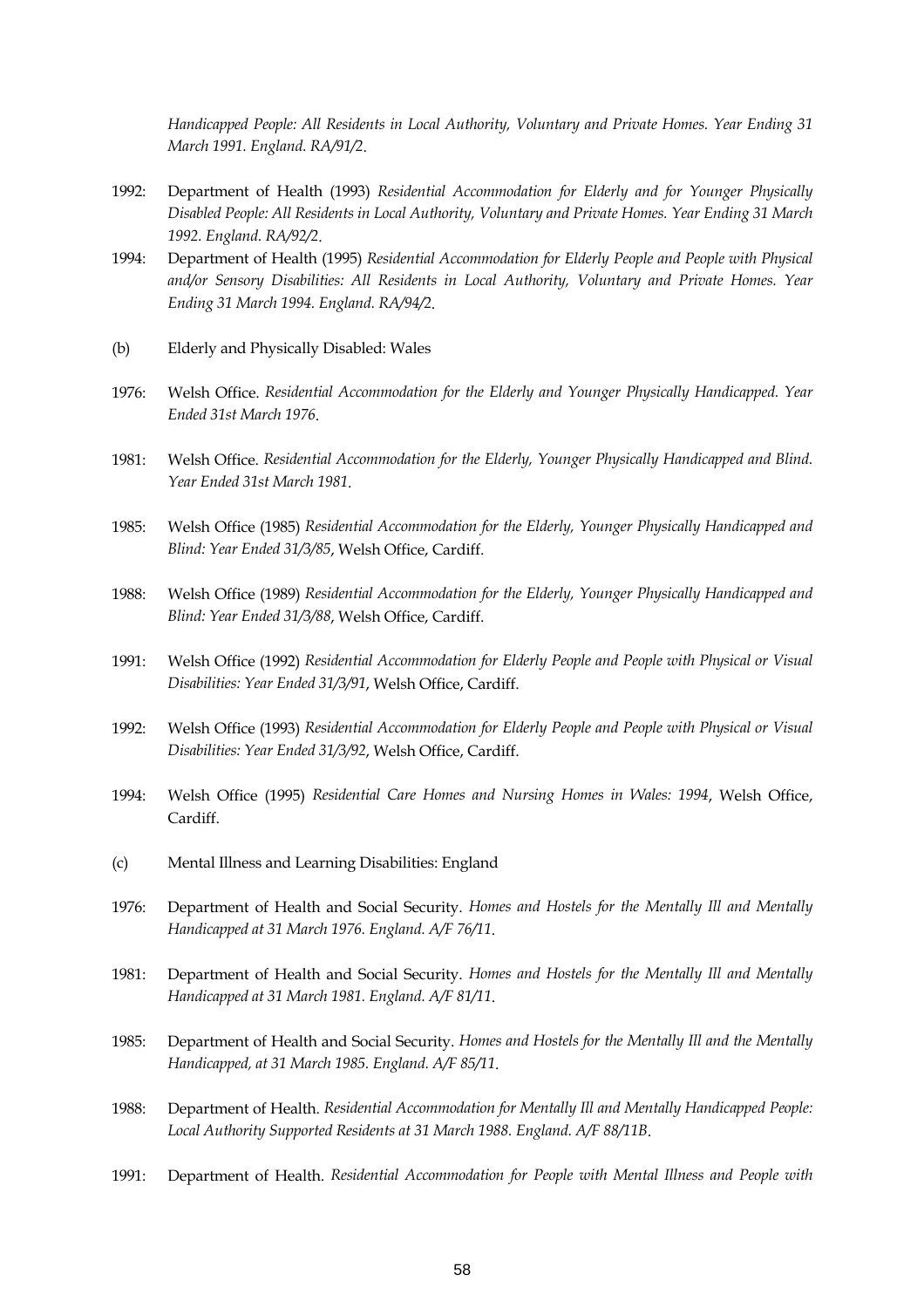*Handicapped People: All Residents in Local Authority, Voluntary and Private Homes. Year Ending 31 March 1991. England. RA/91/2*.

1992: Department of Health (1993) *Residential Accommodation for Elderly and for Younger Physically Disabled People: All Residents in Local Authority, Voluntary and Private Homes. Year Ending 31 March 1992. England. RA/92/2*.

1994: Department of Health (1995) *Residential Accommodation for Elderly People and People with Physical and/or Sensory Disabilities: All Residents in Local Authority, Voluntary and Private Homes. Year Ending 31 March 1994. England. RA/94/2*.

(b) Elderly and Physically Disabled: Wales

1976: Welsh Office. *Residential Accommodation for the Elderly and Younger Physically Handicapped. Year Ended 31st March 1976*.

1981: Welsh Office. *Residential Accommodation for the Elderly, Younger Physically Handicapped and Blind. Year Ended 31st March 1981*.

1985: Welsh Office (1985) *Residential Accommodation for the Elderly, Younger Physically Handicapped and Blind: Year Ended 31/3/85*, Welsh Office, Cardiff.

1988: Welsh Office (1989) *Residential Accommodation for the Elderly, Younger Physically Handicapped and Blind: Year Ended 31/3/88*, Welsh Office, Cardiff.

1991: Welsh Office (1992) *Residential Accommodation for Elderly People and People with Physical or Visual Disabilities: Year Ended 31/3/91*, Welsh Office, Cardiff.

1992: Welsh Office (1993) *Residential Accommodation for Elderly People and People with Physical or Visual Disabilities: Year Ended 31/3/92*, Welsh Office, Cardiff.

1994: Welsh Office (1995) *Residential Care Homes and Nursing Homes in Wales: 1994*, Welsh Office, Cardiff.

(c) Mental Illness and Learning Disabilities: England

1976: Department of Health and Social Security. *Homes and Hostels for the Mentally Ill and Mentally Handicapped at 31 March 1976. England. A/F 76/11*.

1981: Department of Health and Social Security. *Homes and Hostels for the Mentally Ill and Mentally Handicapped at 31 March 1981. England. A/F 81/11*.

1985: Department of Health and Social Security. *Homes and Hostels for the Mentally Ill and the Mentally Handicapped, at 31 March 1985. England. A/F 85/11*.

1988: Department of Health. *Residential Accommodation for Mentally Ill and Mentally Handicapped People: Local Authority Supported Residents at 31 March 1988. England. A/F 88/11B*.

1991: Department of Health. *Residential Accommodation for People with Mental Illness and People with*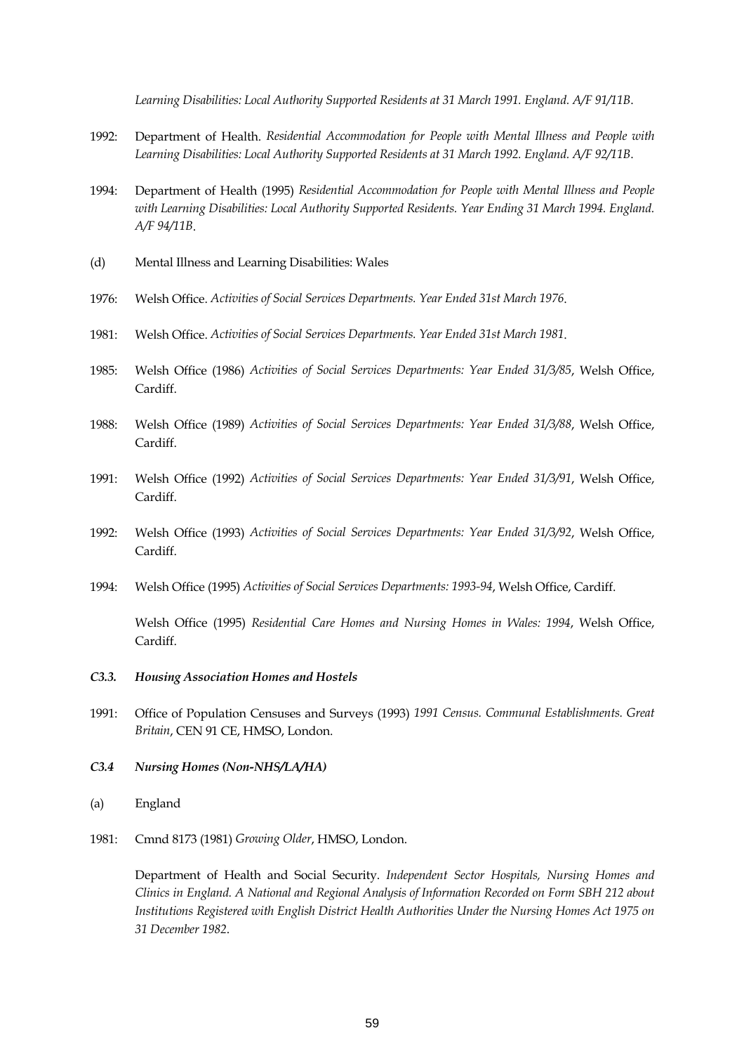*Learning Disabilities: Local Authority Supported Residents at 31 March 1991. England. A/F 91/11B*.

1992: Department of Health. *Residential Accommodation for People with Mental Illness and People with Learning Disabilities: Local Authority Supported Residents at 31 March 1992. England. A/F 92/11B*.

1994: Department of Health (1995) *Residential Accommodation for People with Mental Illness and People with Learning Disabilities: Local Authority Supported Residents. Year Ending 31 March 1994. England. A/F 94/11B*.

(d) Mental Illness and Learning Disabilities: Wales

1976: Welsh Office. *Activities of Social Services Departments. Year Ended 31st March 1976*.

1981: Welsh Office. *Activities of Social Services Departments. Year Ended 31st March 1981*.

1985: Welsh Office (1986) *Activities of Social Services Departments: Year Ended 31/3/85*, Welsh Office, Cardiff.

1988: Welsh Office (1989) *Activities of Social Services Departments: Year Ended 31/3/88*, Welsh Office, Cardiff.

1991: Welsh Office (1992) *Activities of Social Services Departments: Year Ended 31/3/91*, Welsh Office, Cardiff.

1992: Welsh Office (1993) *Activities of Social Services Departments: Year Ended 31/3/92*, Welsh Office, Cardiff.

1994: Welsh Office (1995) *Activities of Social Services Departments: 1993-94*, Welsh Office, Cardiff.

Welsh Office (1995) *Residential Care Homes and Nursing Homes in Wales: 1994*, Welsh Office, Cardiff.

***C3.3. Housing Association Homes and Hostels***

1991: Office of Population Censuses and Surveys (1993) *1991 Census. Communal Establishments. Great Britain*, CEN 91 CE, HMSO, London.

***C3.4 Nursing Homes (Non-NHS/LA/HA)***

(a) England

1981: Cmnd 8173 (1981) *Growing Older*, HMSO, London.

Department of Health and Social Security. *Independent Sector Hospitals, Nursing Homes and Clinics in England. A National and Regional Analysis of Information Recorded on Form SBH 212 about Institutions Registered with English District Health Authorities Under the Nursing Homes Act 1975 on 31 December 1982*.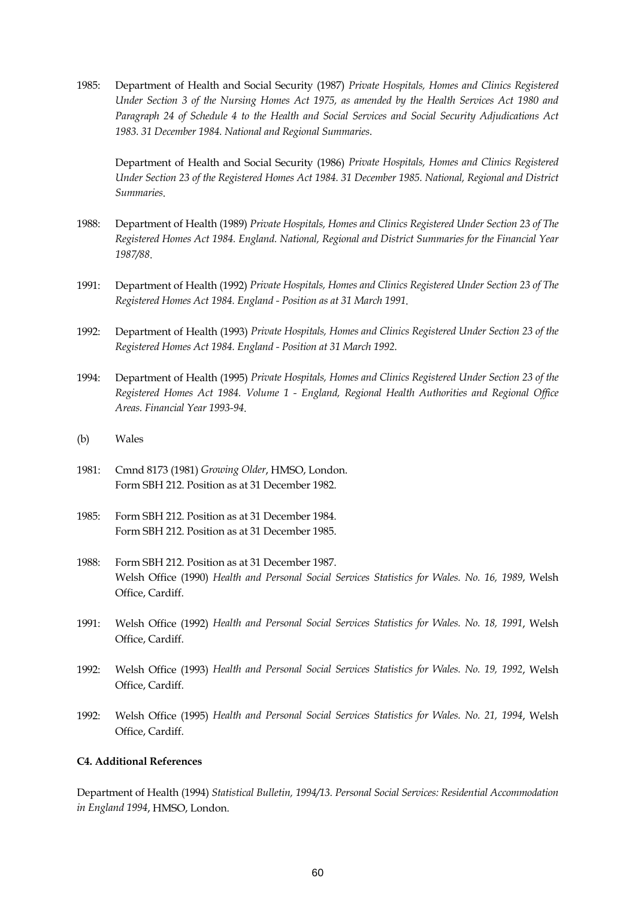1985: Department of Health and Social Security (1987) *Private Hospitals, Homes and Clinics Registered Under Section 3 of the Nursing Homes Act 1975, as amended by the Health Services Act 1980 and Paragraph 24 of Schedule 4 to the Health and Social Services and Social Security Adjudications Act 1983. 31 December 1984. National and Regional Summaries*.

Department of Health and Social Security (1986) *Private Hospitals, Homes and Clinics Registered Under Section 23 of the Registered Homes Act 1984. 31 December 1985. National, Regional and District Summaries*.

1988: Department of Health (1989) *Private Hospitals, Homes and Clinics Registered Under Section 23 of The Registered Homes Act 1984. England. National, Regional and District Summaries for the Financial Year 1987/88*.

1991: Department of Health (1992) *Private Hospitals, Homes and Clinics Registered Under Section 23 of The Registered Homes Act 1984. England - Position as at 31 March 1991*.

1992: Department of Health (1993) *Private Hospitals, Homes and Clinics Registered Under Section 23 of the Registered Homes Act 1984. England - Position at 31 March 1992*.

1994: Department of Health (1995) *Private Hospitals, Homes and Clinics Registered Under Section 23 of the Registered Homes Act 1984. Volume 1 - England, Regional Health Authorities and Regional Office Areas. Financial Year 1993-94*.

(b) Wales

1981: Cmnd 8173 (1981) *Growing Older*, HMSO, London.
Form SBH 212. Position as at 31 December 1982.

1985: Form SBH 212. Position as at 31 December 1984.
Form SBH 212. Position as at 31 December 1985.

1988: Form SBH 212. Position as at 31 December 1987.
Welsh Office (1990) *Health and Personal Social Services Statistics for Wales. No. 16, 1989*, Welsh Office, Cardiff.

1991: Welsh Office (1992) *Health and Personal Social Services Statistics for Wales. No. 18, 1991*, Welsh Office, Cardiff.

1992: Welsh Office (1993) *Health and Personal Social Services Statistics for Wales. No. 19, 1992*, Welsh Office, Cardiff.

1992: Welsh Office (1995) *Health and Personal Social Services Statistics for Wales. No. 21, 1994*, Welsh Office, Cardiff.

**C4. Additional References**

Department of Health (1994) *Statistical Bulletin, 1994/13. Personal Social Services: Residential Accommodation in England 1994*, HMSO, London.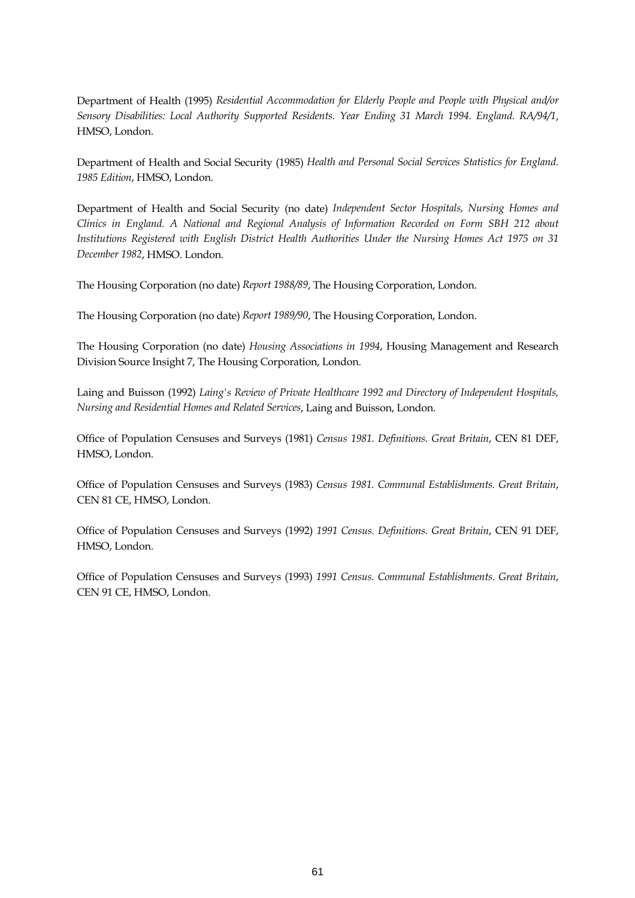Department of Health (1995) *Residential Accommodation for Elderly People and People with Physical and/or Sensory Disabilities: Local Authority Supported Residents. Year Ending 31 March 1994. England. RA/94/1*, HMSO, London.

Department of Health and Social Security (1985) *Health and Personal Social Services Statistics for England. 1985 Edition*, HMSO, London.

Department of Health and Social Security (no date) *Independent Sector Hospitals, Nursing Homes and Clinics in England. A National and Regional Analysis of Information Recorded on Form SBH 212 about Institutions Registered with English District Health Authorities Under the Nursing Homes Act 1975 on 31 December 1982*, HMSO. London.

The Housing Corporation (no date) *Report 1988/89*, The Housing Corporation, London.

The Housing Corporation (no date) *Report 1989/90*, The Housing Corporation, London.

The Housing Corporation (no date) *Housing Associations in 1994*, Housing Management and Research Division Source Insight 7, The Housing Corporation, London.

Laing and Buisson (1992) *Laing's Review of Private Healthcare 1992 and Directory of Independent Hospitals, Nursing and Residential Homes and Related Services*, Laing and Buisson, London.

Office of Population Censuses and Surveys (1981) *Census 1981. Definitions. Great Britain*, CEN 81 DEF, HMSO, London.

Office of Population Censuses and Surveys (1983) *Census 1981. Communal Establishments. Great Britain*, CEN 81 CE, HMSO, London.

Office of Population Censuses and Surveys (1992) *1991 Census. Definitions. Great Britain*, CEN 91 DEF, HMSO, London.

Office of Population Censuses and Surveys (1993) *1991 Census. Communal Establishments. Great Britain*, CEN 91 CE, HMSO, London.